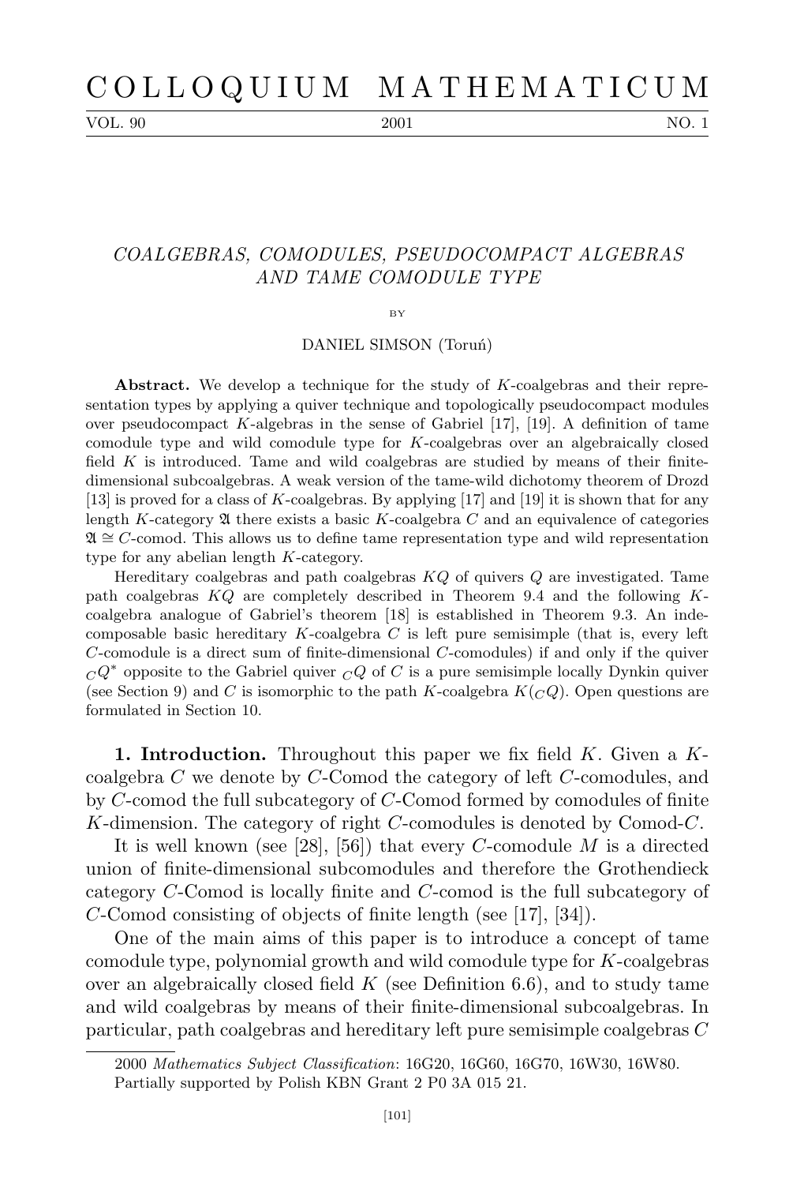# COLLOQUIUM MATHEMATICUM

VOL. 90 2001 NO. 1

## COALGEBRAS, COMODULES, PSEUDOCOMPACT ALGEBRAS AND TAME COMODULE TYPE

BY

DANIEL SIMSON (Toruń)

**Abstract.** We develop a technique for the study of $K$-coalgebras and their representation types by applying a quiver technique and topologically pseudocompact modules over pseudocompact $K$-algebras in the sense of Gabriel [17], [19]. A definition of tame comodule type and wild comodule type for $K$-coalgebras over an algebraically closed field $K$ is introduced. Tame and wild coalgebras are studied by means of their finite-dimensional subcoalgebras. A weak version of the tame-wild dichotomy theorem of Drozd [13] is proved for a class of $K$-coalgebras. By applying [17] and [19] it is shown that for any length $K$-category $\mathfrak{A}$ there exists a basic $K$-coalgebra $C$ and an equivalence of categories $\mathfrak{A} \cong C$-comod. This allows us to define tame representation type and wild representation type for any abelian length $K$-category.

Hereditary coalgebras and path coalgebras $KQ$ of quivers $Q$ are investigated. Tame path coalgebras $KQ$ are completely described in Theorem 9.4 and the following $K$-coalgebra analogue of Gabriel's theorem [18] is established in Theorem 9.3. An indecomposable basic hereditary $K$-coalgebra $C$ is left pure semisimple (that is, every left $C$-comodule is a direct sum of finite-dimensional $C$-comodules) if and only if the quiver ${}_CQ^*$ opposite to the Gabriel quiver ${}_CQ$ of $C$ is a pure semisimple locally Dynkin quiver (see Section 9) and $C$ is isomorphic to the path $K$-coalgebra $K({}_CQ)$. Open questions are formulated in Section 10.

**1. Introduction.** Throughout this paper we fix field $K$. Given a $K$-coalgebra $C$ we denote by $C$-Comod the category of left $C$-comodules, and by $C$-comod the full subcategory of $C$-Comod formed by comodules of finite $K$-dimension. The category of right $C$-comodules is denoted by Comod-$C$.

It is well known (see [28], [56]) that every $C$-comodule $M$ is a directed union of finite-dimensional subcomodules and therefore the Grothendieck category $C$-Comod is locally finite and $C$-comod is the full subcategory of $C$-Comod consisting of objects of finite length (see [17], [34]).

One of the main aims of this paper is to introduce a concept of tame comodule type, polynomial growth and wild comodule type for $K$-coalgebras over an algebraically closed field $K$ (see Definition 6.6), and to study tame and wild coalgebras by means of their finite-dimensional subcoalgebras. In particular, path coalgebras and hereditary left pure semisimple coalgebras $C$

2000 *Mathematics Subject Classification*: 16G20, 16G60, 16G70, 16W30, 16W80.
Partially supported by Polish KBN Grant 2 P0 3A 015 21.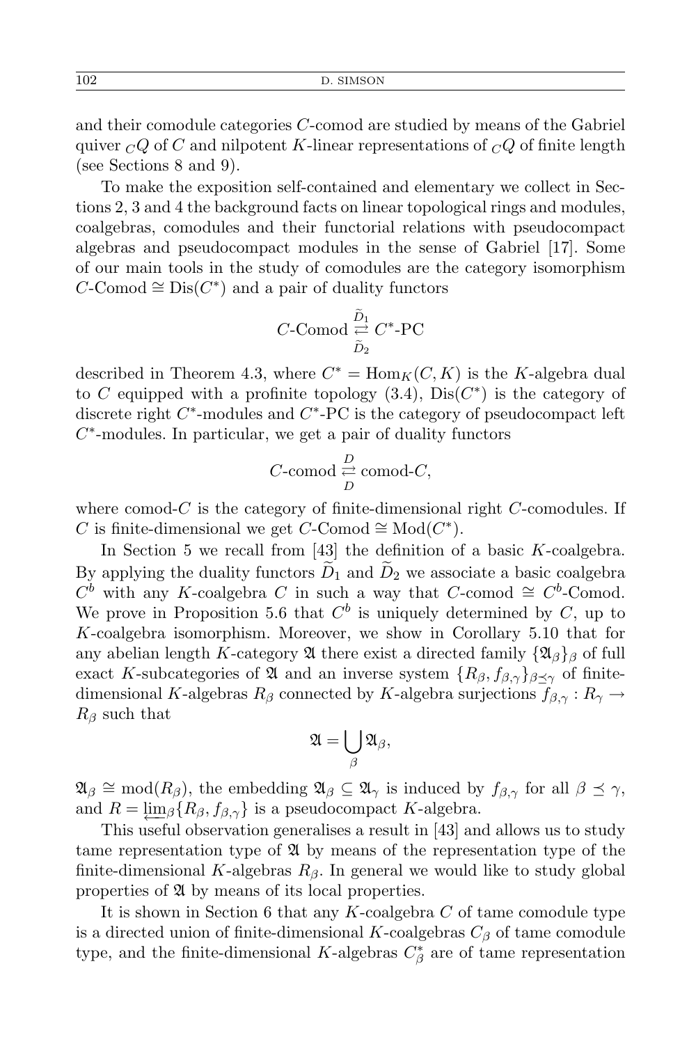and their comodule categories $C$-comod are studied by means of the Gabriel quiver ${}_CQ$ of $C$ and nilpotent $K$-linear representations of ${}_CQ$ of finite length (see Sections 8 and 9).

To make the exposition self-contained and elementary we collect in Sections 2, 3 and 4 the background facts on linear topological rings and modules, coalgebras, comodules and their functorial relations with pseudocompact algebras and pseudocompact modules in the sense of Gabriel [17]. Some of our main tools in the study of comodules are the category isomorphism $C\text{-Comod} \cong \mathrm{Dis}(C^*)$ and a pair of duality functors

$$C\text{-Comod} \underset{\widetilde{D}_2}{\overset{\widetilde{D}_1}{\rightleftarrows}} C^*\text{-PC}$$

described in Theorem 4.3, where $C^* = \mathrm{Hom}_K(C, K)$ is the $K$-algebra dual to $C$ equipped with a profinite topology (3.4), $\mathrm{Dis}(C^*)$ is the category of discrete right $C^*$-modules and $C^*$-PC is the category of pseudocompact left $C^*$-modules. In particular, we get a pair of duality functors

$$C\text{-comod} \underset{D}{\overset{D}{\rightleftarrows}} \text{comod-}C,$$

where comod-$C$ is the category of finite-dimensional right $C$-comodules. If $C$ is finite-dimensional we get $C\text{-Comod} \cong \mathrm{Mod}(C^*)$.

In Section 5 we recall from [43] the definition of a basic $K$-coalgebra. By applying the duality functors $\widetilde{D}_1$ and $\widetilde{D}_2$ we associate a basic coalgebra $C^b$ with any $K$-coalgebra $C$ in such a way that $C\text{-comod} \cong C^b\text{-Comod}$. We prove in Proposition 5.6 that $C^b$ is uniquely determined by $C$, up to $K$-coalgebra isomorphism. Moreover, we show in Corollary 5.10 that for any abelian length $K$-category $\mathfrak{A}$ there exist a directed family $\{\mathfrak{A}_\beta\}_\beta$ of full exact $K$-subcategories of $\mathfrak{A}$ and an inverse system $\{R_\beta, f_{\beta,\gamma}\}_{\beta \preceq \gamma}$ of finite-dimensional $K$-algebras $R_\beta$ connected by $K$-algebra surjections $f_{\beta,\gamma} : R_\gamma \to R_\beta$ such that

$$\mathfrak{A} = \bigcup_\beta \mathfrak{A}_\beta,$$

$\mathfrak{A}_\beta \cong \mathrm{mod}(R_\beta)$, the embedding $\mathfrak{A}_\beta \subseteq \mathfrak{A}_\gamma$ is induced by $f_{\beta,\gamma}$ for all $\beta \preceq \gamma$, and $R = \varprojlim_\beta \{R_\beta, f_{\beta,\gamma}\}$ is a pseudocompact $K$-algebra.

This useful observation generalises a result in [43] and allows us to study tame representation type of $\mathfrak{A}$ by means of the representation type of the finite-dimensional $K$-algebras $R_\beta$. In general we would like to study global properties of $\mathfrak{A}$ by means of its local properties.

It is shown in Section 6 that any $K$-coalgebra $C$ of tame comodule type is a directed union of finite-dimensional $K$-coalgebras $C_\beta$ of tame comodule type, and the finite-dimensional $K$-algebras $C_\beta^*$ are of tame representation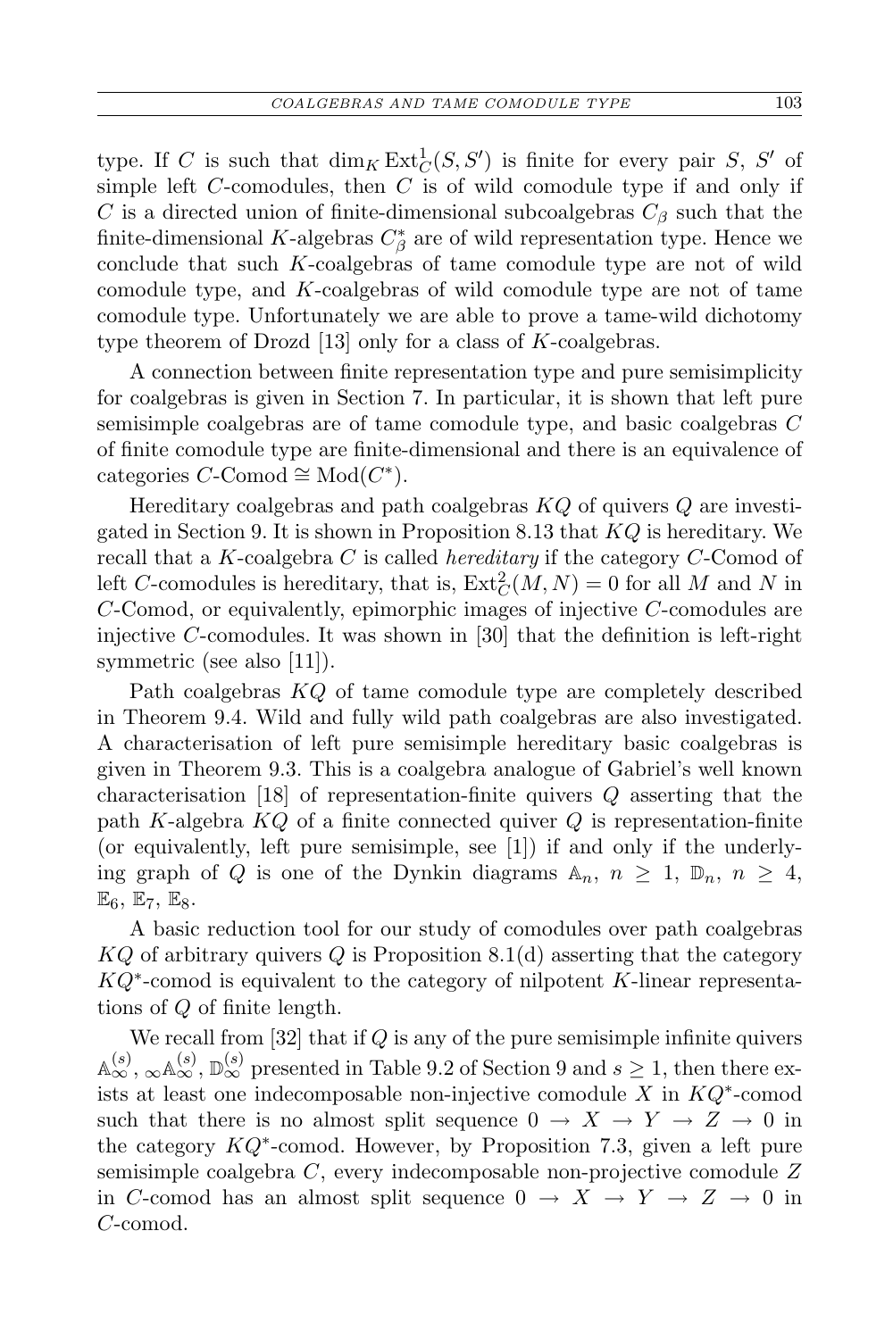type. If $C$ is such that $\dim_K \operatorname{Ext}^1_C(S, S')$ is finite for every pair $S$, $S'$ of simple left $C$-comodules, then $C$ is of wild comodule type if and only if $C$ is a directed union of finite-dimensional subcoalgebras $C_\beta$ such that the finite-dimensional $K$-algebras $C^*_\beta$ are of wild representation type. Hence we conclude that such $K$-coalgebras of tame comodule type are not of wild comodule type, and $K$-coalgebras of wild comodule type are not of tame comodule type. Unfortunately we are able to prove a tame-wild dichotomy type theorem of Drozd [13] only for a class of $K$-coalgebras.

A connection between finite representation type and pure semisimplicity for coalgebras is given in Section 7. In particular, it is shown that left pure semisimple coalgebras are of tame comodule type, and basic coalgebras $C$ of finite comodule type are finite-dimensional and there is an equivalence of categories $C\text{-Comod} \cong \operatorname{Mod}(C^*)$.

Hereditary coalgebras and path coalgebras $KQ$ of quivers $Q$ are investigated in Section 9. It is shown in Proposition 8.13 that $KQ$ is hereditary. We recall that a $K$-coalgebra $C$ is called *hereditary* if the category $C$-Comod of left $C$-comodules is hereditary, that is, $\operatorname{Ext}^2_C(M, N) = 0$ for all $M$ and $N$ in $C$-Comod, or equivalently, epimorphic images of injective $C$-comodules are injective $C$-comodules. It was shown in [30] that the definition is left-right symmetric (see also [11]).

Path coalgebras $KQ$ of tame comodule type are completely described in Theorem 9.4. Wild and fully wild path coalgebras are also investigated. A characterisation of left pure semisimple hereditary basic coalgebras is given in Theorem 9.3. This is a coalgebra analogue of Gabriel's well known characterisation [18] of representation-finite quivers $Q$ asserting that the path $K$-algebra $KQ$ of a finite connected quiver $Q$ is representation-finite (or equivalently, left pure semisimple, see [1]) if and only if the underlying graph of $Q$ is one of the Dynkin diagrams $\mathbb{A}_n$, $n \geq 1$, $\mathbb{D}_n$, $n \geq 4$, $\mathbb{E}_6$, $\mathbb{E}_7$, $\mathbb{E}_8$.

A basic reduction tool for our study of comodules over path coalgebras $KQ$ of arbitrary quivers $Q$ is Proposition 8.1(d) asserting that the category $KQ^*$-comod is equivalent to the category of nilpotent $K$-linear representations of $Q$ of finite length.

We recall from [32] that if $Q$ is any of the pure semisimple infinite quivers $\mathbb{A}^{(s)}_\infty$, ${}_\infty\mathbb{A}^{(s)}_\infty$, $\mathbb{D}^{(s)}_\infty$ presented in Table 9.2 of Section 9 and $s \geq 1$, then there exists at least one indecomposable non-injective comodule $X$ in $KQ^*$-comod such that there is no almost split sequence $0 \to X \to Y \to Z \to 0$ in the category $KQ^*$-comod. However, by Proposition 7.3, given a left pure semisimple coalgebra $C$, every indecomposable non-projective comodule $Z$ in $C$-comod has an almost split sequence $0 \to X \to Y \to Z \to 0$ in $C$-comod.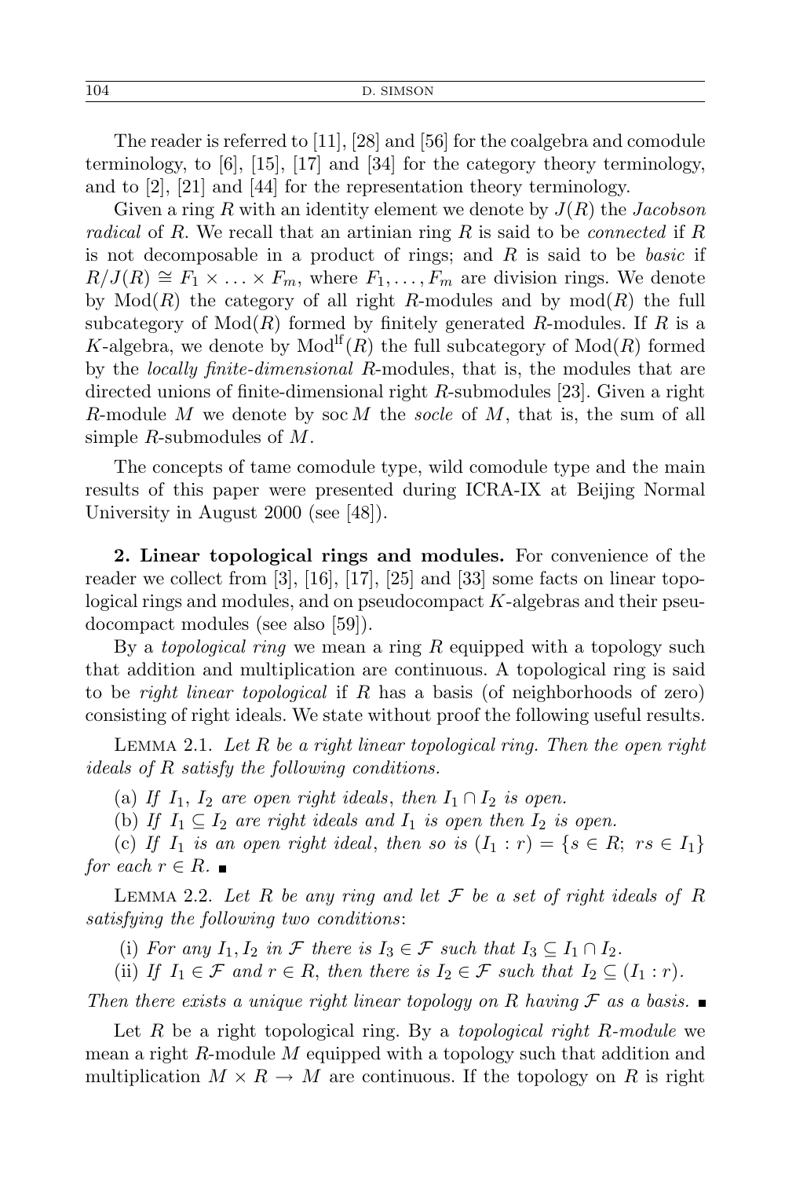The reader is referred to [11], [28] and [56] for the coalgebra and comodule terminology, to [6], [15], [17] and [34] for the category theory terminology, and to [2], [21] and [44] for the representation theory terminology.

Given a ring $R$ with an identity element we denote by $J(R)$ the *Jacobson radical* of $R$. We recall that an artinian ring $R$ is said to be *connected* if $R$ is not decomposable in a product of rings; and $R$ is said to be *basic* if $R/J(R) \cong F_1 \times \ldots \times F_m$, where $F_1, \ldots, F_m$ are division rings. We denote by $\mathrm{Mod}(R)$ the category of all right $R$-modules and by $\mathrm{mod}(R)$ the full subcategory of $\mathrm{Mod}(R)$ formed by finitely generated $R$-modules. If $R$ is a $K$-algebra, we denote by $\mathrm{Mod}^{\mathrm{lf}}(R)$ the full subcategory of $\mathrm{Mod}(R)$ formed by the *locally finite-dimensional* $R$-modules, that is, the modules that are directed unions of finite-dimensional right $R$-submodules [23]. Given a right $R$-module $M$ we denote by $\mathrm{soc}\, M$ the *socle* of $M$, that is, the sum of all simple $R$-submodules of $M$.

The concepts of tame comodule type, wild comodule type and the main results of this paper were presented during ICRA-IX at Beijing Normal University in August 2000 (see [48]).

**2. Linear topological rings and modules.** For convenience of the reader we collect from [3], [16], [17], [25] and [33] some facts on linear topological rings and modules, and on pseudocompact $K$-algebras and their pseudocompact modules (see also [59]).

By a *topological ring* we mean a ring $R$ equipped with a topology such that addition and multiplication are continuous. A topological ring is said to be *right linear topological* if $R$ has a basis (of neighborhoods of zero) consisting of right ideals. We state without proof the following useful results.

LEMMA 2.1. *Let $R$ be a right linear topological ring. Then the open right ideals of $R$ satisfy the following conditions.*

(a) *If $I_1$, $I_2$ are open right ideals, then $I_1 \cap I_2$ is open.*

(b) *If $I_1 \subseteq I_2$ are right ideals and $I_1$ is open then $I_2$ is open.*

(c) *If $I_1$ is an open right ideal, then so is $(I_1 : r) = \{s \in R;\ rs \in I_1\}$ for each $r \in R$.* ∎

LEMMA 2.2. *Let $R$ be any ring and let $\mathcal{F}$ be a set of right ideals of $R$ satisfying the following two conditions*:

(i) *For any $I_1, I_2$ in $\mathcal{F}$ there is $I_3 \in \mathcal{F}$ such that $I_3 \subseteq I_1 \cap I_2$.*

(ii) *If $I_1 \in \mathcal{F}$ and $r \in R$, then there is $I_2 \in \mathcal{F}$ such that $I_2 \subseteq (I_1 : r)$.*

*Then there exists a unique right linear topology on $R$ having $\mathcal{F}$ as a basis.* ∎

Let $R$ be a right topological ring. By a *topological right $R$-module* we mean a right $R$-module $M$ equipped with a topology such that addition and multiplication $M \times R \to M$ are continuous. If the topology on $R$ is right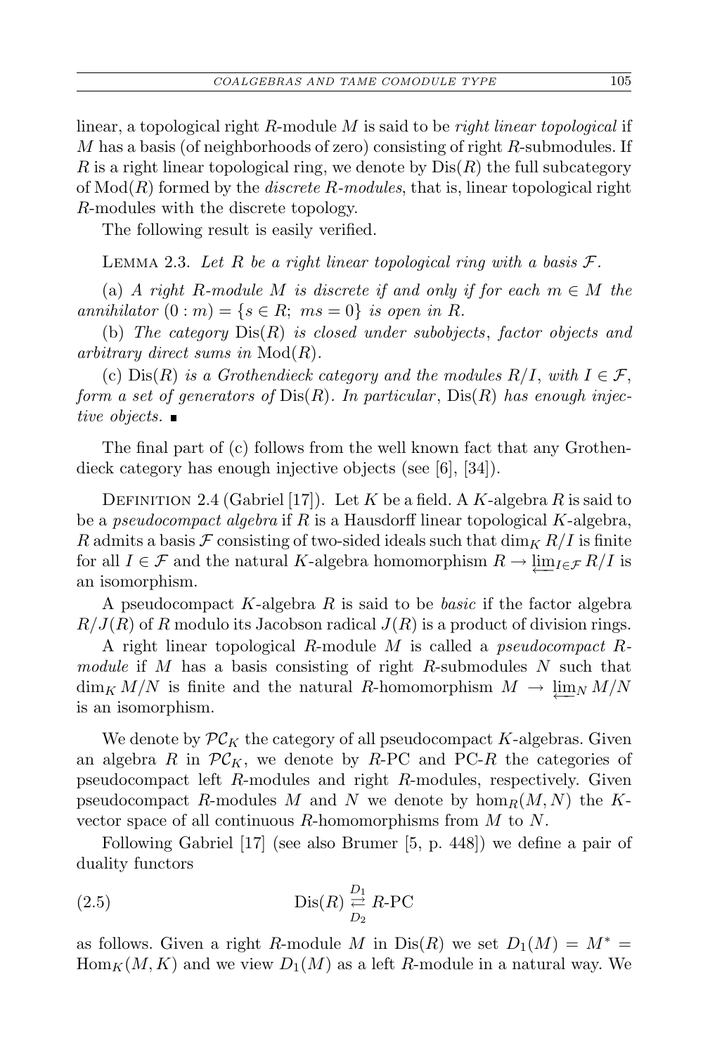linear, a topological right $R$-module $M$ is said to be *right linear topological* if $M$ has a basis (of neighborhoods of zero) consisting of right $R$-submodules. If $R$ is a right linear topological ring, we denote by $\mathrm{Dis}(R)$ the full subcategory of $\mathrm{Mod}(R)$ formed by the *discrete $R$-modules*, that is, linear topological right $R$-modules with the discrete topology.

The following result is easily verified.

Lemma 2.3. *Let $R$ be a right linear topological ring with a basis $\mathcal{F}$.*

(a) *A right $R$-module $M$ is discrete if and only if for each $m \in M$ the annihilator $(0 : m) = \{s \in R;\ ms = 0\}$ is open in $R$.*

(b) *The category $\mathrm{Dis}(R)$ is closed under subobjects, factor objects and arbitrary direct sums in $\mathrm{Mod}(R)$.*

(c) $\mathrm{Dis}(R)$ *is a Grothendieck category and the modules $R/I$, with $I \in \mathcal{F}$, form a set of generators of $\mathrm{Dis}(R)$. In particular, $\mathrm{Dis}(R)$ has enough injective objects.* ∎

The final part of (c) follows from the well known fact that any Grothendieck category has enough injective objects (see [6], [34]).

Definition 2.4 (Gabriel [17]). Let $K$ be a field. A $K$-algebra $R$ is said to be a *pseudocompact algebra* if $R$ is a Hausdorff linear topological $K$-algebra, $R$ admits a basis $\mathcal{F}$ consisting of two-sided ideals such that $\dim_K R/I$ is finite for all $I \in \mathcal{F}$ and the natural $K$-algebra homomorphism $R \to \varprojlim_{I\in\mathcal{F}} R/I$ is an isomorphism.

A pseudocompact $K$-algebra $R$ is said to be *basic* if the factor algebra $R/J(R)$ of $R$ modulo its Jacobson radical $J(R)$ is a product of division rings.

A right linear topological $R$-module $M$ is called a *pseudocompact $R$-module* if $M$ has a basis consisting of right $R$-submodules $N$ such that $\dim_K M/N$ is finite and the natural $R$-homomorphism $M \to \varprojlim_N M/N$ is an isomorphism.

We denote by $\mathcal{PC}_K$ the category of all pseudocompact $K$-algebras. Given an algebra $R$ in $\mathcal{PC}_K$, we denote by $R$-PC and PC-$R$ the categories of pseudocompact left $R$-modules and right $R$-modules, respectively. Given pseudocompact $R$-modules $M$ and $N$ we denote by $\hom_R(M,N)$ the $K$-vector space of all continuous $R$-homomorphisms from $M$ to $N$.

Following Gabriel [17] (see also Brumer [5, p. 448]) we define a pair of duality functors

$$\mathrm{Dis}(R) \underset{D_2}{\overset{D_1}{\rightleftarrows}} R\text{-PC} \tag{2.5}$$

as follows. Given a right $R$-module $M$ in $\mathrm{Dis}(R)$ we set $D_1(M) = M^* = \mathrm{Hom}_K(M,K)$ and we view $D_1(M)$ as a left $R$-module in a natural way. We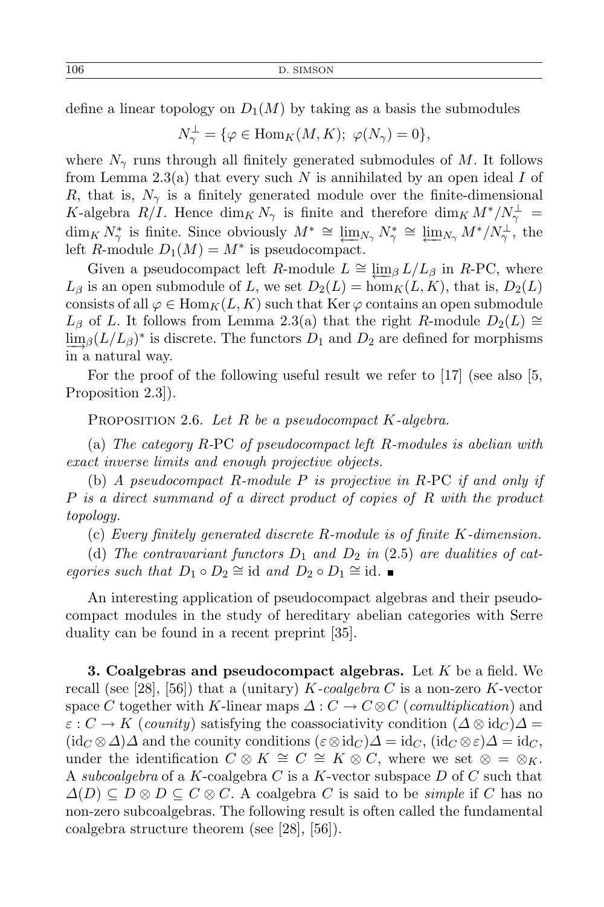define a linear topology on $D_1(M)$ by taking as a basis the submodules

$$N_\gamma^\perp = \{\varphi \in \mathrm{Hom}_K(M, K);\ \varphi(N_\gamma) = 0\},$$

where $N_\gamma$ runs through all finitely generated submodules of $M$. It follows from Lemma 2.3(a) that every such $N$ is annihilated by an open ideal $I$ of $R$, that is, $N_\gamma$ is a finitely generated module over the finite-dimensional $K$-algebra $R/I$. Hence $\dim_K N_\gamma$ is finite and therefore $\dim_K M^*/N_\gamma^\perp = \dim_K N_\gamma^*$ is finite. Since obviously $M^* \cong \varprojlim_{N_\gamma} N_\gamma^* \cong \varprojlim_{N_\gamma} M^*/N_\gamma^\perp$, the left $R$-module $D_1(M) = M^*$ is pseudocompact.

Given a pseudocompact left $R$-module $L \cong \varprojlim_\beta L/L_\beta$ in $R$-PC, where $L_\beta$ is an open submodule of $L$, we set $D_2(L) = \mathrm{hom}_K(L, K)$, that is, $D_2(L)$ consists of all $\varphi \in \mathrm{Hom}_K(L, K)$ such that $\mathrm{Ker}\,\varphi$ contains an open submodule $L_\beta$ of $L$. It follows from Lemma 2.3(a) that the right $R$-module $D_2(L) \cong \varinjlim_\beta (L/L_\beta)^*$ is discrete. The functors $D_1$ and $D_2$ are defined for morphisms in a natural way.

For the proof of the following useful result we refer to [17] (see also [5, Proposition 2.3]).

Proposition 2.6. *Let $R$ be a pseudocompact $K$-algebra.*

(a) *The category $R$-PC of pseudocompact left $R$-modules is abelian with exact inverse limits and enough projective objects.*

(b) *A pseudocompact $R$-module $P$ is projective in $R$-PC if and only if $P$ is a direct summand of a direct product of copies of $R$ with the product topology.*

(c) *Every finitely generated discrete $R$-module is of finite $K$-dimension.*

(d) *The contravariant functors $D_1$ and $D_2$ in (2.5) are dualities of categories such that $D_1 \circ D_2 \cong \mathrm{id}$ and $D_2 \circ D_1 \cong \mathrm{id}$.* ∎

An interesting application of pseudocompact algebras and their pseudocompact modules in the study of hereditary abelian categories with Serre duality can be found in a recent preprint [35].

**3. Coalgebras and pseudocompact algebras.** Let $K$ be a field. We recall (see [28], [56]) that a (unitary) *$K$-coalgebra* $C$ is a non-zero $K$-vector space $C$ together with $K$-linear maps $\Delta : C \to C \otimes C$ (*comultiplication*) and $\varepsilon : C \to K$ (*counity*) satisfying the coassociativity condition $(\Delta \otimes \mathrm{id}_C)\Delta = (\mathrm{id}_C \otimes \Delta)\Delta$ and the counity conditions $(\varepsilon \otimes \mathrm{id}_C)\Delta = \mathrm{id}_C$, $(\mathrm{id}_C \otimes \varepsilon)\Delta = \mathrm{id}_C$, under the identification $C \otimes K \cong C \cong K \otimes C$, where we set $\otimes = \otimes_K$. A *subcoalgebra* of a $K$-coalgebra $C$ is a $K$-vector subspace $D$ of $C$ such that $\Delta(D) \subseteq D \otimes D \subseteq C \otimes C$. A coalgebra $C$ is said to be *simple* if $C$ has no non-zero subcoalgebras. The following result is often called the fundamental coalgebra structure theorem (see [28], [56]).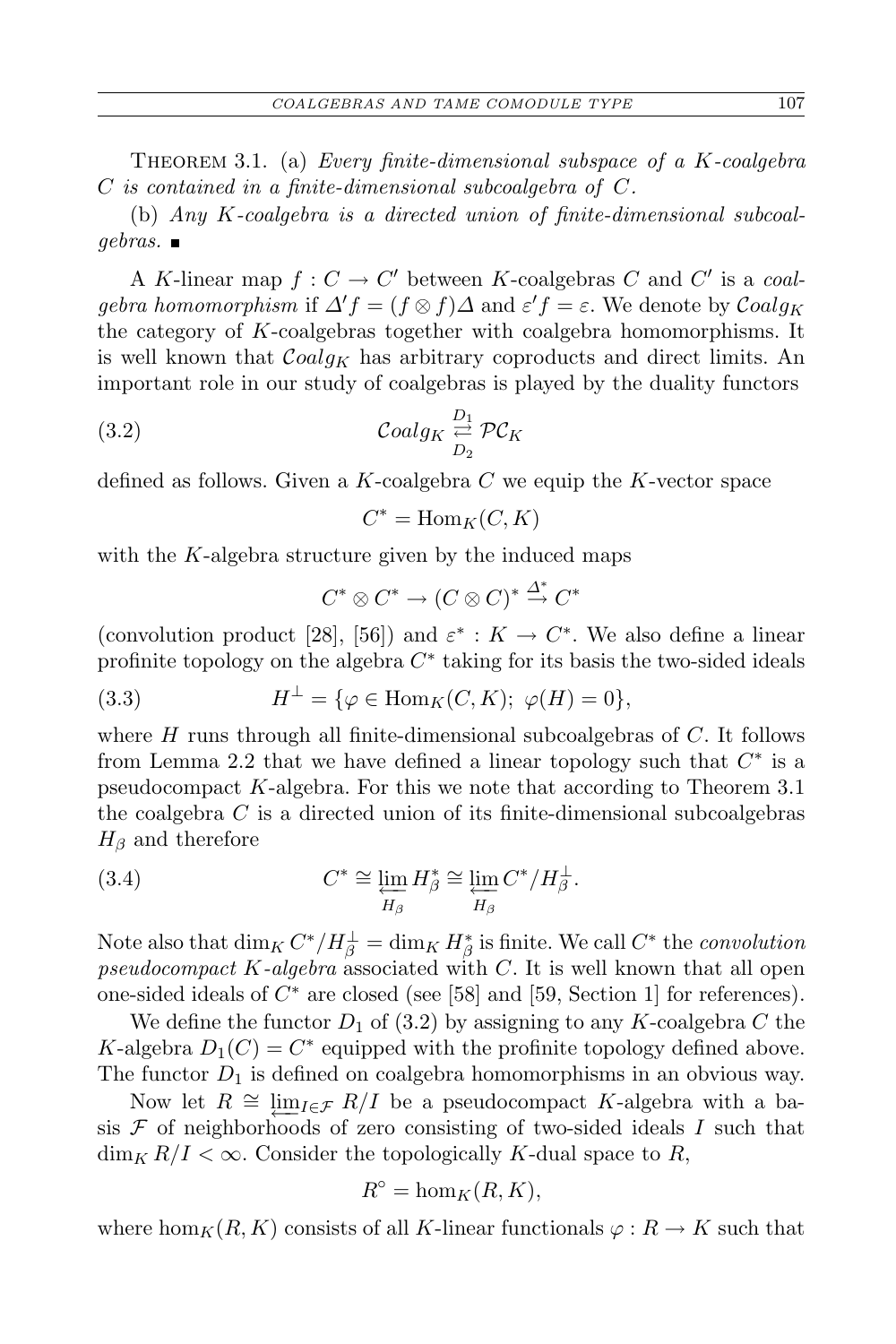Theorem 3.1. (a) *Every finite-dimensional subspace of a $K$-coalgebra $C$ is contained in a finite-dimensional subcoalgebra of $C$.*

(b) *Any $K$-coalgebra is a directed union of finite-dimensional subcoalgebras.* ∎

A $K$-linear map $f : C \to C'$ between $K$-coalgebras $C$ and $C'$ is a *coalgebra homomorphism* if $\Delta' f = (f \otimes f)\Delta$ and $\varepsilon' f = \varepsilon$. We denote by $\mathcal{C}oalg_K$ the category of $K$-coalgebras together with coalgebra homomorphisms. It is well known that $\mathcal{C}oalg_K$ has arbitrary coproducts and direct limits. An important role in our study of coalgebras is played by the duality functors

$$\mathcal{C}oalg_K \underset{D_2}{\overset{D_1}{\rightleftarrows}} \mathcal{PC}_K \tag{3.2}$$

defined as follows. Given a $K$-coalgebra $C$ we equip the $K$-vector space

$$C^* = \mathrm{Hom}_K(C, K)$$

with the $K$-algebra structure given by the induced maps

$$C^* \otimes C^* \to (C \otimes C)^* \xrightarrow{\Delta^*} C^*$$

(convolution product [28], [56]) and $\varepsilon^* : K \to C^*$. We also define a linear profinite topology on the algebra $C^*$ taking for its basis the two-sided ideals

$$H^{\perp} = \{\varphi \in \mathrm{Hom}_K(C, K);\ \varphi(H) = 0\}, \tag{3.3}$$

where $H$ runs through all finite-dimensional subcoalgebras of $C$. It follows from Lemma 2.2 that we have defined a linear topology such that $C^*$ is a pseudocompact $K$-algebra. For this we note that according to Theorem 3.1 the coalgebra $C$ is a directed union of its finite-dimensional subcoalgebras $H_\beta$ and therefore

$$C^* \cong \varprojlim_{H_\beta} H_\beta^* \cong \varprojlim_{H_\beta} C^*/H_\beta^{\perp}. \tag{3.4}$$

Note also that $\dim_K C^*/H_\beta^{\perp} = \dim_K H_\beta^*$ is finite. We call $C^*$ the *convolution pseudocompact $K$-algebra* associated with $C$. It is well known that all open one-sided ideals of $C^*$ are closed (see [58] and [59, Section 1] for references).

We define the functor $D_1$ of (3.2) by assigning to any $K$-coalgebra $C$ the $K$-algebra $D_1(C) = C^*$ equipped with the profinite topology defined above. The functor $D_1$ is defined on coalgebra homomorphisms in an obvious way.

Now let $R \cong \varprojlim_{I \in \mathcal{F}} R/I$ be a pseudocompact $K$-algebra with a basis $\mathcal{F}$ of neighborhoods of zero consisting of two-sided ideals $I$ such that $\dim_K R/I < \infty$. Consider the topologically $K$-dual space to $R$,

$$R^{\circ} = \mathrm{hom}_K(R, K),$$

where $\mathrm{hom}_K(R, K)$ consists of all $K$-linear functionals $\varphi : R \to K$ such that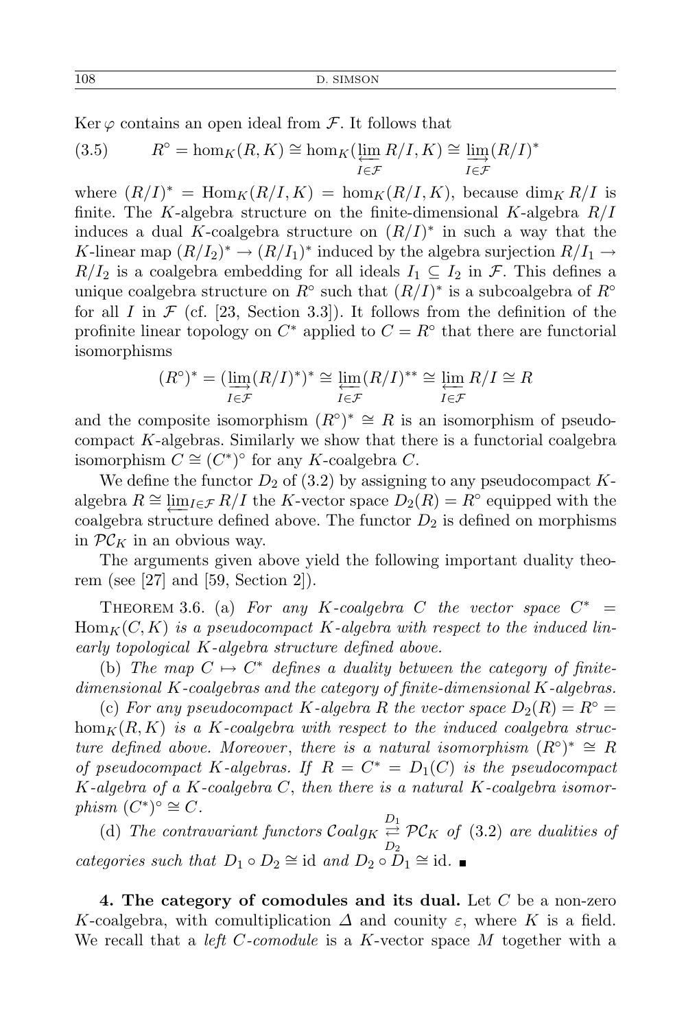Ker $\varphi$ contains an open ideal from $\mathcal{F}$. It follows that

$$R^\circ = \mathrm{hom}_K(R, K) \cong \mathrm{hom}_K(\varprojlim_{I \in \mathcal{F}} R/I, K) \cong \varinjlim_{I \in \mathcal{F}} (R/I)^* \tag{3.5}$$

where $(R/I)^* = \mathrm{Hom}_K(R/I, K) = \mathrm{hom}_K(R/I, K)$, because $\dim_K R/I$ is finite. The $K$-algebra structure on the finite-dimensional $K$-algebra $R/I$ induces a dual $K$-coalgebra structure on $(R/I)^*$ in such a way that the $K$-linear map $(R/I_2)^* \to (R/I_1)^*$ induced by the algebra surjection $R/I_1 \to R/I_2$ is a coalgebra embedding for all ideals $I_1 \subseteq I_2$ in $\mathcal{F}$. This defines a unique coalgebra structure on $R^\circ$ such that $(R/I)^*$ is a subcoalgebra of $R^\circ$ for all $I$ in $\mathcal{F}$ (cf. [23, Section 3.3]). It follows from the definition of the profinite linear topology on $C^*$ applied to $C = R^\circ$ that there are functorial isomorphisms

$$(R^\circ)^* = (\varinjlim_{I \in \mathcal{F}} (R/I)^*)^* \cong \varprojlim_{I \in \mathcal{F}} (R/I)^{**} \cong \varprojlim_{I \in \mathcal{F}} R/I \cong R$$

and the composite isomorphism $(R^\circ)^* \cong R$ is an isomorphism of pseudocompact $K$-algebras. Similarly we show that there is a functorial coalgebra isomorphism $C \cong (C^*)^\circ$ for any $K$-coalgebra $C$.

We define the functor $D_2$ of (3.2) by assigning to any pseudocompact $K$-algebra $R \cong \varprojlim_{I \in \mathcal{F}} R/I$ the $K$-vector space $D_2(R) = R^\circ$ equipped with the coalgebra structure defined above. The functor $D_2$ is defined on morphisms in $\mathcal{PC}_K$ in an obvious way.

The arguments given above yield the following important duality theorem (see [27] and [59, Section 2]).

Theorem 3.6. (a) *For any $K$-coalgebra $C$ the vector space $C^* = \mathrm{Hom}_K(C, K)$ is a pseudocompact $K$-algebra with respect to the induced linearly topological $K$-algebra structure defined above.*

(b) *The map $C \mapsto C^*$ defines a duality between the category of finite-dimensional $K$-coalgebras and the category of finite-dimensional $K$-algebras.*

(c) *For any pseudocompact $K$-algebra $R$ the vector space $D_2(R) = R^\circ = \mathrm{hom}_K(R, K)$ is a $K$-coalgebra with respect to the induced coalgebra structure defined above. Moreover, there is a natural isomorphism $(R^\circ)^* \cong R$ of pseudocompact $K$-algebras. If $R = C^* = D_1(C)$ is the pseudocompact $K$-algebra of a $K$-coalgebra $C$, then there is a natural $K$-coalgebra isomorphism $(C^*)^\circ \cong C$.*

(d) *The contravariant functors $\mathcal{C}oalg_K \underset{D_2}{\overset{D_1}{\rightleftarrows}} \mathcal{PC}_K$ of (3.2) are dualities of categories such that $D_1 \circ D_2 \cong \mathrm{id}$ and $D_2 \circ D_1 \cong \mathrm{id}$.* ∎

**4. The category of comodules and its dual.** Let $C$ be a non-zero $K$-coalgebra, with comultiplication $\Delta$ and counity $\varepsilon$, where $K$ is a field. We recall that a *left $C$-comodule* is a $K$-vector space $M$ together with a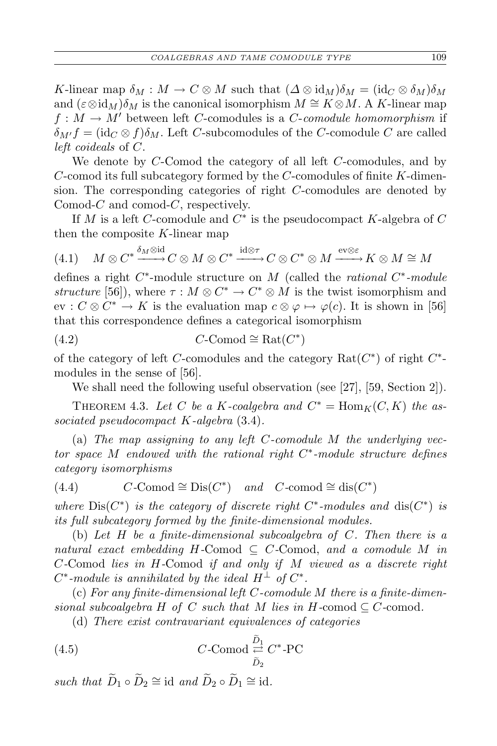$K$-linear map $\delta_M : M \to C \otimes M$ such that $(\Delta \otimes \mathrm{id}_M)\delta_M = (\mathrm{id}_C \otimes \delta_M)\delta_M$ and $(\varepsilon \otimes \mathrm{id}_M)\delta_M$ is the canonical isomorphism $M \cong K \otimes M$. A $K$-linear map $f : M \to M'$ between left $C$-comodules is a *$C$-comodule homomorphism* if $\delta_{M'} f = (\mathrm{id}_C \otimes f)\delta_M$. Left $C$-subcomodules of the $C$-comodule $C$ are called *left coideals* of $C$.

We denote by $C$-Comod the category of all left $C$-comodules, and by $C$-comod its full subcategory formed by the $C$-comodules of finite $K$-dimension. The corresponding categories of right $C$-comodules are denoted by Comod-$C$ and comod-$C$, respectively.

If $M$ is a left $C$-comodule and $C^*$ is the pseudocompact $K$-algebra of $C$ then the composite $K$-linear map

$$M \otimes C^* \xrightarrow{\delta_M \otimes \mathrm{id}} C \otimes M \otimes C^* \xrightarrow{\mathrm{id} \otimes \tau} C \otimes C^* \otimes M \xrightarrow{\mathrm{ev} \otimes \varepsilon} K \otimes M \cong M \tag{4.1}$$

defines a right $C^*$-module structure on $M$ (called the *rational $C^*$-module structure* [56]), where $\tau : M \otimes C^* \to C^* \otimes M$ is the twist isomorphism and $\mathrm{ev} : C \otimes C^* \to K$ is the evaluation map $c \otimes \varphi \mapsto \varphi(c)$. It is shown in [56] that this correspondence defines a categorical isomorphism

$$C\text{-Comod} \cong \mathrm{Rat}(C^*) \tag{4.2}$$

of the category of left $C$-comodules and the category $\mathrm{Rat}(C^*)$ of right $C^*$-modules in the sense of [56].

We shall need the following useful observation (see [27], [59, Section 2]).

Theorem 4.3. *Let $C$ be a $K$-coalgebra and $C^* = \mathrm{Hom}_K(C, K)$ the associated pseudocompact $K$-algebra* (3.4).

(a) *The map assigning to any left $C$-comodule $M$ the underlying vector space $M$ endowed with the rational right $C^*$-module structure defines category isomorphisms*

$$C\text{-Comod} \cong \mathrm{Dis}(C^*) \quad \textit{and} \quad C\text{-comod} \cong \mathrm{dis}(C^*) \tag{4.4}$$

*where $\mathrm{Dis}(C^*)$ is the category of discrete right $C^*$-modules and $\mathrm{dis}(C^*)$ is its full subcategory formed by the finite-dimensional modules.*

(b) *Let $H$ be a finite-dimensional subcoalgebra of $C$. Then there is a natural exact embedding $H$-Comod $\subseteq$ $C$-Comod, and a comodule $M$ in $C$-Comod lies in $H$-Comod if and only if $M$ viewed as a discrete right $C^*$-module is annihilated by the ideal $H^\perp$ of $C^*$.*

(c) *For any finite-dimensional left $C$-comodule $M$ there is a finite-dimensional subcoalgebra $H$ of $C$ such that $M$ lies in $H$-comod $\subseteq$ $C$-comod.*

(d) *There exist contravariant equivalences of categories*

$$C\text{-Comod} \underset{\widetilde{D}_2}{\overset{\widetilde{D}_1}{\rightleftarrows}} C^*\text{-PC} \tag{4.5}$$

*such that $\widetilde{D}_1 \circ \widetilde{D}_2 \cong \mathrm{id}$ and $\widetilde{D}_2 \circ \widetilde{D}_1 \cong \mathrm{id}$.*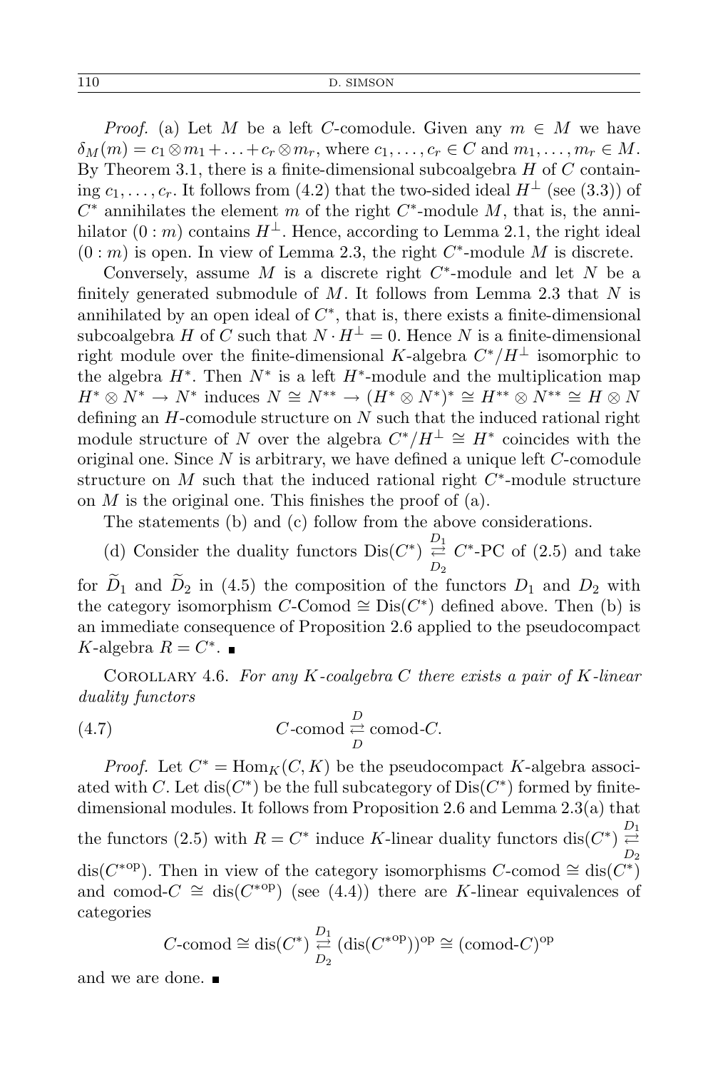*Proof.* (a) Let $M$ be a left $C$-comodule. Given any $m \in M$ we have $\delta_M(m) = c_1 \otimes m_1 + \ldots + c_r \otimes m_r$, where $c_1, \ldots, c_r \in C$ and $m_1, \ldots, m_r \in M$. By Theorem 3.1, there is a finite-dimensional subcoalgebra $H$ of $C$ containing $c_1, \ldots, c_r$. It follows from (4.2) that the two-sided ideal $H^\perp$ (see (3.3)) of $C^*$ annihilates the element $m$ of the right $C^*$-module $M$, that is, the annihilator $(0 : m)$ contains $H^\perp$. Hence, according to Lemma 2.1, the right ideal $(0 : m)$ is open. In view of Lemma 2.3, the right $C^*$-module $M$ is discrete.

Conversely, assume $M$ is a discrete right $C^*$-module and let $N$ be a finitely generated submodule of $M$. It follows from Lemma 2.3 that $N$ is annihilated by an open ideal of $C^*$, that is, there exists a finite-dimensional subcoalgebra $H$ of $C$ such that $N \cdot H^\perp = 0$. Hence $N$ is a finite-dimensional right module over the finite-dimensional $K$-algebra $C^*/H^\perp$ isomorphic to the algebra $H^*$. Then $N^*$ is a left $H^*$-module and the multiplication map $H^* \otimes N^* \to N^*$ induces $N \cong N^{**} \to (H^* \otimes N^*)^* \cong H^{**} \otimes N^{**} \cong H \otimes N$ defining an $H$-comodule structure on $N$ such that the induced rational right module structure of $N$ over the algebra $C^*/H^\perp \cong H^*$ coincides with the original one. Since $N$ is arbitrary, we have defined a unique left $C$-comodule structure on $M$ such that the induced rational right $C^*$-module structure on $M$ is the original one. This finishes the proof of (a).

The statements (b) and (c) follow from the above considerations.

(d) Consider the duality functors $\mathrm{Dis}(C^*) \underset{D_2}{\overset{D_1}{\rightleftarrows}} C^*\text{-PC}$ of (2.5) and take for $\widetilde{D}_1$ and $\widetilde{D}_2$ in (4.5) the composition of the functors $D_1$ and $D_2$ with the category isomorphism $C\text{-Comod} \cong \mathrm{Dis}(C^*)$ defined above. Then (b) is an immediate consequence of Proposition 2.6 applied to the pseudocompact $K$-algebra $R = C^*$. ∎

Corollary 4.6. *For any $K$-coalgebra $C$ there exists a pair of $K$-linear duality functors*

$$C\text{-comod} \underset{D}{\overset{D}{\rightleftarrows}} \text{comod-}C. \tag{4.7}$$

*Proof.* Let $C^* = \mathrm{Hom}_K(C, K)$ be the pseudocompact $K$-algebra associated with $C$. Let $\mathrm{dis}(C^*)$ be the full subcategory of $\mathrm{Dis}(C^*)$ formed by finite-dimensional modules. It follows from Proposition 2.6 and Lemma 2.3(a) that the functors (2.5) with $R = C^*$ induce $K$-linear duality functors $\mathrm{dis}(C^*) \underset{D_2}{\overset{D_1}{\rightleftarrows}} \mathrm{dis}(C^{*\mathrm{op}})$. Then in view of the category isomorphisms $C\text{-comod} \cong \mathrm{dis}(C^*)$ and $\text{comod-}C \cong \mathrm{dis}(C^{*\mathrm{op}})$ (see (4.4)) there are $K$-linear equivalences of categories

$$C\text{-comod} \cong \mathrm{dis}(C^*) \underset{D_2}{\overset{D_1}{\rightleftarrows}} (\mathrm{dis}(C^{*\mathrm{op}}))^{\mathrm{op}} \cong (\text{comod-}C)^{\mathrm{op}}$$

and we are done. ∎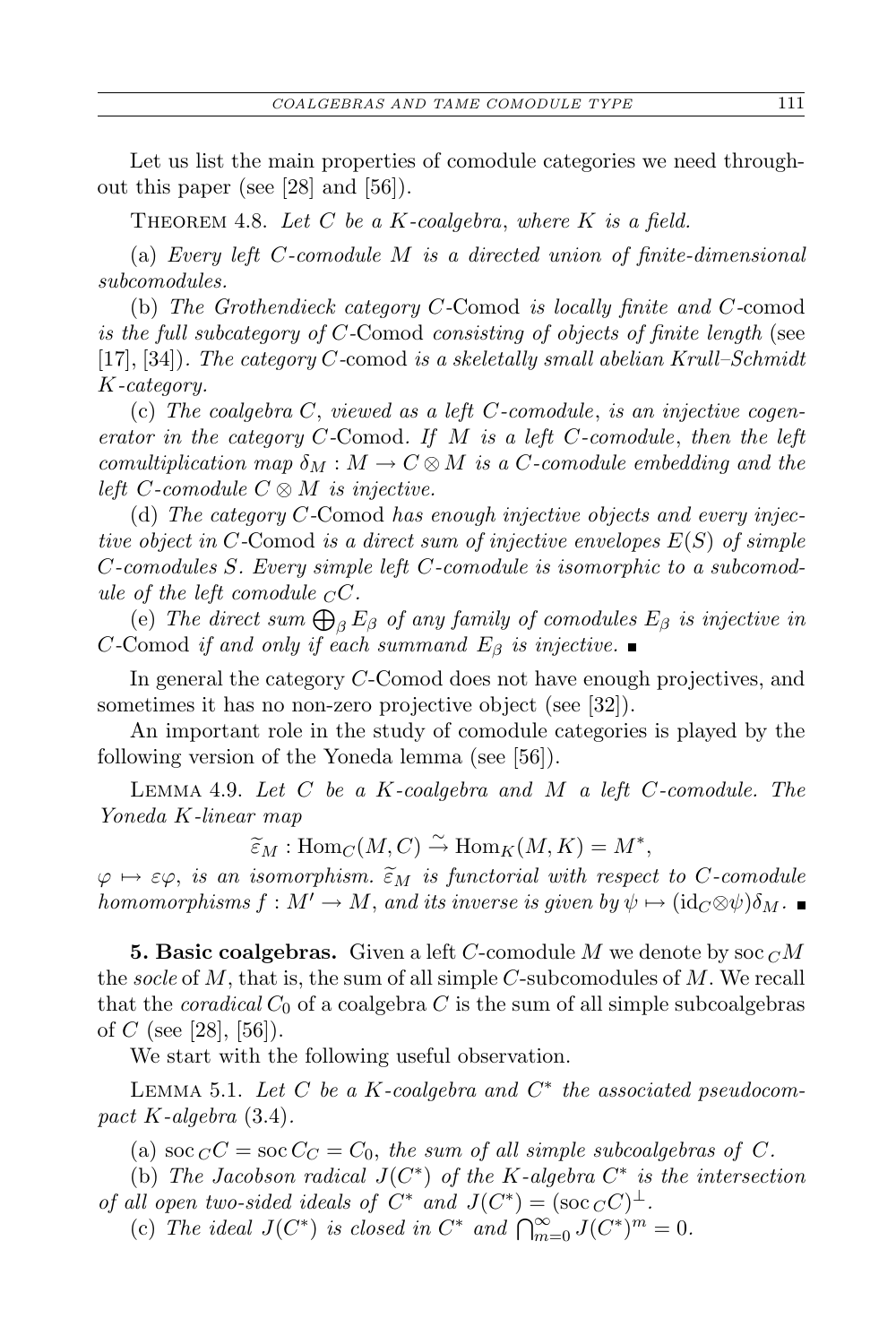Let us list the main properties of comodule categories we need throughout this paper (see [28] and [56]).

Theorem 4.8. *Let $C$ be a $K$-coalgebra, where $K$ is a field.*

(a) *Every left $C$-comodule $M$ is a directed union of finite-dimensional subcomodules.*

(b) *The Grothendieck category $C$-*Comod *is locally finite and $C$-*comod *is the full subcategory of $C$-*Comod *consisting of objects of finite length* (see [17], [34]). *The category $C$-*comod *is a skeletally small abelian Krull–Schmidt $K$-category.*

(c) *The coalgebra $C$, viewed as a left $C$-comodule, is an injective cogenerator in the category $C$-*Comod. *If $M$ is a left $C$-comodule, then the left comultiplication map $\delta_M : M \to C \otimes M$ is a $C$-comodule embedding and the left $C$-comodule $C \otimes M$ is injective.*

(d) *The category $C$-*Comod *has enough injective objects and every injective object in $C$-*Comod *is a direct sum of injective envelopes $E(S)$ of simple $C$-comodules $S$. Every simple left $C$-comodule is isomorphic to a subcomodule of the left comodule ${}_CC$.*

(e) *The direct sum $\bigoplus_\beta E_\beta$ of any family of comodules $E_\beta$ is injective in $C$-*Comod *if and only if each summand $E_\beta$ is injective.* ■

In general the category $C$-Comod does not have enough projectives, and sometimes it has no non-zero projective object (see [32]).

An important role in the study of comodule categories is played by the following version of the Yoneda lemma (see [56]).

Lemma 4.9. *Let $C$ be a $K$-coalgebra and $M$ a left $C$-comodule. The Yoneda $K$-linear map*

$$\widetilde{\varepsilon}_M : \mathrm{Hom}_C(M, C) \xrightarrow{\sim} \mathrm{Hom}_K(M, K) = M^*,$$

*$\varphi \mapsto \varepsilon\varphi$, is an isomorphism. $\widetilde{\varepsilon}_M$ is functorial with respect to $C$-comodule homomorphisms $f : M' \to M$, and its inverse is given by $\psi \mapsto (\mathrm{id}_C \otimes \psi)\delta_M$.* ■

**5. Basic coalgebras.** Given a left $C$-comodule $M$ we denote by $\mathrm{soc}\,{}_CM$ the *socle* of $M$, that is, the sum of all simple $C$-subcomodules of $M$. We recall that the *coradical* $C_0$ of a coalgebra $C$ is the sum of all simple subcoalgebras of $C$ (see [28], [56]).

We start with the following useful observation.

Lemma 5.1. *Let $C$ be a $K$-coalgebra and $C^*$ the associated pseudocompact $K$-algebra* (3.4).

(a) *$\mathrm{soc}\,{}_CC = \mathrm{soc}\, C_C = C_0$, the sum of all simple subcoalgebras of $C$.*

(b) *The Jacobson radical $J(C^*)$ of the $K$-algebra $C^*$ is the intersection of all open two-sided ideals of $C^*$ and $J(C^*) = (\mathrm{soc}\,{}_CC)^\perp$.*

(c) *The ideal $J(C^*)$ is closed in $C^*$ and $\bigcap_{m=0}^{\infty} J(C^*)^m = 0$.*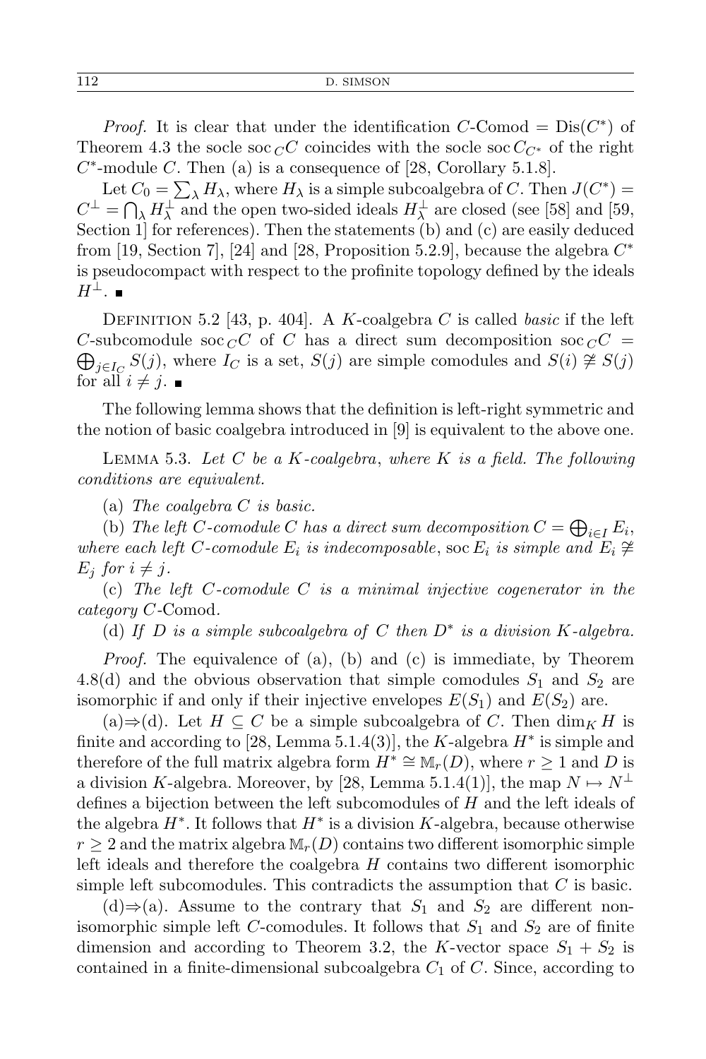*Proof.* It is clear that under the identification $C$-Comod $= \mathrm{Dis}(C^*)$ of Theorem 4.3 the socle $\mathrm{soc}\,_C C$ coincides with the socle $\mathrm{soc}\, C_{C^*}$ of the right $C^*$-module $C$. Then (a) is a consequence of [28, Corollary 5.1.8].

Let $C_0 = \sum_\lambda H_\lambda$, where $H_\lambda$ is a simple subcoalgebra of $C$. Then $J(C^*) = C^\perp = \bigcap_\lambda H_\lambda^\perp$ and the open two-sided ideals $H_\lambda^\perp$ are closed (see [58] and [59, Section 1] for references). Then the statements (b) and (c) are easily deduced from [19, Section 7], [24] and [28, Proposition 5.2.9], because the algebra $C^*$ is pseudocompact with respect to the profinite topology defined by the ideals $H^\perp$. ■

Definition 5.2 [43, p. 404]. A $K$-coalgebra $C$ is called *basic* if the left $C$-subcomodule $\mathrm{soc}\,_C C$ of $C$ has a direct sum decomposition $\mathrm{soc}\,_C C = \bigoplus_{j\in I_C} S(j)$, where $I_C$ is a set, $S(j)$ are simple comodules and $S(i) \not\cong S(j)$ for all $i \neq j$. ■

The following lemma shows that the definition is left-right symmetric and the notion of basic coalgebra introduced in [9] is equivalent to the above one.

Lemma 5.3. *Let $C$ be a $K$-coalgebra, where $K$ is a field. The following conditions are equivalent.*

(a) *The coalgebra $C$ is basic.*

(b) *The left $C$-comodule $C$ has a direct sum decomposition $C = \bigoplus_{i\in I} E_i$, where each left $C$-comodule $E_i$ is indecomposable, $\mathrm{soc}\, E_i$ is simple and $E_i \not\cong E_j$ for $i \neq j$.*

(c) *The left $C$-comodule $C$ is a minimal injective cogenerator in the category $C$-Comod.*

(d) *If $D$ is a simple subcoalgebra of $C$ then $D^*$ is a division $K$-algebra.*

*Proof.* The equivalence of (a), (b) and (c) is immediate, by Theorem 4.8(d) and the obvious observation that simple comodules $S_1$ and $S_2$ are isomorphic if and only if their injective envelopes $E(S_1)$ and $E(S_2)$ are.

(a)⇒(d). Let $H \subseteq C$ be a simple subcoalgebra of $C$. Then $\dim_K H$ is finite and according to [28, Lemma 5.1.4(3)], the $K$-algebra $H^*$ is simple and therefore of the full matrix algebra form $H^* \cong \mathbb{M}_r(D)$, where $r \geq 1$ and $D$ is a division $K$-algebra. Moreover, by [28, Lemma 5.1.4(1)], the map $N \mapsto N^\perp$ defines a bijection between the left subcomodules of $H$ and the left ideals of the algebra $H^*$. It follows that $H^*$ is a division $K$-algebra, because otherwise $r \geq 2$ and the matrix algebra $\mathbb{M}_r(D)$ contains two different isomorphic simple left ideals and therefore the coalgebra $H$ contains two different isomorphic simple left subcomodules. This contradicts the assumption that $C$ is basic.

(d)⇒(a). Assume to the contrary that $S_1$ and $S_2$ are different non-isomorphic simple left $C$-comodules. It follows that $S_1$ and $S_2$ are of finite dimension and according to Theorem 3.2, the $K$-vector space $S_1 + S_2$ is contained in a finite-dimensional subcoalgebra $C_1$ of $C$. Since, according to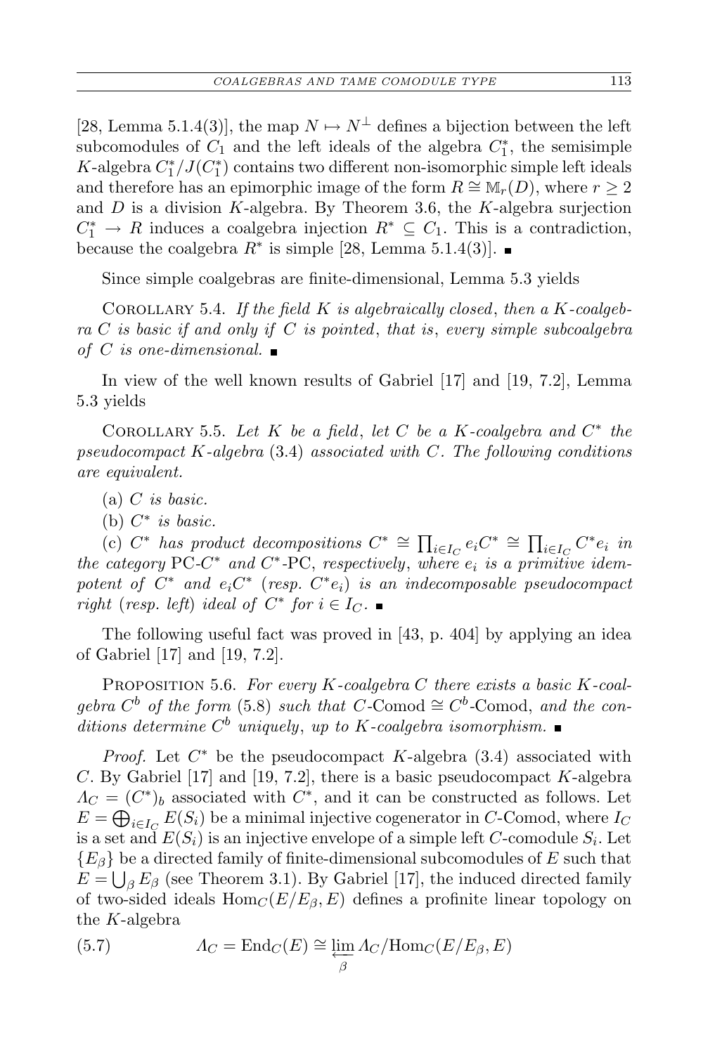[28, Lemma 5.1.4(3)], the map $N \mapsto N^{\perp}$ defines a bijection between the left subcomodules of $C_1$ and the left ideals of the algebra $C_1^*$, the semisimple $K$-algebra $C_1^*/J(C_1^*)$ contains two different non-isomorphic simple left ideals and therefore has an epimorphic image of the form $R \cong \mathbb{M}_r(D)$, where $r \geq 2$ and $D$ is a division $K$-algebra. By Theorem 3.6, the $K$-algebra surjection $C_1^* \to R$ induces a coalgebra injection $R^* \subseteq C_1$. This is a contradiction, because the coalgebra $R^*$ is simple [28, Lemma 5.1.4(3)]. ∎

Since simple coalgebras are finite-dimensional, Lemma 5.3 yields

Corollary 5.4. *If the field $K$ is algebraically closed, then a $K$-coalgebra $C$ is basic if and only if $C$ is pointed, that is, every simple subcoalgebra of $C$ is one-dimensional.* ∎

In view of the well known results of Gabriel [17] and [19, 7.2], Lemma 5.3 yields

Corollary 5.5. *Let $K$ be a field, let $C$ be a $K$-coalgebra and $C^*$ the pseudocompact $K$-algebra* (3.4) *associated with $C$. The following conditions are equivalent.*

(a) *$C$ is basic.*

(b) *$C^*$ is basic.*

(c) *$C^*$ has product decompositions $C^* \cong \prod_{i\in I_C} e_iC^* \cong \prod_{i\in I_C} C^*e_i$ in the category* PC-$C^*$ *and* $C^*$-PC, *respectively, where $e_i$ is a primitive idempotent of $C^*$ and $e_iC^*$* (*resp.* $C^*e_i$) *is an indecomposable pseudocompact right* (*resp. left*) *ideal of $C^*$ for $i \in I_C$.* ∎

The following useful fact was proved in [43, p. 404] by applying an idea of Gabriel [17] and [19, 7.2].

Proposition 5.6. *For every $K$-coalgebra $C$ there exists a basic $K$-coalgebra $C^b$ of the form* (5.8) *such that $C$-*Comod $\cong C^b$-Comod, *and the conditions determine $C^b$ uniquely, up to $K$-coalgebra isomorphism.* ∎

*Proof.* Let $C^*$ be the pseudocompact $K$-algebra (3.4) associated with $C$. By Gabriel [17] and [19, 7.2], there is a basic pseudocompact $K$-algebra $\Lambda_C = (C^*)_b$ associated with $C^*$, and it can be constructed as follows. Let $E = \bigoplus_{i\in I_C} E(S_i)$ be a minimal injective cogenerator in $C$-Comod, where $I_C$ is a set and $E(S_i)$ is an injective envelope of a simple left $C$-comodule $S_i$. Let $\{E_\beta\}$ be a directed family of finite-dimensional subcomodules of $E$ such that $E = \bigcup_\beta E_\beta$ (see Theorem 3.1). By Gabriel [17], the induced directed family of two-sided ideals $\mathrm{Hom}_C(E/E_\beta, E)$ defines a profinite linear topology on the $K$-algebra

$$\Lambda_C = \mathrm{End}_C(E) \cong \varprojlim_{\beta} \Lambda_C/\mathrm{Hom}_C(E/E_\beta, E) \tag{5.7}$$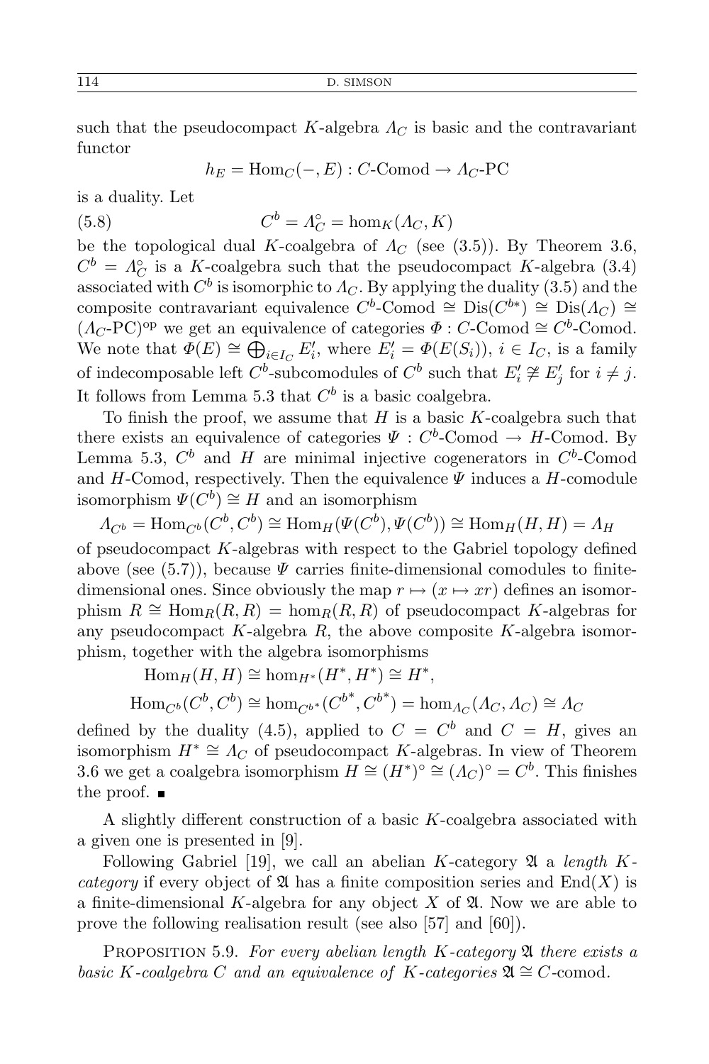such that the pseudocompact $K$-algebra $\Lambda_C$ is basic and the contravariant functor

$$h_E = \mathrm{Hom}_C(-, E) : C\text{-Comod} \to \Lambda_C\text{-PC}$$

is a duality. Let

$$C^b = \Lambda_C^\circ = \mathrm{hom}_K(\Lambda_C, K) \tag{5.8}$$

be the topological dual $K$-coalgebra of $\Lambda_C$ (see (3.5)). By Theorem 3.6, $C^b = \Lambda_C^\circ$ is a $K$-coalgebra such that the pseudocompact $K$-algebra (3.4) associated with $C^b$ is isomorphic to $\Lambda_C$. By applying the duality (3.5) and the composite contravariant equivalence $C^b\text{-Comod} \cong \mathrm{Dis}(C^{b*}) \cong \mathrm{Dis}(\Lambda_C) \cong (\Lambda_C\text{-PC})^{\mathrm{op}}$ we get an equivalence of categories $\Phi : C\text{-Comod} \cong C^b\text{-Comod}$. We note that $\Phi(E) \cong \bigoplus_{i \in I_C} E'_i$, where $E'_i = \Phi(E(S_i))$, $i \in I_C$, is a family of indecomposable left $C^b$-subcomodules of $C^b$ such that $E'_i \not\cong E'_j$ for $i \neq j$. It follows from Lemma 5.3 that $C^b$ is a basic coalgebra.

To finish the proof, we assume that $H$ is a basic $K$-coalgebra such that there exists an equivalence of categories $\Psi : C^b\text{-Comod} \to H\text{-Comod}$. By Lemma 5.3, $C^b$ and $H$ are minimal injective cogenerators in $C^b$-Comod and $H$-Comod, respectively. Then the equivalence $\Psi$ induces a $H$-comodule isomorphism $\Psi(C^b) \cong H$ and an isomorphism

$$\Lambda_{C^b} = \mathrm{Hom}_{C^b}(C^b, C^b) \cong \mathrm{Hom}_H(\Psi(C^b), \Psi(C^b)) \cong \mathrm{Hom}_H(H, H) = \Lambda_H$$

of pseudocompact $K$-algebras with respect to the Gabriel topology defined above (see (5.7)), because $\Psi$ carries finite-dimensional comodules to finite-dimensional ones. Since obviously the map $r \mapsto (x \mapsto xr)$ defines an isomorphism $R \cong \mathrm{Hom}_R(R, R) = \mathrm{hom}_R(R, R)$ of pseudocompact $K$-algebras for any pseudocompact $K$-algebra $R$, the above composite $K$-algebra isomorphism, together with the algebra isomorphisms

$$\mathrm{Hom}_H(H, H) \cong \mathrm{hom}_{H^*}(H^*, H^*) \cong H^*,$$

$$\mathrm{Hom}_{C^b}(C^b, C^b) \cong \mathrm{hom}_{C^{b*}}(C^{b*}, C^{b*}) = \mathrm{hom}_{\Lambda_C}(\Lambda_C, \Lambda_C) \cong \Lambda_C$$

defined by the duality (4.5), applied to $C = C^b$ and $C = H$, gives an isomorphism $H^* \cong \Lambda_C$ of pseudocompact $K$-algebras. In view of Theorem 3.6 we get a coalgebra isomorphism $H \cong (H^*)^\circ \cong (\Lambda_C)^\circ = C^b$. This finishes the proof. ∎

A slightly different construction of a basic $K$-coalgebra associated with a given one is presented in [9].

Following Gabriel [19], we call an abelian $K$-category $\mathfrak{A}$ a *length $K$-category* if every object of $\mathfrak{A}$ has a finite composition series and $\mathrm{End}(X)$ is a finite-dimensional $K$-algebra for any object $X$ of $\mathfrak{A}$. Now we are able to prove the following realisation result (see also [57] and [60]).

Proposition 5.9. *For every abelian length $K$-category $\mathfrak{A}$ there exists a basic $K$-coalgebra $C$ and an equivalence of $K$-categories $\mathfrak{A} \cong C$-comod.*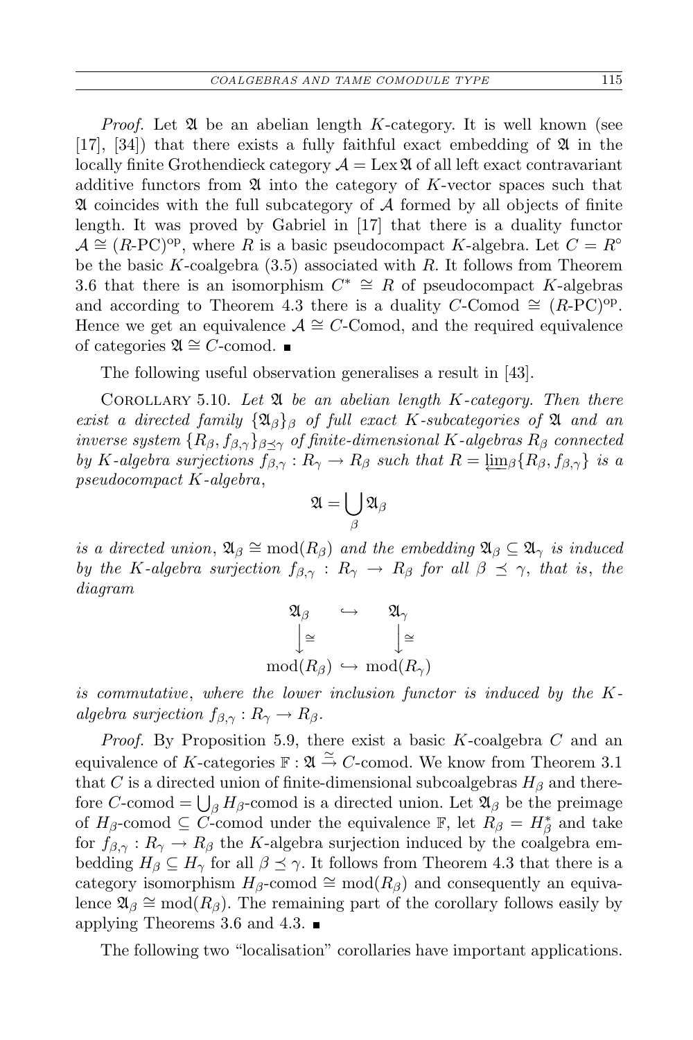*Proof.* Let $\mathfrak{A}$ be an abelian length $K$-category. It is well known (see [17], [34]) that there exists a fully faithful exact embedding of $\mathfrak{A}$ in the locally finite Grothendieck category $\mathcal{A} = \operatorname{Lex}\mathfrak{A}$ of all left exact contravariant additive functors from $\mathfrak{A}$ into the category of $K$-vector spaces such that $\mathfrak{A}$ coincides with the full subcategory of $\mathcal{A}$ formed by all objects of finite length. It was proved by Gabriel in [17] that there is a duality functor $\mathcal{A} \cong (R\text{-PC})^{\mathrm{op}}$, where $R$ is a basic pseudocompact $K$-algebra. Let $C = R^{\circ}$ be the basic $K$-coalgebra (3.5) associated with $R$. It follows from Theorem 3.6 that there is an isomorphism $C^* \cong R$ of pseudocompact $K$-algebras and according to Theorem 4.3 there is a duality $C\text{-Comod} \cong (R\text{-PC})^{\mathrm{op}}$. Hence we get an equivalence $\mathcal{A} \cong C\text{-Comod}$, and the required equivalence of categories $\mathfrak{A} \cong C\text{-comod}$. ∎

The following useful observation generalises a result in [43].

Corollary 5.10. *Let $\mathfrak{A}$ be an abelian length $K$-category. Then there exist a directed family $\{\mathfrak{A}_\beta\}_\beta$ of full exact $K$-subcategories of $\mathfrak{A}$ and an inverse system $\{R_\beta, f_{\beta,\gamma}\}_{\beta\preceq\gamma}$ of finite-dimensional $K$-algebras $R_\beta$ connected by $K$-algebra surjections $f_{\beta,\gamma} : R_\gamma \to R_\beta$ such that $R = \varprojlim_\beta\{R_\beta, f_{\beta,\gamma}\}$ is a pseudocompact $K$-algebra,*

$$\mathfrak{A} = \bigcup_\beta \mathfrak{A}_\beta$$

*is a directed union, $\mathfrak{A}_\beta \cong \operatorname{mod}(R_\beta)$ and the embedding $\mathfrak{A}_\beta \subseteq \mathfrak{A}_\gamma$ is induced by the $K$-algebra surjection $f_{\beta,\gamma} : R_\gamma \to R_\beta$ for all $\beta \preceq \gamma$, that is, the diagram*

$$\begin{array}{ccc} \mathfrak{A}_\beta & \hookrightarrow & \mathfrak{A}_\gamma \\ \downarrow\cong & & \downarrow\cong \\ \operatorname{mod}(R_\beta) & \hookrightarrow & \operatorname{mod}(R_\gamma) \end{array}$$

*is commutative, where the lower inclusion functor is induced by the $K$-algebra surjection $f_{\beta,\gamma} : R_\gamma \to R_\beta$.*

*Proof.* By Proposition 5.9, there exist a basic $K$-coalgebra $C$ and an equivalence of $K$-categories $\mathbb{F} : \mathfrak{A} \xrightarrow{\simeq} C\text{-comod}$. We know from Theorem 3.1 that $C$ is a directed union of finite-dimensional subcoalgebras $H_\beta$ and therefore $C\text{-comod} = \bigcup_\beta H_\beta\text{-comod}$ is a directed union. Let $\mathfrak{A}_\beta$ be the preimage of $H_\beta\text{-comod} \subseteq C\text{-comod}$ under the equivalence $\mathbb{F}$, let $R_\beta = H_\beta^*$ and take for $f_{\beta,\gamma} : R_\gamma \to R_\beta$ the $K$-algebra surjection induced by the coalgebra embedding $H_\beta \subseteq H_\gamma$ for all $\beta \preceq \gamma$. It follows from Theorem 4.3 that there is a category isomorphism $H_\beta\text{-comod} \cong \operatorname{mod}(R_\beta)$ and consequently an equivalence $\mathfrak{A}_\beta \cong \operatorname{mod}(R_\beta)$. The remaining part of the corollary follows easily by applying Theorems 3.6 and 4.3. ∎

The following two "localisation" corollaries have important applications.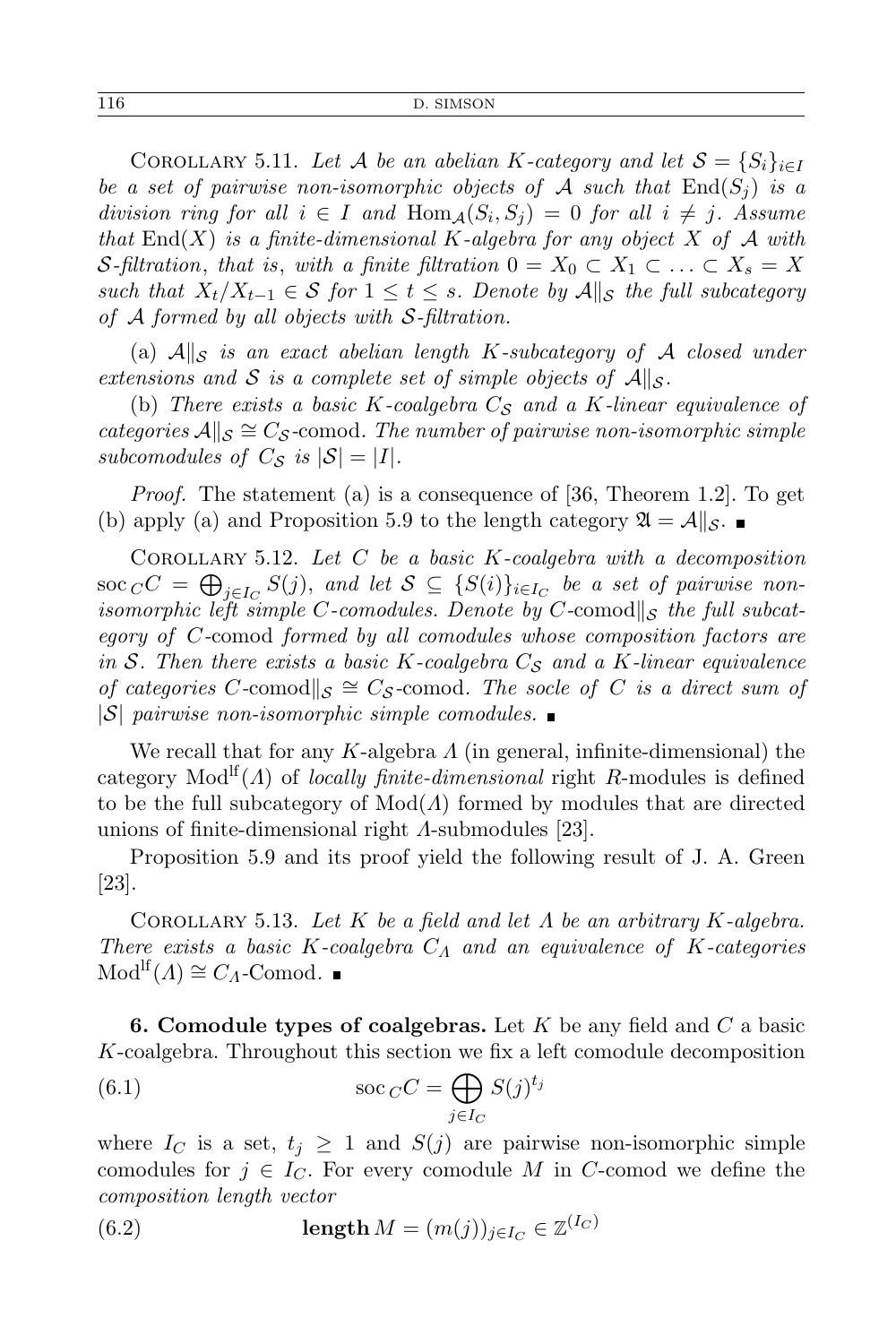Corollary 5.11. *Let $\mathcal{A}$ be an abelian $K$-category and let $\mathcal{S} = \{S_i\}_{i\in I}$ be a set of pairwise non-isomorphic objects of $\mathcal{A}$ such that $\operatorname{End}(S_j)$ is a division ring for all $i \in I$ and $\operatorname{Hom}_{\mathcal{A}}(S_i, S_j) = 0$ for all $i \neq j$. Assume that $\operatorname{End}(X)$ is a finite-dimensional $K$-algebra for any object $X$ of $\mathcal{A}$ with $\mathcal{S}$-filtration, that is, with a finite filtration $0 = X_0 \subset X_1 \subset \ldots \subset X_s = X$ such that $X_t/X_{t-1} \in \mathcal{S}$ for $1 \leq t \leq s$. Denote by $\mathcal{A}\|_{\mathcal{S}}$ the full subcategory of $\mathcal{A}$ formed by all objects with $\mathcal{S}$-filtration.*

(a) *$\mathcal{A}\|_{\mathcal{S}}$ is an exact abelian length $K$-subcategory of $\mathcal{A}$ closed under extensions and $\mathcal{S}$ is a complete set of simple objects of $\mathcal{A}\|_{\mathcal{S}}$.*

(b) *There exists a basic $K$-coalgebra $C_{\mathcal{S}}$ and a $K$-linear equivalence of categories $\mathcal{A}\|_{\mathcal{S}} \cong C_{\mathcal{S}}$-comod. The number of pairwise non-isomorphic simple subcomodules of $C_{\mathcal{S}}$ is $|\mathcal{S}| = |I|$.*

*Proof.* The statement (a) is a consequence of [36, Theorem 1.2]. To get (b) apply (a) and Proposition 5.9 to the length category $\mathfrak{A} = \mathcal{A}\|_{\mathcal{S}}$. ∎

Corollary 5.12. *Let $C$ be a basic $K$-coalgebra with a decomposition $\operatorname{soc}_C C = \bigoplus_{j\in I_C} S(j)$, and let $\mathcal{S} \subseteq \{S(i)\}_{i\in I_C}$ be a set of pairwise non-isomorphic left simple $C$-comodules. Denote by $C$-comod$\|_{\mathcal{S}}$ the full subcategory of $C$-comod formed by all comodules whose composition factors are in $\mathcal{S}$. Then there exists a basic $K$-coalgebra $C_{\mathcal{S}}$ and a $K$-linear equivalence of categories $C$-comod$\|_{\mathcal{S}} \cong C_{\mathcal{S}}$-comod. The socle of $C$ is a direct sum of $|\mathcal{S}|$ pairwise non-isomorphic simple comodules.* ∎

We recall that for any $K$-algebra $\Lambda$ (in general, infinite-dimensional) the category $\operatorname{Mod}^{\mathrm{lf}}(\Lambda)$ of *locally finite-dimensional* right $R$-modules is defined to be the full subcategory of $\operatorname{Mod}(\Lambda)$ formed by modules that are directed unions of finite-dimensional right $\Lambda$-submodules [23].

Proposition 5.9 and its proof yield the following result of J. A. Green [23].

Corollary 5.13. *Let $K$ be a field and let $\Lambda$ be an arbitrary $K$-algebra. There exists a basic $K$-coalgebra $C_\Lambda$ and an equivalence of $K$-categories $\operatorname{Mod}^{\mathrm{lf}}(\Lambda) \cong C_\Lambda$-Comod.* ∎

**6. Comodule types of coalgebras.** Let $K$ be any field and $C$ a basic $K$-coalgebra. Throughout this section we fix a left comodule decomposition

$$\operatorname{soc}_C C = \bigoplus_{j\in I_C} S(j)^{t_j} \tag{6.1}$$

where $I_C$ is a set, $t_j \geq 1$ and $S(j)$ are pairwise non-isomorphic simple comodules for $j \in I_C$. For every comodule $M$ in $C$-comod we define the *composition length vector*

$$\mathbf{length}\, M = (m(j))_{j\in I_C} \in \mathbb{Z}^{(I_C)} \tag{6.2}$$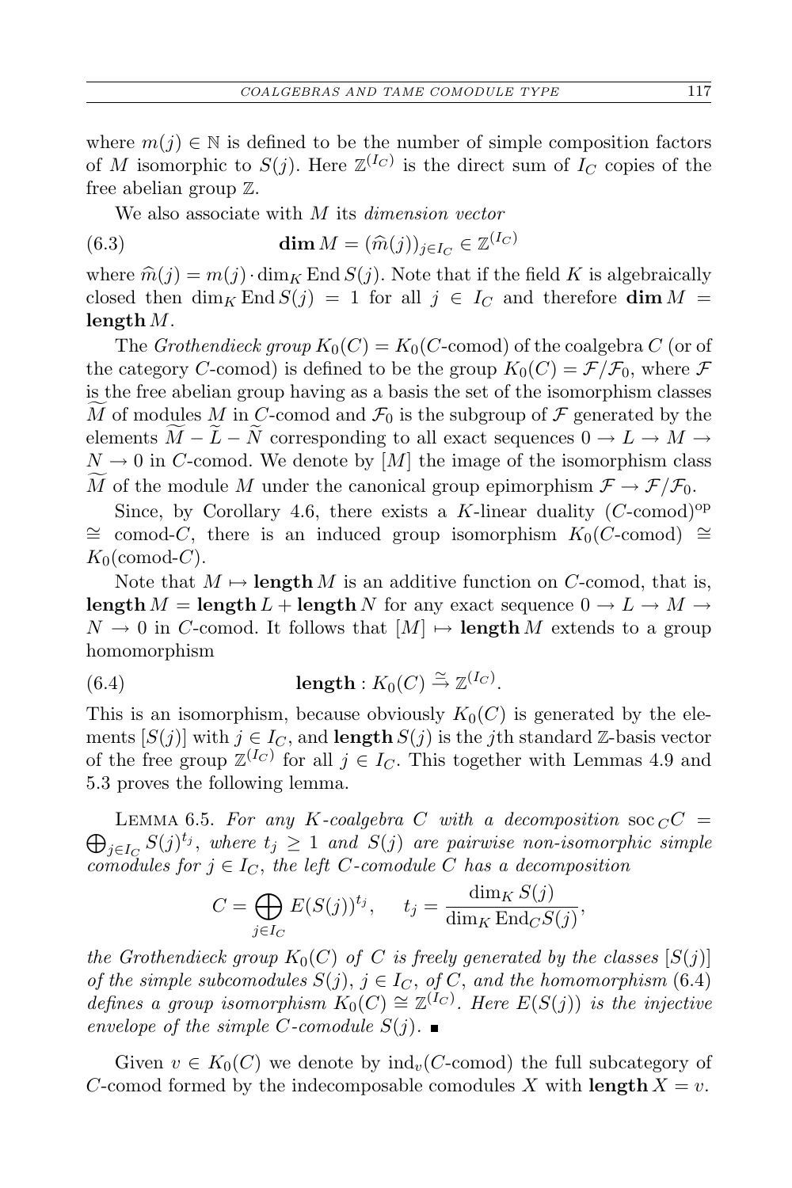where $m(j) \in \mathbb{N}$ is defined to be the number of simple composition factors of $M$ isomorphic to $S(j)$. Here $\mathbb{Z}^{(I_C)}$ is the direct sum of $I_C$ copies of the free abelian group $\mathbb{Z}$.

We also associate with $M$ its *dimension vector*

$$\mathbf{dim}\, M = (\widehat{m}(j))_{j \in I_C} \in \mathbb{Z}^{(I_C)} \tag{6.3}$$

where $\widehat{m}(j) = m(j) \cdot \dim_K \operatorname{End} S(j)$. Note that if the field $K$ is algebraically closed then $\dim_K \operatorname{End} S(j) = 1$ for all $j \in I_C$ and therefore $\mathbf{dim}\, M = \mathbf{length}\, M$.

The *Grothendieck group* $K_0(C) = K_0(C\text{-comod})$ of the coalgebra $C$ (or of the category $C$-comod) is defined to be the group $K_0(C) = \mathcal{F}/\mathcal{F}_0$, where $\mathcal{F}$ is the free abelian group having as a basis the set of the isomorphism classes $\widetilde{M}$ of modules $M$ in $C$-comod and $\mathcal{F}_0$ is the subgroup of $\mathcal{F}$ generated by the elements $\widetilde{M} - \widetilde{L} - \widetilde{N}$ corresponding to all exact sequences $0 \to L \to M \to N \to 0$ in $C$-comod. We denote by $[M]$ the image of the isomorphism class $\widetilde{M}$ of the module $M$ under the canonical group epimorphism $\mathcal{F} \to \mathcal{F}/\mathcal{F}_0$.

Since, by Corollary 4.6, there exists a $K$-linear duality $(C\text{-comod})^{\mathrm{op}} \cong \text{comod-}C$, there is an induced group isomorphism $K_0(C\text{-comod}) \cong K_0(\text{comod-}C)$.

Note that $M \mapsto \mathbf{length}\, M$ is an additive function on $C$-comod, that is, $\mathbf{length}\, M = \mathbf{length}\, L + \mathbf{length}\, N$ for any exact sequence $0 \to L \to M \to N \to 0$ in $C$-comod. It follows that $[M] \mapsto \mathbf{length}\, M$ extends to a group homomorphism

$$\mathbf{length} : K_0(C) \xrightarrow{\simeq} \mathbb{Z}^{(I_C)}. \tag{6.4}$$

This is an isomorphism, because obviously $K_0(C)$ is generated by the elements $[S(j)]$ with $j \in I_C$, and $\mathbf{length}\, S(j)$ is the $j$th standard $\mathbb{Z}$-basis vector of the free group $\mathbb{Z}^{(I_C)}$ for all $j \in I_C$. This together with Lemmas 4.9 and 5.3 proves the following lemma.

Lemma 6.5. *For any $K$-coalgebra $C$ with a decomposition $\operatorname{soc}_C C = \bigoplus_{j \in I_C} S(j)^{t_j}$, where $t_j \geq 1$ and $S(j)$ are pairwise non-isomorphic simple comodules for $j \in I_C$, the left $C$-comodule $C$ has a decomposition*

$$C = \bigoplus_{j \in I_C} E(S(j))^{t_j}, \qquad t_j = \frac{\dim_K S(j)}{\dim_K \operatorname{End}_C S(j)},$$

*the Grothendieck group $K_0(C)$ of $C$ is freely generated by the classes $[S(j)]$ of the simple subcomodules $S(j)$, $j \in I_C$, of $C$, and the homomorphism (6.4) defines a group isomorphism $K_0(C) \cong \mathbb{Z}^{(I_C)}$. Here $E(S(j))$ is the injective envelope of the simple $C$-comodule $S(j)$.* ∎

Given $v \in K_0(C)$ we denote by $\operatorname{ind}_v(C\text{-comod})$ the full subcategory of $C$-comod formed by the indecomposable comodules $X$ with $\mathbf{length}\, X = v$.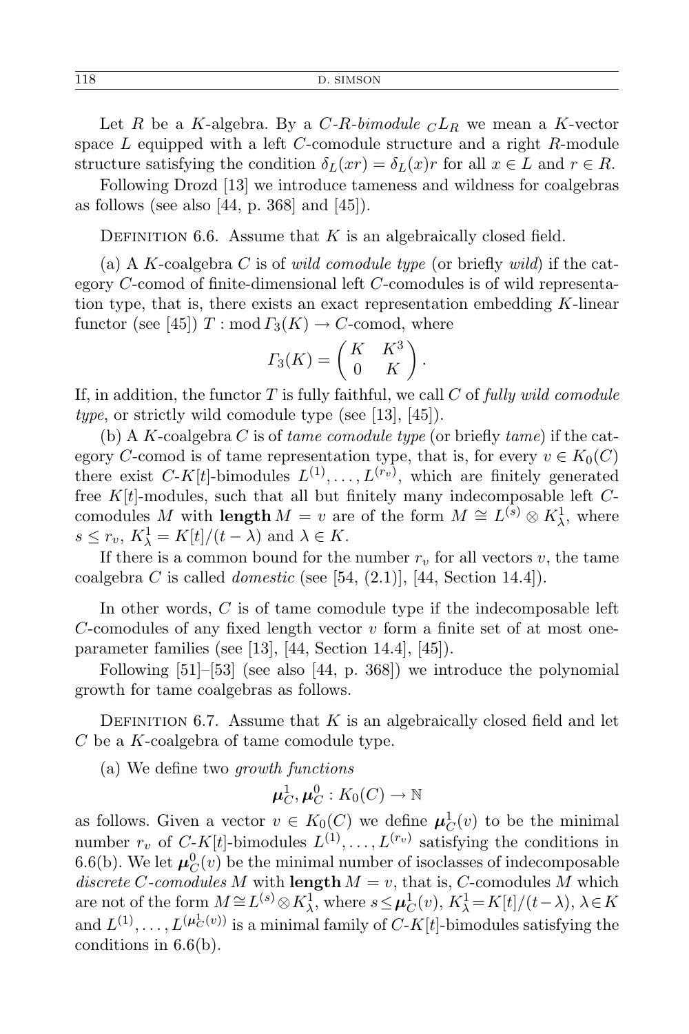Let $R$ be a $K$-algebra. By a *$C$-$R$-bimodule* ${}_CL_R$ we mean a $K$-vector space $L$ equipped with a left $C$-comodule structure and a right $R$-module structure satisfying the condition $\delta_L(xr) = \delta_L(x)r$ for all $x \in L$ and $r \in R$.

Following Drozd [13] we introduce tameness and wildness for coalgebras as follows (see also [44, p. 368] and [45]).

DEFINITION 6.6. Assume that $K$ is an algebraically closed field.

(a) A $K$-coalgebra $C$ is of *wild comodule type* (or briefly *wild*) if the category $C$-comod of finite-dimensional left $C$-comodules is of wild representation type, that is, there exists an exact representation embedding $K$-linear functor (see [45]) $T : \operatorname{mod} \Gamma_3(K) \to C\text{-comod}$, where

$$\Gamma_3(K) = \begin{pmatrix} K & K^3 \\ 0 & K \end{pmatrix}.$$

If, in addition, the functor $T$ is fully faithful, we call $C$ of *fully wild comodule type*, or strictly wild comodule type (see [13], [45]).

(b) A $K$-coalgebra $C$ is of *tame comodule type* (or briefly *tame*) if the category $C$-comod is of tame representation type, that is, for every $v \in K_0(C)$ there exist $C$-$K[t]$-bimodules $L^{(1)}, \dots, L^{(r_v)}$, which are finitely generated free $K[t]$-modules, such that all but finitely many indecomposable left $C$-comodules $M$ with $\mathbf{length}\, M = v$ are of the form $M \cong L^{(s)} \otimes K^1_\lambda$, where $s \le r_v$, $K^1_\lambda = K[t]/(t - \lambda)$ and $\lambda \in K$.

If there is a common bound for the number $r_v$ for all vectors $v$, the tame coalgebra $C$ is called *domestic* (see [54, (2.1)], [44, Section 14.4]).

In other words, $C$ is of tame comodule type if the indecomposable left $C$-comodules of any fixed length vector $v$ form a finite set of at most one-parameter families (see [13], [44, Section 14.4], [45]).

Following [51]–[53] (see also [44, p. 368]) we introduce the polynomial growth for tame coalgebras as follows.

DEFINITION 6.7. Assume that $K$ is an algebraically closed field and let $C$ be a $K$-coalgebra of tame comodule type.

(a) We define two *growth functions*

$$\boldsymbol{\mu}_C^1, \boldsymbol{\mu}_C^0 : K_0(C) \to \mathbb{N}$$

as follows. Given a vector $v \in K_0(C)$ we define $\boldsymbol{\mu}_C^1(v)$ to be the minimal number $r_v$ of $C$-$K[t]$-bimodules $L^{(1)}, \dots, L^{(r_v)}$ satisfying the conditions in 6.6(b). We let $\boldsymbol{\mu}_C^0(v)$ be the minimal number of isoclasses of indecomposable *discrete $C$-comodules* $M$ with $\mathbf{length}\, M = v$, that is, $C$-comodules $M$ which are not of the form $M \cong L^{(s)} \otimes K^1_\lambda$, where $s \le \boldsymbol{\mu}_C^1(v)$, $K^1_\lambda = K[t]/(t-\lambda)$, $\lambda \in K$ and $L^{(1)}, \dots, L^{(\boldsymbol{\mu}_C^1(v))}$ is a minimal family of $C$-$K[t]$-bimodules satisfying the conditions in 6.6(b).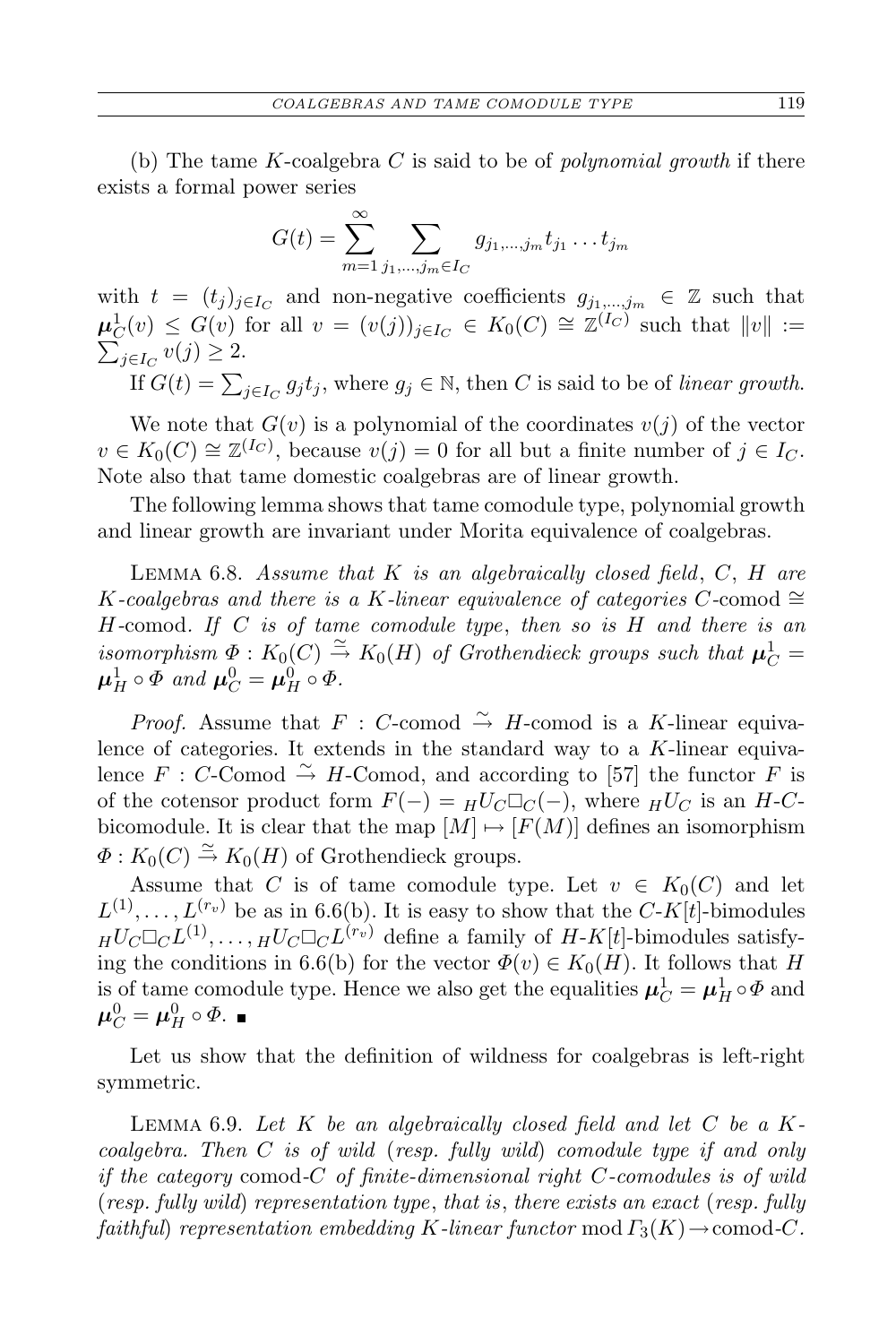(b) The tame $K$-coalgebra $C$ is said to be of *polynomial growth* if there exists a formal power series

$$G(t) = \sum_{m=1}^{\infty} \sum_{j_1,\dots,j_m \in I_C} g_{j_1,\dots,j_m} t_{j_1} \dots t_{j_m}$$

with $t = (t_j)_{j \in I_C}$ and non-negative coefficients $g_{j_1,\dots,j_m} \in \mathbb{Z}$ such that $\boldsymbol{\mu}_C^1(v) \leq G(v)$ for all $v = (v(j))_{j \in I_C} \in K_0(C) \cong \mathbb{Z}^{(I_C)}$ such that $\|v\| := \sum_{j \in I_C} v(j) \geq 2$.

If $G(t) = \sum_{j \in I_C} g_j t_j$, where $g_j \in \mathbb{N}$, then $C$ is said to be of *linear growth*.

We note that $G(v)$ is a polynomial of the coordinates $v(j)$ of the vector $v \in K_0(C) \cong \mathbb{Z}^{(I_C)}$, because $v(j) = 0$ for all but a finite number of $j \in I_C$. Note also that tame domestic coalgebras are of linear growth.

The following lemma shows that tame comodule type, polynomial growth and linear growth are invariant under Morita equivalence of coalgebras.

Lemma 6.8. *Assume that $K$ is an algebraically closed field, $C$, $H$ are $K$-coalgebras and there is a $K$-linear equivalence of categories $C$-comod $\cong$ $H$-comod. If $C$ is of tame comodule type, then so is $H$ and there is an isomorphism $\Phi : K_0(C) \xrightarrow{\simeq} K_0(H)$ of Grothendieck groups such that $\boldsymbol{\mu}_C^1 = \boldsymbol{\mu}_H^1 \circ \Phi$ and $\boldsymbol{\mu}_C^0 = \boldsymbol{\mu}_H^0 \circ \Phi$.*

*Proof.* Assume that $F : C\text{-comod} \xrightarrow{\simeq} H\text{-comod}$ is a $K$-linear equivalence of categories. It extends in the standard way to a $K$-linear equivalence $F : C\text{-Comod} \xrightarrow{\simeq} H\text{-Comod}$, and according to [57] the functor $F$ is of the cotensor product form $F(-) = {}_H U_C \Box_C (-)$, where ${}_H U_C$ is an $H$-$C$-bicomodule. It is clear that the map $[M] \mapsto [F(M)]$ defines an isomorphism $\Phi : K_0(C) \xrightarrow{\simeq} K_0(H)$ of Grothendieck groups.

Assume that $C$ is of tame comodule type. Let $v \in K_0(C)$ and let $L^{(1)}, \dots, L^{(r_v)}$ be as in 6.6(b). It is easy to show that the $C$-$K[t]$-bimodules ${}_H U_C \Box_C L^{(1)}, \dots, {}_H U_C \Box_C L^{(r_v)}$ define a family of $H$-$K[t]$-bimodules satisfying the conditions in 6.6(b) for the vector $\Phi(v) \in K_0(H)$. It follows that $H$ is of tame comodule type. Hence we also get the equalities $\boldsymbol{\mu}_C^1 = \boldsymbol{\mu}_H^1 \circ \Phi$ and $\boldsymbol{\mu}_C^0 = \boldsymbol{\mu}_H^0 \circ \Phi$. ∎

Let us show that the definition of wildness for coalgebras is left-right symmetric.

Lemma 6.9. *Let $K$ be an algebraically closed field and let $C$ be a $K$-coalgebra. Then $C$ is of wild (resp. fully wild) comodule type if and only if the category comod-$C$ of finite-dimensional right $C$-comodules is of wild (resp. fully wild) representation type, that is, there exists an exact (resp. fully faithful) representation embedding $K$-linear functor $\operatorname{mod} \Gamma_3(K) \to \text{comod-}C$.*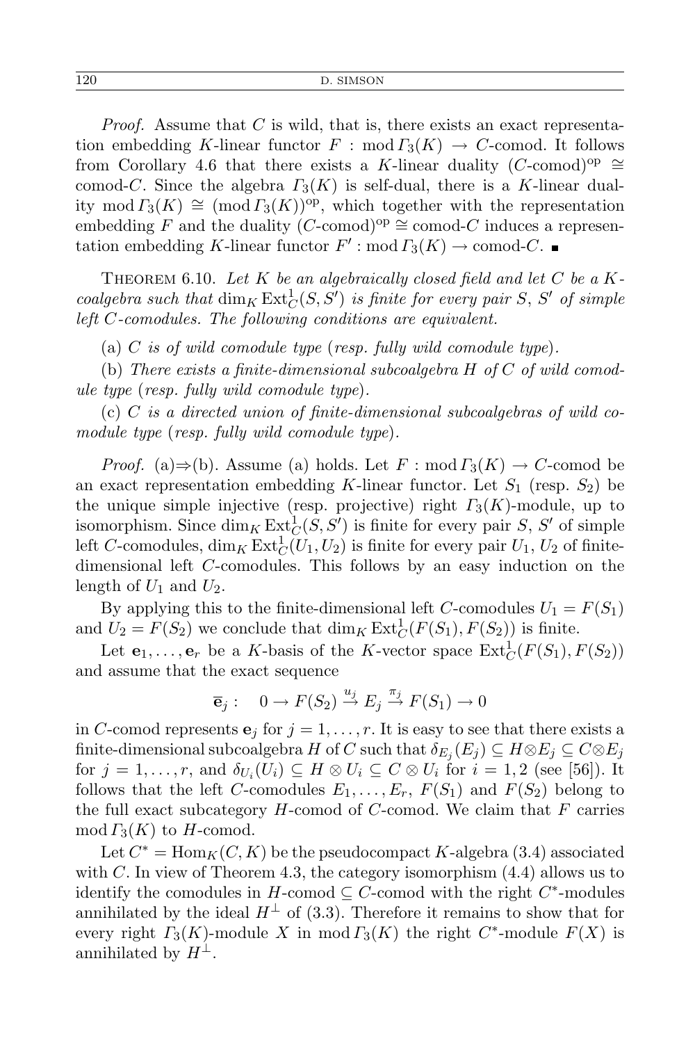*Proof.* Assume that $C$ is wild, that is, there exists an exact representation embedding $K$-linear functor $F : \operatorname{mod} \Gamma_3(K) \to C\text{-comod}$. It follows from Corollary 4.6 that there exists a $K$-linear duality $(C\text{-comod})^{\mathrm{op}} \cong \text{comod-}C$. Since the algebra $\Gamma_3(K)$ is self-dual, there is a $K$-linear duality $\operatorname{mod} \Gamma_3(K) \cong (\operatorname{mod} \Gamma_3(K))^{\mathrm{op}}$, which together with the representation embedding $F$ and the duality $(C\text{-comod})^{\mathrm{op}} \cong \text{comod-}C$ induces a representation embedding $K$-linear functor $F' : \operatorname{mod} \Gamma_3(K) \to \text{comod-}C$. ∎

Theorem 6.10. *Let $K$ be an algebraically closed field and let $C$ be a $K$-coalgebra such that $\dim_K \operatorname{Ext}^1_C(S, S')$ is finite for every pair $S$, $S'$ of simple left $C$-comodules. The following conditions are equivalent.*

(a) *$C$ is of wild comodule type* (*resp. fully wild comodule type*).

(b) *There exists a finite-dimensional subcoalgebra $H$ of $C$ of wild comodule type* (*resp. fully wild comodule type*).

(c) *$C$ is a directed union of finite-dimensional subcoalgebras of wild comodule type* (*resp. fully wild comodule type*).

*Proof.* (a)⇒(b). Assume (a) holds. Let $F : \operatorname{mod} \Gamma_3(K) \to C\text{-comod}$ be an exact representation embedding $K$-linear functor. Let $S_1$ (resp. $S_2$) be the unique simple injective (resp. projective) right $\Gamma_3(K)$-module, up to isomorphism. Since $\dim_K \operatorname{Ext}^1_C(S, S')$ is finite for every pair $S$, $S'$ of simple left $C$-comodules, $\dim_K \operatorname{Ext}^1_C(U_1, U_2)$ is finite for every pair $U_1$, $U_2$ of finite-dimensional left $C$-comodules. This follows by an easy induction on the length of $U_1$ and $U_2$.

By applying this to the finite-dimensional left $C$-comodules $U_1 = F(S_1)$ and $U_2 = F(S_2)$ we conclude that $\dim_K \operatorname{Ext}^1_C(F(S_1), F(S_2))$ is finite.

Let $\mathbf{e}_1, \ldots, \mathbf{e}_r$ be a $K$-basis of the $K$-vector space $\operatorname{Ext}^1_C(F(S_1), F(S_2))$ and assume that the exact sequence

$$\overline{\mathbf{e}}_j : \quad 0 \to F(S_2) \xrightarrow{u_j} E_j \xrightarrow{\pi_j} F(S_1) \to 0$$

in $C$-comod represents $\mathbf{e}_j$ for $j = 1, \ldots, r$. It is easy to see that there exists a finite-dimensional subcoalgebra $H$ of $C$ such that $\delta_{E_j}(E_j) \subseteq H \otimes E_j \subseteq C \otimes E_j$ for $j = 1, \ldots, r$, and $\delta_{U_i}(U_i) \subseteq H \otimes U_i \subseteq C \otimes U_i$ for $i = 1, 2$ (see [56]). It follows that the left $C$-comodules $E_1, \ldots, E_r$, $F(S_1)$ and $F(S_2)$ belong to the full exact subcategory $H$-comod of $C$-comod. We claim that $F$ carries $\operatorname{mod} \Gamma_3(K)$ to $H$-comod.

Let $C^* = \operatorname{Hom}_K(C, K)$ be the pseudocompact $K$-algebra (3.4) associated with $C$. In view of Theorem 4.3, the category isomorphism (4.4) allows us to identify the comodules in $H\text{-comod} \subseteq C\text{-comod}$ with the right $C^*$-modules annihilated by the ideal $H^{\perp}$ of (3.3). Therefore it remains to show that for every right $\Gamma_3(K)$-module $X$ in $\operatorname{mod} \Gamma_3(K)$ the right $C^*$-module $F(X)$ is annihilated by $H^{\perp}$.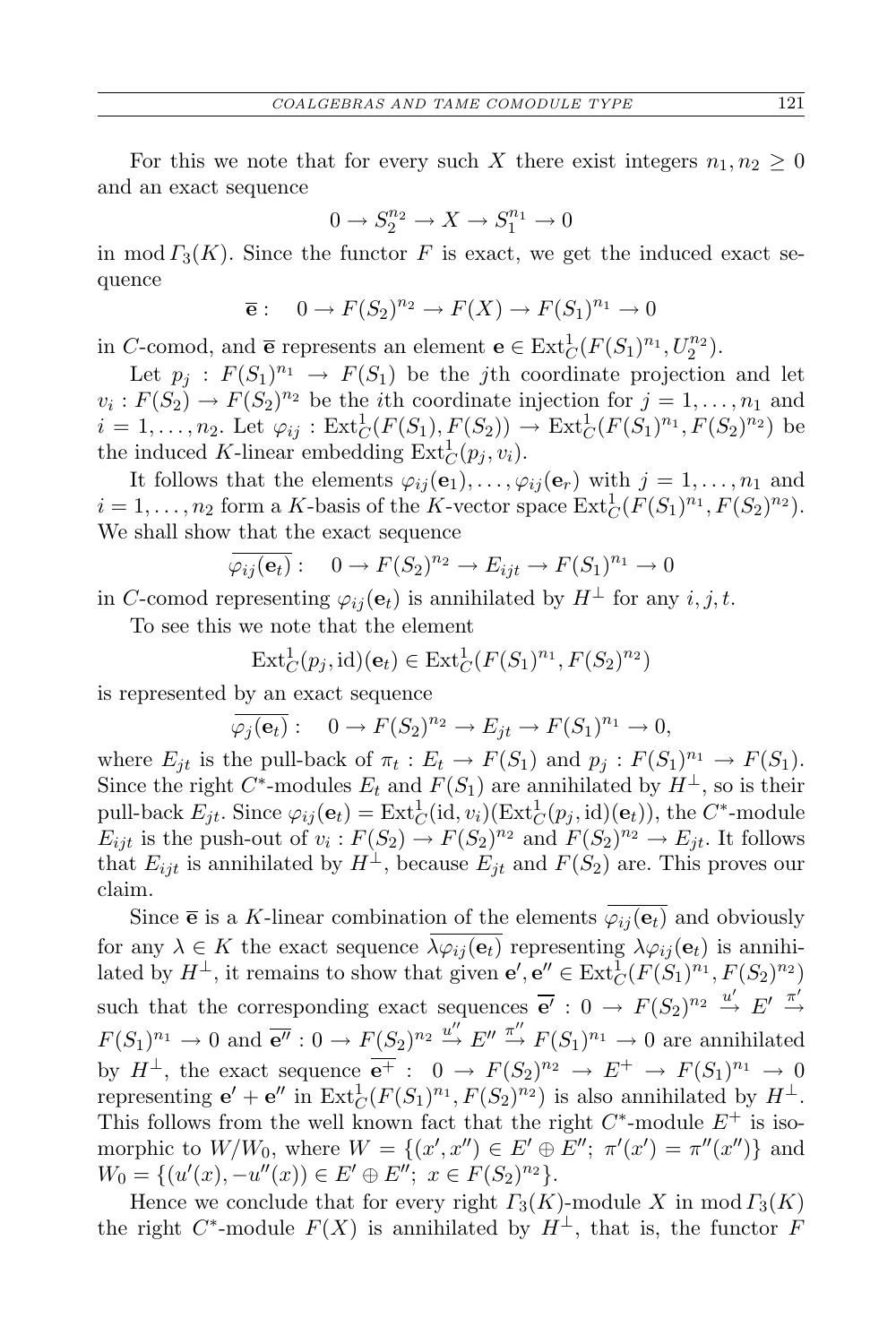For this we note that for every such $X$ there exist integers $n_1, n_2 \geq 0$ and an exact sequence

$$0 \to S_2^{n_2} \to X \to S_1^{n_1} \to 0$$

in $\operatorname{mod} \Gamma_3(K)$. Since the functor $F$ is exact, we get the induced exact sequence

$$\overline{\mathbf{e}}: \quad 0 \to F(S_2)^{n_2} \to F(X) \to F(S_1)^{n_1} \to 0$$

in $C$-comod, and $\overline{\mathbf{e}}$ represents an element $\mathbf{e} \in \operatorname{Ext}^1_C(F(S_1)^{n_1}, U_2^{n_2})$.

Let $p_j : F(S_1)^{n_1} \to F(S_1)$ be the $j$th coordinate projection and let $v_i : F(S_2) \to F(S_2)^{n_2}$ be the $i$th coordinate injection for $j = 1, \ldots, n_1$ and $i = 1, \ldots, n_2$. Let $\varphi_{ij} : \operatorname{Ext}^1_C(F(S_1), F(S_2)) \to \operatorname{Ext}^1_C(F(S_1)^{n_1}, F(S_2)^{n_2})$ be the induced $K$-linear embedding $\operatorname{Ext}^1_C(p_j, v_i)$.

It follows that the elements $\varphi_{ij}(\mathbf{e}_1), \ldots, \varphi_{ij}(\mathbf{e}_r)$ with $j = 1, \ldots, n_1$ and $i = 1, \ldots, n_2$ form a $K$-basis of the $K$-vector space $\operatorname{Ext}^1_C(F(S_1)^{n_1}, F(S_2)^{n_2})$. We shall show that the exact sequence

$$\overline{\varphi_{ij}(\mathbf{e}_t)}: \quad 0 \to F(S_2)^{n_2} \to E_{ijt} \to F(S_1)^{n_1} \to 0$$

in $C$-comod representing $\varphi_{ij}(\mathbf{e}_t)$ is annihilated by $H^{\perp}$ for any $i, j, t$.

To see this we note that the element

$$\operatorname{Ext}^1_C(p_j, \mathrm{id})(\mathbf{e}_t) \in \operatorname{Ext}^1_C(F(S_1)^{n_1}, F(S_2)^{n_2})$$

is represented by an exact sequence

$$\overline{\varphi_j(\mathbf{e}_t)}: \quad 0 \to F(S_2)^{n_2} \to E_{jt} \to F(S_1)^{n_1} \to 0,$$

where $E_{jt}$ is the pull-back of $\pi_t : E_t \to F(S_1)$ and $p_j : F(S_1)^{n_1} \to F(S_1)$. Since the right $C^*$-modules $E_t$ and $F(S_1)$ are annihilated by $H^{\perp}$, so is their pull-back $E_{jt}$. Since $\varphi_{ij}(\mathbf{e}_t) = \operatorname{Ext}^1_C(\mathrm{id}, v_i)(\operatorname{Ext}^1_C(p_j, \mathrm{id})(\mathbf{e}_t))$, the $C^*$-module $E_{ijt}$ is the push-out of $v_i : F(S_2) \to F(S_2)^{n_2}$ and $F(S_2)^{n_2} \to E_{jt}$. It follows that $E_{ijt}$ is annihilated by $H^{\perp}$, because $E_{jt}$ and $F(S_2)$ are. This proves our claim.

Since $\overline{\mathbf{e}}$ is a $K$-linear combination of the elements $\overline{\varphi_{ij}(\mathbf{e}_t)}$ and obviously for any $\lambda \in K$ the exact sequence $\overline{\lambda\varphi_{ij}(\mathbf{e}_t)}$ representing $\lambda\varphi_{ij}(\mathbf{e}_t)$ is annihilated by $H^{\perp}$, it remains to show that given $\mathbf{e}', \mathbf{e}'' \in \operatorname{Ext}^1_C(F(S_1)^{n_1}, F(S_2)^{n_2})$ such that the corresponding exact sequences $\overline{\mathbf{e}'} : 0 \to F(S_2)^{n_2} \xrightarrow{u'} E' \xrightarrow{\pi'} F(S_1)^{n_1} \to 0$ and $\overline{\mathbf{e}''} : 0 \to F(S_2)^{n_2} \xrightarrow{u''} E'' \xrightarrow{\pi''} F(S_1)^{n_1} \to 0$ are annihilated by $H^{\perp}$, the exact sequence $\overline{\mathbf{e}^+} : \ 0 \to F(S_2)^{n_2} \to E^+ \to F(S_1)^{n_1} \to 0$ representing $\mathbf{e}' + \mathbf{e}''$ in $\operatorname{Ext}^1_C(F(S_1)^{n_1}, F(S_2)^{n_2})$ is also annihilated by $H^{\perp}$. This follows from the well known fact that the right $C^*$-module $E^+$ is isomorphic to $W/W_0$, where $W = \{(x', x'') \in E' \oplus E'';\ \pi'(x') = \pi''(x'')\}$ and $W_0 = \{(u'(x), -u''(x)) \in E' \oplus E'';\ x \in F(S_2)^{n_2}\}$.

Hence we conclude that for every right $\Gamma_3(K)$-module $X$ in $\operatorname{mod} \Gamma_3(K)$ the right $C^*$-module $F(X)$ is annihilated by $H^{\perp}$, that is, the functor $F$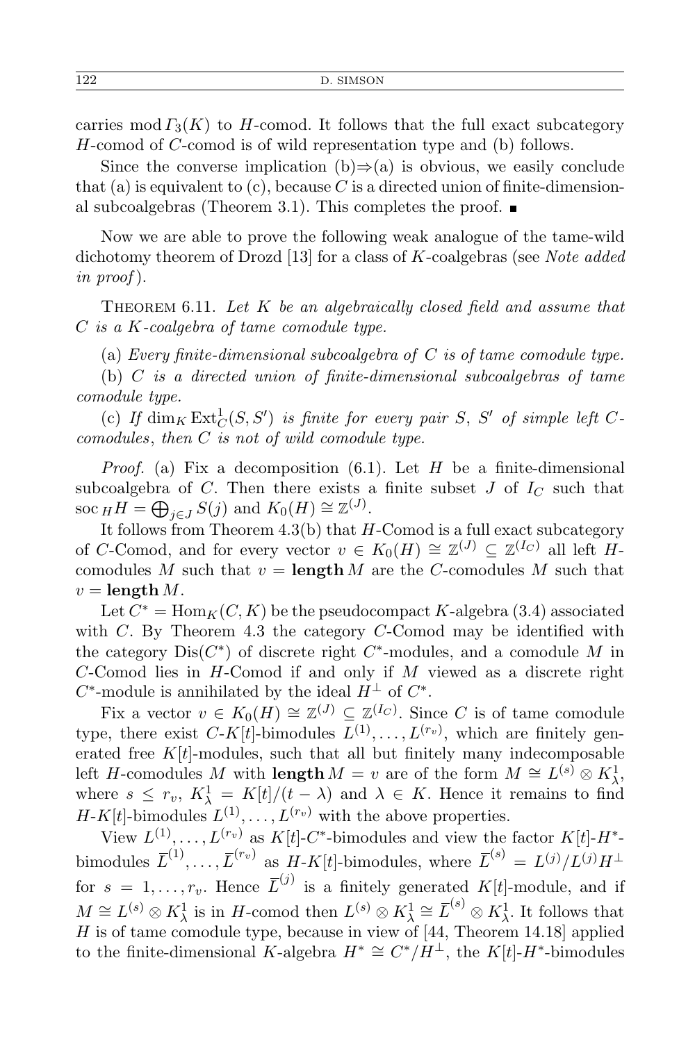carries mod $\Gamma_3(K)$ to $H$-comod. It follows that the full exact subcategory $H$-comod of $C$-comod is of wild representation type and (b) follows.

Since the converse implication (b)⇒(a) is obvious, we easily conclude that (a) is equivalent to (c), because $C$ is a directed union of finite-dimensional subcoalgebras (Theorem 3.1). This completes the proof. ∎

Now we are able to prove the following weak analogue of the tame-wild dichotomy theorem of Drozd [13] for a class of $K$-coalgebras (see *Note added in proof*).

Theorem 6.11. *Let $K$ be an algebraically closed field and assume that $C$ is a $K$-coalgebra of tame comodule type.*

(a) *Every finite-dimensional subcoalgebra of $C$ is of tame comodule type.*

(b) *$C$ is a directed union of finite-dimensional subcoalgebras of tame comodule type.*

(c) *If $\dim_K \mathrm{Ext}^1_C(S, S')$ is finite for every pair $S$, $S'$ of simple left $C$-comodules, then $C$ is not of wild comodule type.*

*Proof.* (a) Fix a decomposition (6.1). Let $H$ be a finite-dimensional subcoalgebra of $C$. Then there exists a finite subset $J$ of $I_C$ such that $\mathrm{soc}\,_H H = \bigoplus_{j\in J} S(j)$ and $K_0(H) \cong \mathbb{Z}^{(J)}$.

It follows from Theorem 4.3(b) that $H$-Comod is a full exact subcategory of $C$-Comod, and for every vector $v \in K_0(H) \cong \mathbb{Z}^{(J)} \subseteq \mathbb{Z}^{(I_C)}$ all left $H$-comodules $M$ such that $v = \mathbf{length}\, M$ are the $C$-comodules $M$ such that $v = \mathbf{length}\, M$.

Let $C^* = \mathrm{Hom}_K(C, K)$ be the pseudocompact $K$-algebra (3.4) associated with $C$. By Theorem 4.3 the category $C$-Comod may be identified with the category $\mathrm{Dis}(C^*)$ of discrete right $C^*$-modules, and a comodule $M$ in $C$-Comod lies in $H$-Comod if and only if $M$ viewed as a discrete right $C^*$-module is annihilated by the ideal $H^\perp$ of $C^*$.

Fix a vector $v \in K_0(H) \cong \mathbb{Z}^{(J)} \subseteq \mathbb{Z}^{(I_C)}$. Since $C$ is of tame comodule type, there exist $C$-$K[t]$-bimodules $L^{(1)}, \ldots, L^{(r_v)}$, which are finitely generated free $K[t]$-modules, such that all but finitely many indecomposable left $H$-comodules $M$ with $\mathbf{length}\, M = v$ are of the form $M \cong L^{(s)} \otimes K^1_\lambda$, where $s \le r_v$, $K^1_\lambda = K[t]/(t-\lambda)$ and $\lambda \in K$. Hence it remains to find $H$-$K[t]$-bimodules $L^{(1)}, \ldots, L^{(r_v)}$ with the above properties.

View $L^{(1)}, \ldots, L^{(r_v)}$ as $K[t]$-$C^*$-bimodules and view the factor $K[t]$-$H^*$-bimodules $\overline{L}^{(1)}, \ldots, \overline{L}^{(r_v)}$ as $H$-$K[t]$-bimodules, where $\overline{L}^{(s)} = L^{(j)}/L^{(j)}H^\perp$ for $s = 1, \ldots, r_v$. Hence $\overline{L}^{(j)}$ is a finitely generated $K[t]$-module, and if $M \cong L^{(s)} \otimes K^1_\lambda$ is in $H$-comod then $L^{(s)} \otimes K^1_\lambda \cong \overline{L}^{(s)} \otimes K^1_\lambda$. It follows that $H$ is of tame comodule type, because in view of [44, Theorem 14.18] applied to the finite-dimensional $K$-algebra $H^* \cong C^*/H^\perp$, the $K[t]$-$H^*$-bimodules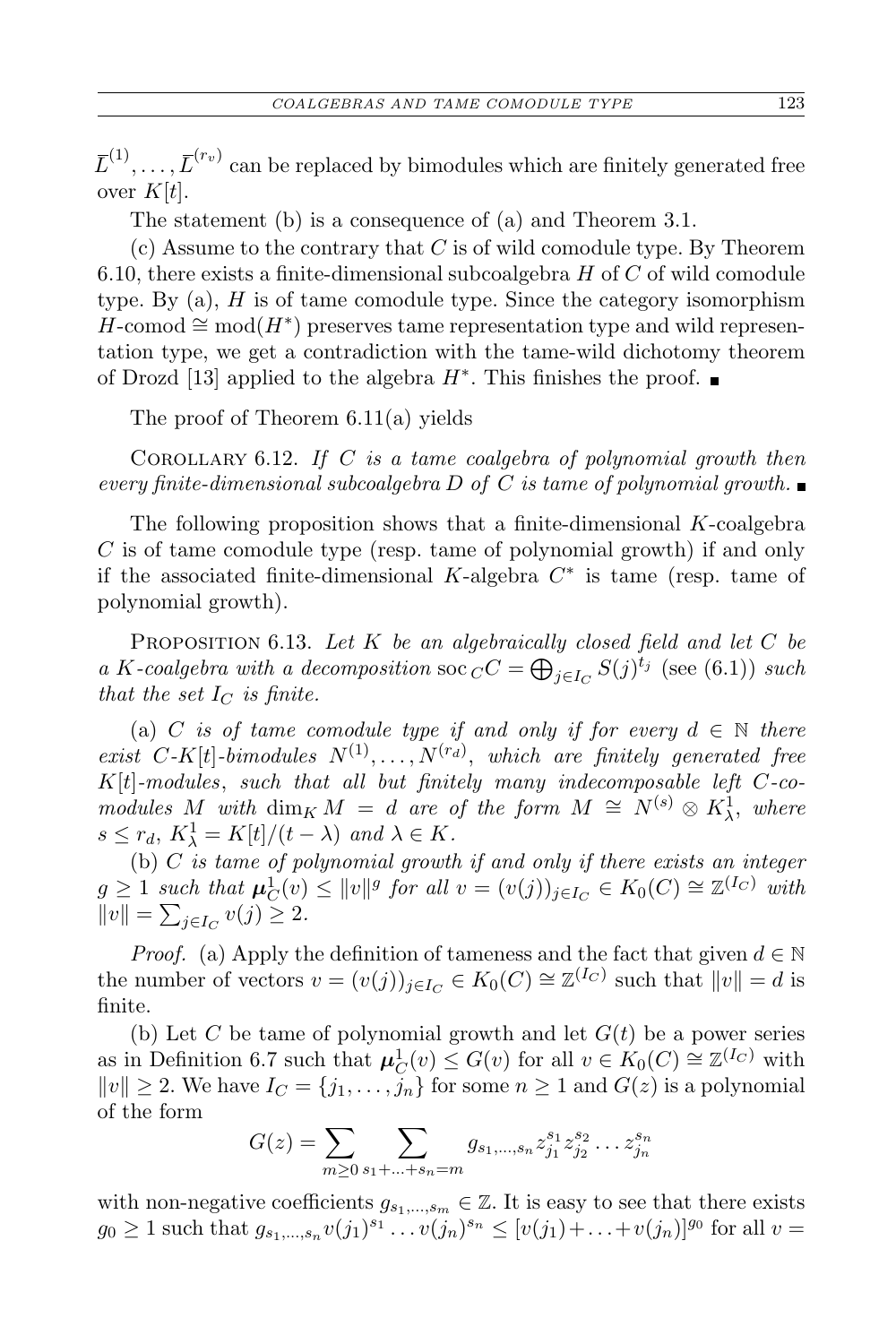$\overline{L}^{(1)}, \ldots, \overline{L}^{(r_v)}$ can be replaced by bimodules which are finitely generated free over $K[t]$.

The statement (b) is a consequence of (a) and Theorem 3.1.

(c) Assume to the contrary that $C$ is of wild comodule type. By Theorem 6.10, there exists a finite-dimensional subcoalgebra $H$ of $C$ of wild comodule type. By (a), $H$ is of tame comodule type. Since the category isomorphism $H\text{-comod} \cong \text{mod}(H^*)$ preserves tame representation type and wild representation type, we get a contradiction with the tame-wild dichotomy theorem of Drozd [13] applied to the algebra $H^*$. This finishes the proof. ∎

The proof of Theorem 6.11(a) yields

Corollary 6.12. *If $C$ is a tame coalgebra of polynomial growth then every finite-dimensional subcoalgebra $D$ of $C$ is tame of polynomial growth.* ∎

The following proposition shows that a finite-dimensional $K$-coalgebra $C$ is of tame comodule type (resp. tame of polynomial growth) if and only if the associated finite-dimensional $K$-algebra $C^*$ is tame (resp. tame of polynomial growth).

Proposition 6.13. *Let $K$ be an algebraically closed field and let $C$ be a $K$-coalgebra with a decomposition $\operatorname{soc}_C C = \bigoplus_{j \in I_C} S(j)^{t_j}$ (see (6.1)) such that the set $I_C$ is finite.*

*(a) $C$ is of tame comodule type if and only if for every $d \in \mathbb{N}$ there exist $C$-$K[t]$-bimodules $N^{(1)}, \ldots, N^{(r_d)}$, which are finitely generated free $K[t]$-modules, such that all but finitely many indecomposable left $C$-comodules $M$ with $\dim_K M = d$ are of the form $M \cong N^{(s)} \otimes K^1_\lambda$, where $s \le r_d$, $K^1_\lambda = K[t]/(t - \lambda)$ and $\lambda \in K$.*

*(b) $C$ is tame of polynomial growth if and only if there exists an integer $g \ge 1$ such that $\boldsymbol{\mu}^1_C(v) \le \|v\|^g$ for all $v = (v(j))_{j \in I_C} \in K_0(C) \cong \mathbb{Z}^{(I_C)}$ with $\|v\| = \sum_{j \in I_C} v(j) \ge 2$.*

*Proof.* (a) Apply the definition of tameness and the fact that given $d \in \mathbb{N}$ the number of vectors $v = (v(j))_{j \in I_C} \in K_0(C) \cong \mathbb{Z}^{(I_C)}$ such that $\|v\| = d$ is finite.

(b) Let $C$ be tame of polynomial growth and let $G(t)$ be a power series as in Definition 6.7 such that $\boldsymbol{\mu}^1_C(v) \le G(v)$ for all $v \in K_0(C) \cong \mathbb{Z}^{(I_C)}$ with $\|v\| \ge 2$. We have $I_C = \{j_1, \ldots, j_n\}$ for some $n \ge 1$ and $G(z)$ is a polynomial of the form

$$G(z) = \sum_{m \ge 0} \sum_{s_1 + \ldots + s_n = m} g_{s_1, \ldots, s_n} z_{j_1}^{s_1} z_{j_2}^{s_2} \ldots z_{j_n}^{s_n}$$

with non-negative coefficients $g_{s_1, \ldots, s_m} \in \mathbb{Z}$. It is easy to see that there exists $g_0 \ge 1$ such that $g_{s_1, \ldots, s_n} v(j_1)^{s_1} \ldots v(j_n)^{s_n} \le [v(j_1) + \ldots + v(j_n)]^{g_0}$ for all $v =$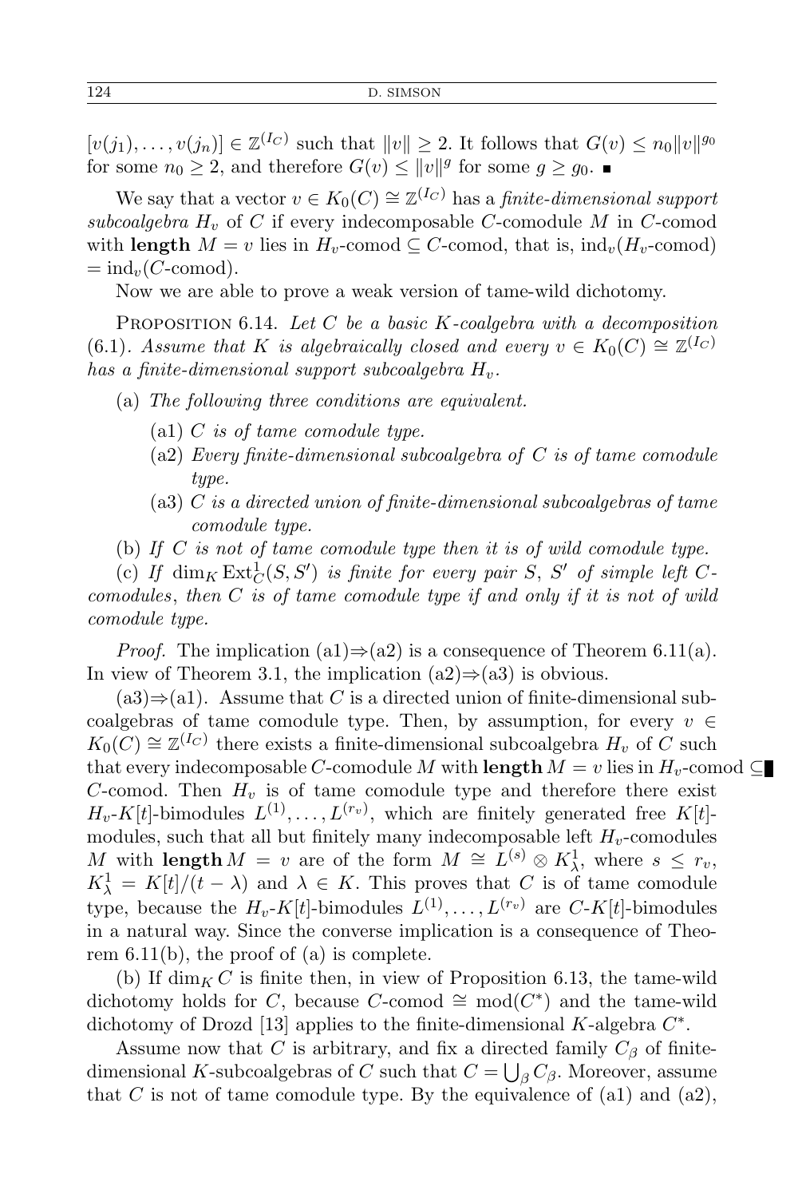$[v(j_1), \dots, v(j_n)] \in \mathbb{Z}^{(I_C)}$ such that $\|v\| \geq 2$. It follows that $G(v) \leq n_0 \|v\|^{g_0}$ for some $n_0 \geq 2$, and therefore $G(v) \leq \|v\|^g$ for some $g \geq g_0$. ■

We say that a vector $v \in K_0(C) \cong \mathbb{Z}^{(I_C)}$ has a *finite-dimensional support subcoalgebra* $H_v$ of $C$ if every indecomposable $C$-comodule $M$ in $C$-comod with $\mathbf{length}\, M = v$ lies in $H_v$-comod $\subseteq C$-comod, that is, $\mathrm{ind}_v(H_v\text{-comod}) = \mathrm{ind}_v(C\text{-comod})$.

Now we are able to prove a weak version of tame-wild dichotomy.

Proposition 6.14. *Let $C$ be a basic $K$-coalgebra with a decomposition* (6.1). *Assume that $K$ is algebraically closed and every $v \in K_0(C) \cong \mathbb{Z}^{(I_C)}$ has a finite-dimensional support subcoalgebra $H_v$.*

- (a) *The following three conditions are equivalent.*
  - (a1) *$C$ is of tame comodule type.*
  - (a2) *Every finite-dimensional subcoalgebra of $C$ is of tame comodule type.*
  - (a3) *$C$ is a directed union of finite-dimensional subcoalgebras of tame comodule type.*
- (b) *If $C$ is not of tame comodule type then it is of wild comodule type.*

(c) *If $\dim_K \mathrm{Ext}^1_C(S, S')$ is finite for every pair $S$, $S'$ of simple left $C$-comodules, then $C$ is of tame comodule type if and only if it is not of wild comodule type.*

*Proof.* The implication (a1)⇒(a2) is a consequence of Theorem 6.11(a). In view of Theorem 3.1, the implication (a2)⇒(a3) is obvious.

(a3)⇒(a1). Assume that $C$ is a directed union of finite-dimensional subcoalgebras of tame comodule type. Then, by assumption, for every $v \in K_0(C) \cong \mathbb{Z}^{(I_C)}$ there exists a finite-dimensional subcoalgebra $H_v$ of $C$ such that every indecomposable $C$-comodule $M$ with $\mathbf{length}\, M = v$ lies in $H_v$-comod $\subseteq$ $C$-comod. Then $H_v$ is of tame comodule type and therefore there exist $H_v$-$K[t]$-bimodules $L^{(1)}, \dots, L^{(r_v)}$, which are finitely generated free $K[t]$-modules, such that all but finitely many indecomposable left $H_v$-comodules $M$ with $\mathbf{length}\, M = v$ are of the form $M \cong L^{(s)} \otimes K^1_\lambda$, where $s \leq r_v$, $K^1_\lambda = K[t]/(t-\lambda)$ and $\lambda \in K$. This proves that $C$ is of tame comodule type, because the $H_v$-$K[t]$-bimodules $L^{(1)}, \dots, L^{(r_v)}$ are $C$-$K[t]$-bimodules in a natural way. Since the converse implication is a consequence of Theorem 6.11(b), the proof of (a) is complete.

(b) If $\dim_K C$ is finite then, in view of Proposition 6.13, the tame-wild dichotomy holds for $C$, because $C$-comod $\cong \mathrm{mod}(C^*)$ and the tame-wild dichotomy of Drozd [13] applies to the finite-dimensional $K$-algebra $C^*$.

Assume now that $C$ is arbitrary, and fix a directed family $C_\beta$ of finite-dimensional $K$-subcoalgebras of $C$ such that $C = \bigcup_\beta C_\beta$. Moreover, assume that $C$ is not of tame comodule type. By the equivalence of (a1) and (a2),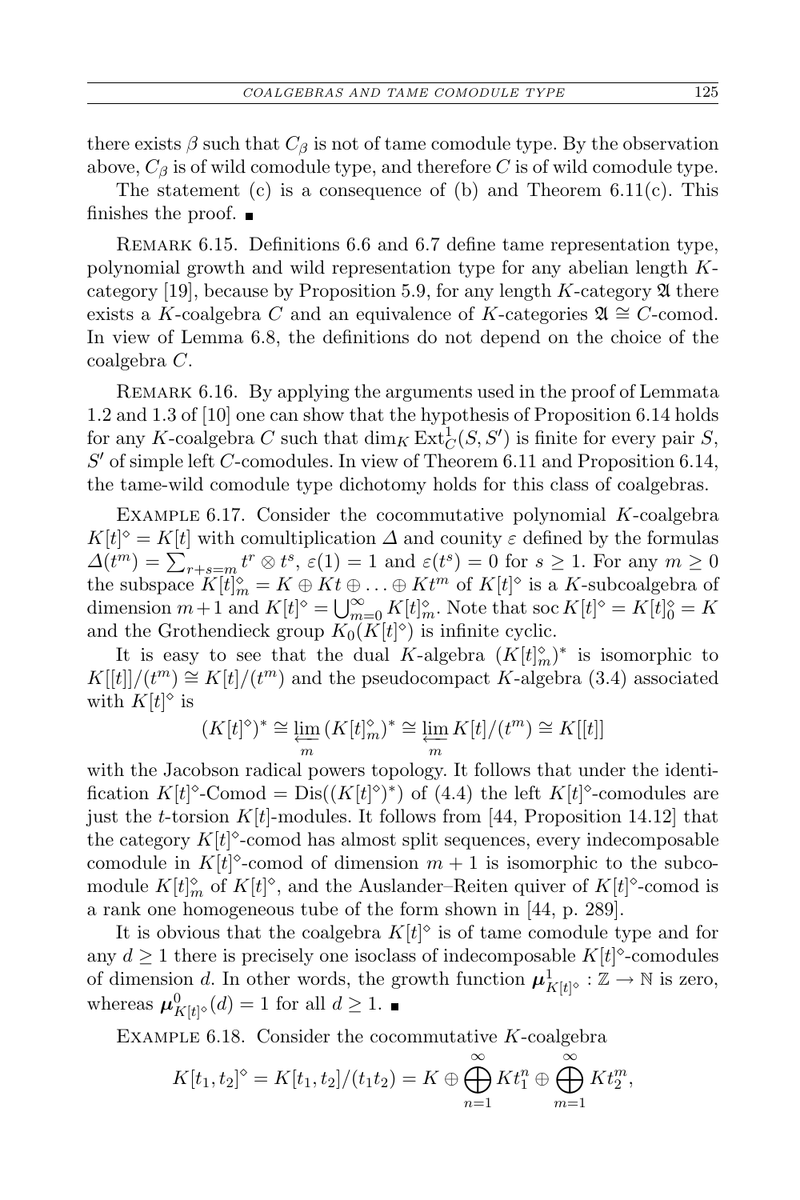there exists $\beta$ such that $C_\beta$ is not of tame comodule type. By the observation above, $C_\beta$ is of wild comodule type, and therefore $C$ is of wild comodule type.

The statement (c) is a consequence of (b) and Theorem 6.11(c). This finishes the proof. ■

Remark 6.15. Definitions 6.6 and 6.7 define tame representation type, polynomial growth and wild representation type for any abelian length $K$-category [19], because by Proposition 5.9, for any length $K$-category $\mathfrak{A}$ there exists a $K$-coalgebra $C$ and an equivalence of $K$-categories $\mathfrak{A} \cong C$-comod. In view of Lemma 6.8, the definitions do not depend on the choice of the coalgebra $C$.

Remark 6.16. By applying the arguments used in the proof of Lemmata 1.2 and 1.3 of [10] one can show that the hypothesis of Proposition 6.14 holds for any $K$-coalgebra $C$ such that $\dim_K \operatorname{Ext}^1_C(S, S')$ is finite for every pair $S$, $S'$ of simple left $C$-comodules. In view of Theorem 6.11 and Proposition 6.14, the tame-wild comodule type dichotomy holds for this class of coalgebras.

Example 6.17. Consider the cocommutative polynomial $K$-coalgebra $K[t]^\diamond = K[t]$ with comultiplication $\Delta$ and counity $\varepsilon$ defined by the formulas $\Delta(t^m) = \sum_{r+s=m} t^r \otimes t^s$, $\varepsilon(1) = 1$ and $\varepsilon(t^s) = 0$ for $s \geq 1$. For any $m \geq 0$ the subspace $K[t]^\diamond_m = K \oplus Kt \oplus \ldots \oplus Kt^m$ of $K[t]^\diamond$ is a $K$-subcoalgebra of dimension $m+1$ and $K[t]^\diamond = \bigcup_{m=0}^\infty K[t]^\diamond_m$. Note that $\operatorname{soc} K[t]^\diamond = K[t]^\diamond_0 = K$ and the Grothendieck group $K_0(K[t]^\diamond)$ is infinite cyclic.

It is easy to see that the dual $K$-algebra $(K[t]^\diamond_m)^*$ is isomorphic to $K[[t]]/(t^m) \cong K[t]/(t^m)$ and the pseudocompact $K$-algebra (3.4) associated with $K[t]^\diamond$ is

$$(K[t]^\diamond)^* \cong \varprojlim_m (K[t]^\diamond_m)^* \cong \varprojlim_m K[t]/(t^m) \cong K[[t]]$$

with the Jacobson radical powers topology. It follows that under the identification $K[t]^\diamond\text{-Comod} = \operatorname{Dis}((K[t]^\diamond)^*)$ of (4.4) the left $K[t]^\diamond$-comodules are just the $t$-torsion $K[t]$-modules. It follows from [44, Proposition 14.12] that the category $K[t]^\diamond$-comod has almost split sequences, every indecomposable comodule in $K[t]^\diamond$-comod of dimension $m+1$ is isomorphic to the subcomodule $K[t]^\diamond_m$ of $K[t]^\diamond$, and the Auslander–Reiten quiver of $K[t]^\diamond$-comod is a rank one homogeneous tube of the form shown in [44, p. 289].

It is obvious that the coalgebra $K[t]^\diamond$ is of tame comodule type and for any $d \geq 1$ there is precisely one isoclass of indecomposable $K[t]^\diamond$-comodules of dimension $d$. In other words, the growth function $\boldsymbol{\mu}^1_{K[t]^\diamond} : \mathbb{Z} \to \mathbb{N}$ is zero, whereas $\boldsymbol{\mu}^0_{K[t]^\diamond}(d) = 1$ for all $d \geq 1$. ■

Example 6.18. Consider the cocommutative $K$-coalgebra

$$K[t_1, t_2]^\diamond = K[t_1, t_2]/(t_1 t_2) = K \oplus \bigoplus_{n=1}^\infty K t_1^n \oplus \bigoplus_{m=1}^\infty K t_2^m,$$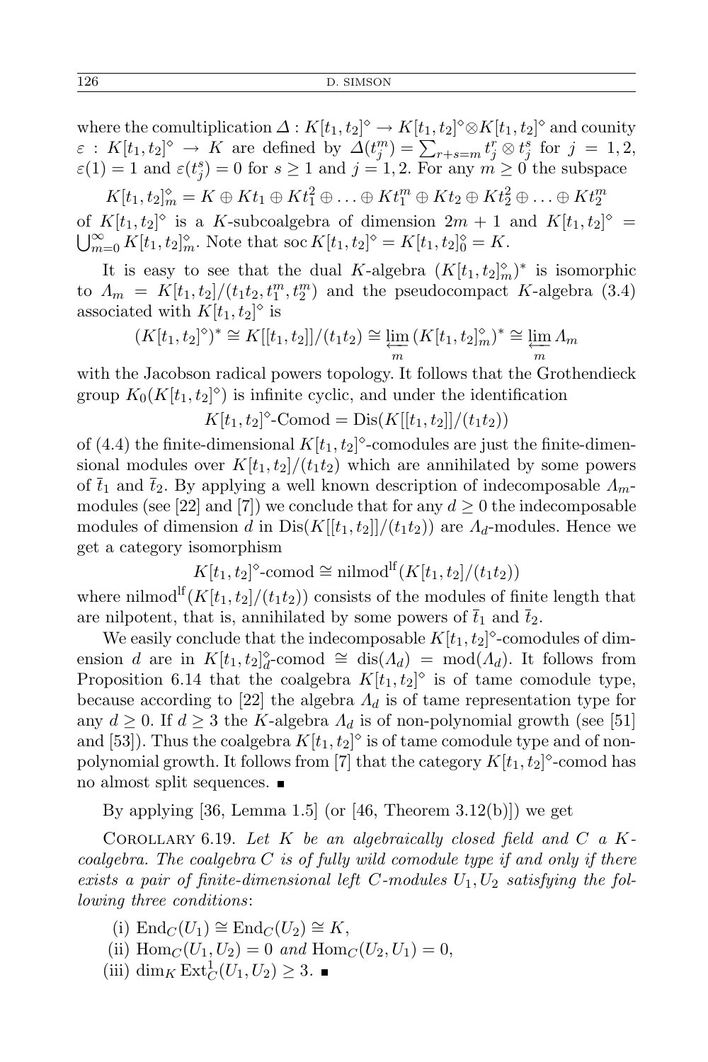where the comultiplication $\Delta : K[t_1, t_2]^\diamond \to K[t_1, t_2]^\diamond \otimes K[t_1, t_2]^\diamond$ and counity $\varepsilon : K[t_1, t_2]^\diamond \to K$ are defined by $\Delta(t_j^m) = \sum_{r+s=m} t_j^r \otimes t_j^s$ for $j = 1, 2$, $\varepsilon(1) = 1$ and $\varepsilon(t_j^s) = 0$ for $s \geq 1$ and $j = 1, 2$. For any $m \geq 0$ the subspace

$$K[t_1, t_2]_m^\diamond = K \oplus Kt_1 \oplus Kt_1^2 \oplus \ldots \oplus Kt_1^m \oplus Kt_2 \oplus Kt_2^2 \oplus \ldots \oplus Kt_2^m$$

of $K[t_1, t_2]^\diamond$ is a $K$-subcoalgebra of dimension $2m + 1$ and $K[t_1, t_2]^\diamond = \bigcup_{m=0}^{\infty} K[t_1, t_2]_m^\diamond$. Note that $\operatorname{soc} K[t_1, t_2]^\diamond = K[t_1, t_2]_0^\diamond = K$.

It is easy to see that the dual $K$-algebra $(K[t_1, t_2]_m^\diamond)^*$ is isomorphic to $\Lambda_m = K[t_1, t_2]/(t_1 t_2, t_1^m, t_2^m)$ and the pseudocompact $K$-algebra (3.4) associated with $K[t_1, t_2]^\diamond$ is

$$(K[t_1, t_2]^\diamond)^* \cong K[[t_1, t_2]]/(t_1 t_2) \cong \varprojlim_m (K[t_1, t_2]_m^\diamond)^* \cong \varprojlim_m \Lambda_m$$

with the Jacobson radical powers topology. It follows that the Grothendieck group $K_0(K[t_1, t_2]^\diamond)$ is infinite cyclic, and under the identification

$$K[t_1, t_2]^\diamond\text{-Comod} = \operatorname{Dis}(K[[t_1, t_2]]/(t_1 t_2))$$

of (4.4) the finite-dimensional $K[t_1, t_2]^\diamond$-comodules are just the finite-dimensional modules over $K[t_1, t_2]/(t_1 t_2)$ which are annihilated by some powers of $\overline{t}_1$ and $\overline{t}_2$. By applying a well known description of indecomposable $\Lambda_m$-modules (see [22] and [7]) we conclude that for any $d \geq 0$ the indecomposable modules of dimension $d$ in $\operatorname{Dis}(K[[t_1, t_2]]/(t_1 t_2))$ are $\Lambda_d$-modules. Hence we get a category isomorphism

$$K[t_1, t_2]^\diamond\text{-comod} \cong \operatorname{nilmod}^{\mathrm{lf}}(K[t_1, t_2]/(t_1 t_2))$$

where $\operatorname{nilmod}^{\mathrm{lf}}(K[t_1, t_2]/(t_1 t_2))$ consists of the modules of finite length that are nilpotent, that is, annihilated by some powers of $\overline{t}_1$ and $\overline{t}_2$.

We easily conclude that the indecomposable $K[t_1, t_2]^\diamond$-comodules of dimension $d$ are in $K[t_1, t_2]_d^\diamond\text{-comod} \cong \operatorname{dis}(\Lambda_d) = \operatorname{mod}(\Lambda_d)$. It follows from Proposition 6.14 that the coalgebra $K[t_1, t_2]^\diamond$ is of tame comodule type, because according to [22] the algebra $\Lambda_d$ is of tame representation type for any $d \geq 0$. If $d \geq 3$ the $K$-algebra $\Lambda_d$ is of non-polynomial growth (see [51] and [53]). Thus the coalgebra $K[t_1, t_2]^\diamond$ is of tame comodule type and of non-polynomial growth. It follows from [7] that the category $K[t_1, t_2]^\diamond$-comod has no almost split sequences. ■

By applying [36, Lemma 1.5] (or [46, Theorem 3.12(b)]) we get

Corollary 6.19. *Let $K$ be an algebraically closed field and $C$ a $K$-coalgebra. The coalgebra $C$ is of fully wild comodule type if and only if there exists a pair of finite-dimensional left $C$-modules $U_1, U_2$ satisfying the following three conditions*:

(i) $\operatorname{End}_C(U_1) \cong \operatorname{End}_C(U_2) \cong K$,

(ii) $\operatorname{Hom}_C(U_1, U_2) = 0$ *and* $\operatorname{Hom}_C(U_2, U_1) = 0$,

(iii) $\dim_K \operatorname{Ext}_C^1(U_1, U_2) \geq 3$. ■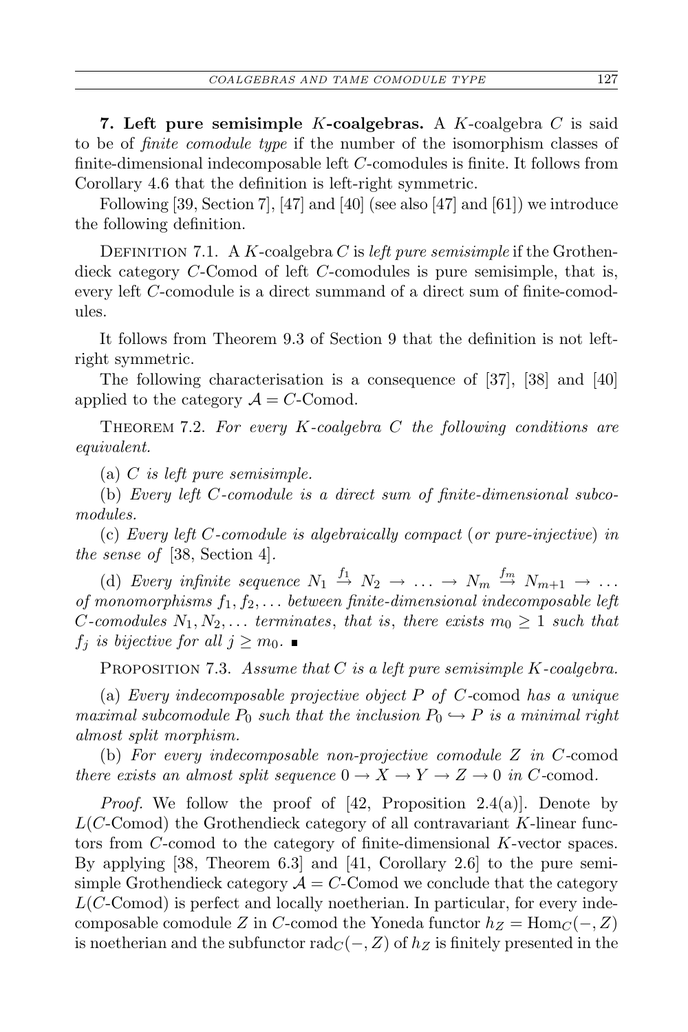**7. Left pure semisimple $K$-coalgebras.** A $K$-coalgebra $C$ is said to be of *finite comodule type* if the number of the isomorphism classes of finite-dimensional indecomposable left $C$-comodules is finite. It follows from Corollary 4.6 that the definition is left-right symmetric.

Following [39, Section 7], [47] and [40] (see also [47] and [61]) we introduce the following definition.

Definition 7.1. A $K$-coalgebra $C$ is *left pure semisimple* if the Grothendieck category $C$-Comod of left $C$-comodules is pure semisimple, that is, every left $C$-comodule is a direct summand of a direct sum of finite-comodules.

It follows from Theorem 9.3 of Section 9 that the definition is not left-right symmetric.

The following characterisation is a consequence of [37], [38] and [40] applied to the category $\mathcal{A} = C$-Comod.

Theorem 7.2. *For every $K$-coalgebra $C$ the following conditions are equivalent.*

(a) *$C$ is left pure semisimple.*

(b) *Every left $C$-comodule is a direct sum of finite-dimensional subcomodules.*

(c) *Every left $C$-comodule is algebraically compact* (*or pure-injective*) *in the sense of* [38, Section 4].

(d) *Every infinite sequence $N_1 \xrightarrow{f_1} N_2 \to \ldots \to N_m \xrightarrow{f_m} N_{m+1} \to \ldots$ of monomorphisms $f_1, f_2, \ldots$ between finite-dimensional indecomposable left $C$-comodules $N_1, N_2, \ldots$ terminates*, *that is*, *there exists $m_0 \geq 1$ such that $f_j$ is bijective for all $j \geq m_0$.* ∎

Proposition 7.3. *Assume that $C$ is a left pure semisimple $K$-coalgebra.*

(a) *Every indecomposable projective object $P$ of $C$-comod has a unique maximal subcomodule $P_0$ such that the inclusion $P_0 \hookrightarrow P$ is a minimal right almost split morphism.*

(b) *For every indecomposable non-projective comodule $Z$ in $C$-comod there exists an almost split sequence $0 \to X \to Y \to Z \to 0$ in $C$-comod.*

*Proof.* We follow the proof of [42, Proposition 2.4(a)]. Denote by $L(C\text{-Comod})$ the Grothendieck category of all contravariant $K$-linear functors from $C$-comod to the category of finite-dimensional $K$-vector spaces. By applying [38, Theorem 6.3] and [41, Corollary 2.6] to the pure semisimple Grothendieck category $\mathcal{A} = C$-Comod we conclude that the category $L(C\text{-Comod})$ is perfect and locally noetherian. In particular, for every indecomposable comodule $Z$ in $C$-comod the Yoneda functor $h_Z = \mathrm{Hom}_C(-, Z)$ is noetherian and the subfunctor $\mathrm{rad}_C(-, Z)$ of $h_Z$ is finitely presented in the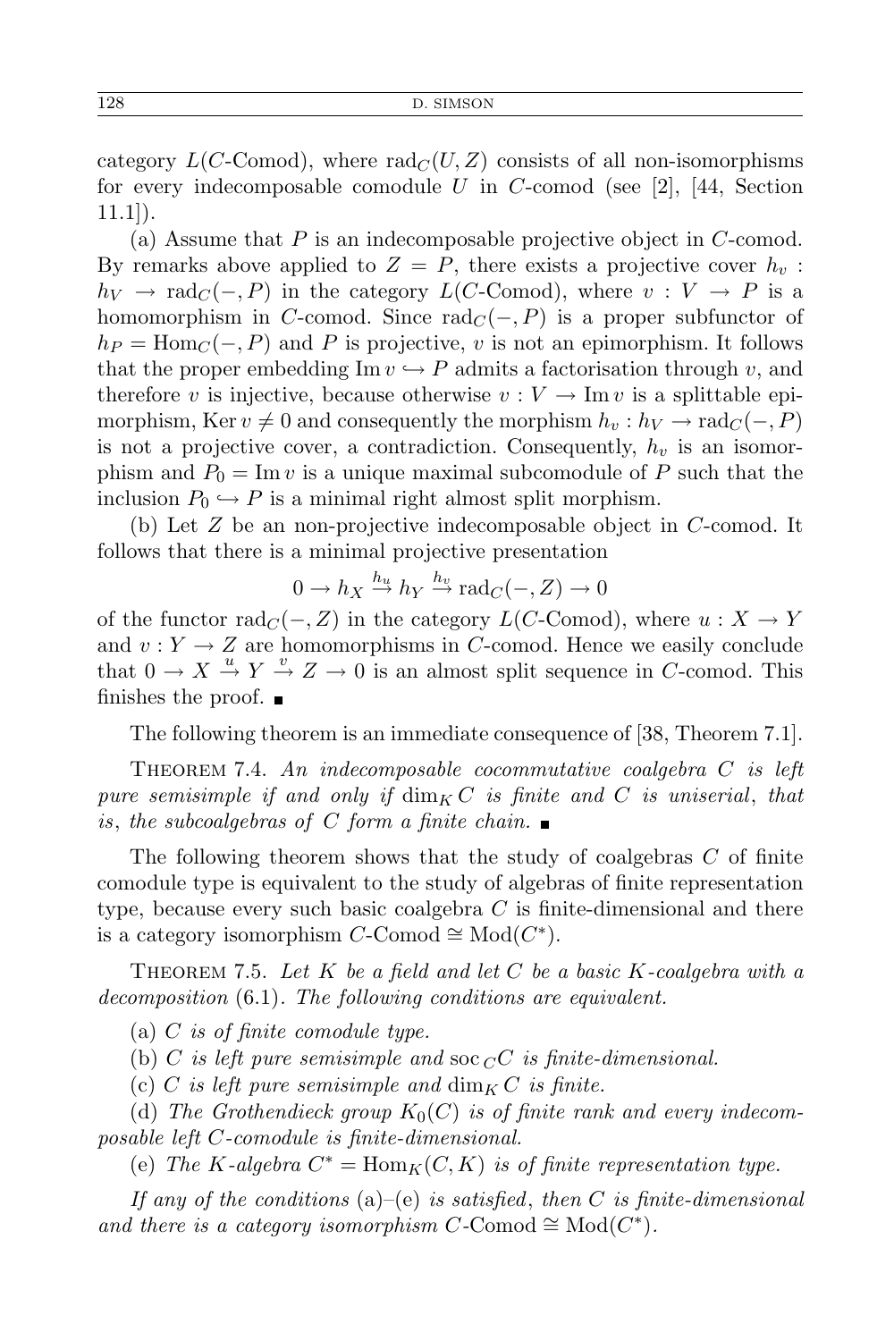category $L(C\text{-Comod})$, where $\mathrm{rad}_C(U, Z)$ consists of all non-isomorphisms for every indecomposable comodule $U$ in $C$-comod (see [2], [44, Section 11.1]).

(a) Assume that $P$ is an indecomposable projective object in $C$-comod. By remarks above applied to $Z = P$, there exists a projective cover $h_v : h_V \to \mathrm{rad}_C(-, P)$ in the category $L(C\text{-Comod})$, where $v : V \to P$ is a homomorphism in $C$-comod. Since $\mathrm{rad}_C(-, P)$ is a proper subfunctor of $h_P = \mathrm{Hom}_C(-, P)$ and $P$ is projective, $v$ is not an epimorphism. It follows that the proper embedding $\mathrm{Im}\, v \hookrightarrow P$ admits a factorisation through $v$, and therefore $v$ is injective, because otherwise $v : V \to \mathrm{Im}\, v$ is a splittable epimorphism, $\mathrm{Ker}\, v \neq 0$ and consequently the morphism $h_v : h_V \to \mathrm{rad}_C(-, P)$ is not a projective cover, a contradiction. Consequently, $h_v$ is an isomorphism and $P_0 = \mathrm{Im}\, v$ is a unique maximal subcomodule of $P$ such that the inclusion $P_0 \hookrightarrow P$ is a minimal right almost split morphism.

(b) Let $Z$ be an non-projective indecomposable object in $C$-comod. It follows that there is a minimal projective presentation

$$0 \to h_X \xrightarrow{h_u} h_Y \xrightarrow{h_v} \mathrm{rad}_C(-, Z) \to 0$$

of the functor $\mathrm{rad}_C(-, Z)$ in the category $L(C\text{-Comod})$, where $u : X \to Y$ and $v : Y \to Z$ are homomorphisms in $C$-comod. Hence we easily conclude that $0 \to X \xrightarrow{u} Y \xrightarrow{v} Z \to 0$ is an almost split sequence in $C$-comod. This finishes the proof. ∎

The following theorem is an immediate consequence of [38, Theorem 7.1].

THEOREM 7.4. *An indecomposable cocommutative coalgebra $C$ is left pure semisimple if and only if $\dim_K C$ is finite and $C$ is uniserial, that is, the subcoalgebras of $C$ form a finite chain.* ∎

The following theorem shows that the study of coalgebras $C$ of finite comodule type is equivalent to the study of algebras of finite representation type, because every such basic coalgebra $C$ is finite-dimensional and there is a category isomorphism $C\text{-Comod} \cong \mathrm{Mod}(C^*)$.

THEOREM 7.5. *Let $K$ be a field and let $C$ be a basic $K$-coalgebra with a decomposition* (6.1). *The following conditions are equivalent.*

(a) *$C$ is of finite comodule type.*

(b) *$C$ is left pure semisimple and $\mathrm{soc}\,_C C$ is finite-dimensional.*

(c) *$C$ is left pure semisimple and $\dim_K C$ is finite.*

(d) *The Grothendieck group $K_0(C)$ is of finite rank and every indecomposable left $C$-comodule is finite-dimensional.*

(e) *The $K$-algebra $C^* = \mathrm{Hom}_K(C, K)$ is of finite representation type.*

*If any of the conditions* (a)–(e) *is satisfied, then $C$ is finite-dimensional and there is a category isomorphism $C\text{-Comod} \cong \mathrm{Mod}(C^*)$.*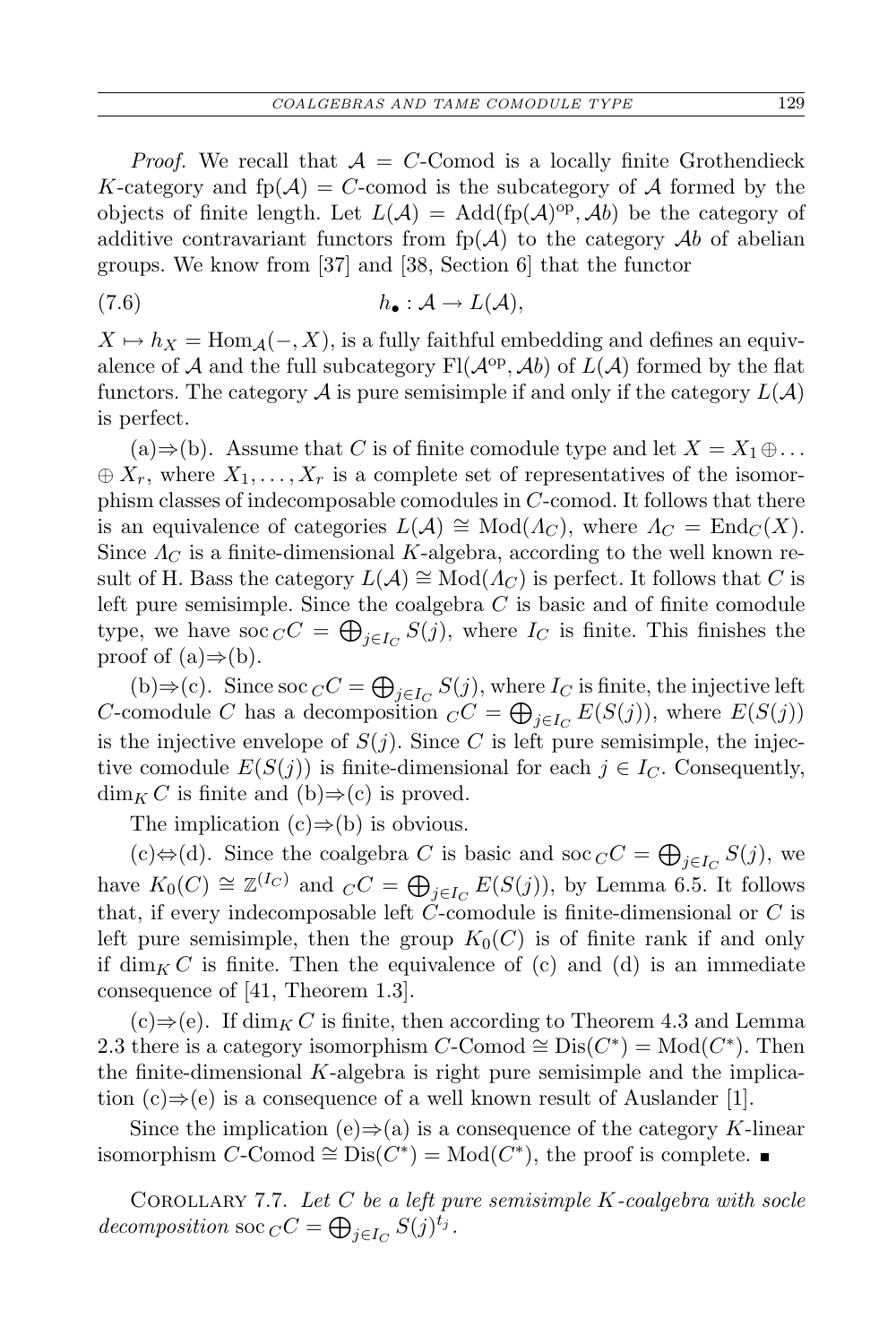*Proof.* We recall that $\mathcal{A} = C\text{-Comod}$ is a locally finite Grothendieck $K$-category and $\text{fp}(\mathcal{A}) = C\text{-comod}$ is the subcategory of $\mathcal{A}$ formed by the objects of finite length. Let $L(\mathcal{A}) = \text{Add}(\text{fp}(\mathcal{A})^{\text{op}}, \mathcal{A}b)$ be the category of additive contravariant functors from $\text{fp}(\mathcal{A})$ to the category $\mathcal{A}b$ of abelian groups. We know from [37] and [38, Section 6] that the functor

$$h_\bullet : \mathcal{A} \to L(\mathcal{A}), \tag{7.6}$$

$X \mapsto h_X = \text{Hom}_{\mathcal{A}}(-, X)$, is a fully faithful embedding and defines an equivalence of $\mathcal{A}$ and the full subcategory $\text{Fl}(\mathcal{A}^{\text{op}}, \mathcal{A}b)$ of $L(\mathcal{A})$ formed by the flat functors. The category $\mathcal{A}$ is pure semisimple if and only if the category $L(\mathcal{A})$ is perfect.

(a)$\Rightarrow$(b). Assume that $C$ is of finite comodule type and let $X = X_1 \oplus \ldots \oplus X_r$, where $X_1, \ldots, X_r$ is a complete set of representatives of the isomorphism classes of indecomposable comodules in $C$-comod. It follows that there is an equivalence of categories $L(\mathcal{A}) \cong \text{Mod}(\Lambda_C)$, where $\Lambda_C = \text{End}_C(X)$. Since $\Lambda_C$ is a finite-dimensional $K$-algebra, according to the well known result of H. Bass the category $L(\mathcal{A}) \cong \text{Mod}(\Lambda_C)$ is perfect. It follows that $C$ is left pure semisimple. Since the coalgebra $C$ is basic and of finite comodule type, we have $\text{soc}\,_C C = \bigoplus_{j \in I_C} S(j)$, where $I_C$ is finite. This finishes the proof of (a)$\Rightarrow$(b).

(b)$\Rightarrow$(c). Since $\text{soc}\,_C C = \bigoplus_{j \in I_C} S(j)$, where $I_C$ is finite, the injective left $C$-comodule $C$ has a decomposition $_C C = \bigoplus_{j \in I_C} E(S(j))$, where $E(S(j))$ is the injective envelope of $S(j)$. Since $C$ is left pure semisimple, the injective comodule $E(S(j))$ is finite-dimensional for each $j \in I_C$. Consequently, $\dim_K C$ is finite and (b)$\Rightarrow$(c) is proved.

The implication (c)$\Rightarrow$(b) is obvious.

(c)$\Leftrightarrow$(d). Since the coalgebra $C$ is basic and $\text{soc}\,_C C = \bigoplus_{j \in I_C} S(j)$, we have $K_0(C) \cong \mathbb{Z}^{(I_C)}$ and $_C C = \bigoplus_{j \in I_C} E(S(j))$, by Lemma 6.5. It follows that, if every indecomposable left $C$-comodule is finite-dimensional or $C$ is left pure semisimple, then the group $K_0(C)$ is of finite rank if and only if $\dim_K C$ is finite. Then the equivalence of (c) and (d) is an immediate consequence of [41, Theorem 1.3].

(c)$\Rightarrow$(e). If $\dim_K C$ is finite, then according to Theorem 4.3 and Lemma 2.3 there is a category isomorphism $C\text{-Comod} \cong \text{Dis}(C^*) = \text{Mod}(C^*)$. Then the finite-dimensional $K$-algebra is right pure semisimple and the implication (c)$\Rightarrow$(e) is a consequence of a well known result of Auslander [1].

Since the implication (e)$\Rightarrow$(a) is a consequence of the category $K$-linear isomorphism $C\text{-Comod} \cong \text{Dis}(C^*) = \text{Mod}(C^*)$, the proof is complete. ∎

COROLLARY 7.7. *Let $C$ be a left pure semisimple $K$-coalgebra with socle decomposition* $\text{soc}\,_C C = \bigoplus_{j \in I_C} S(j)^{t_j}$.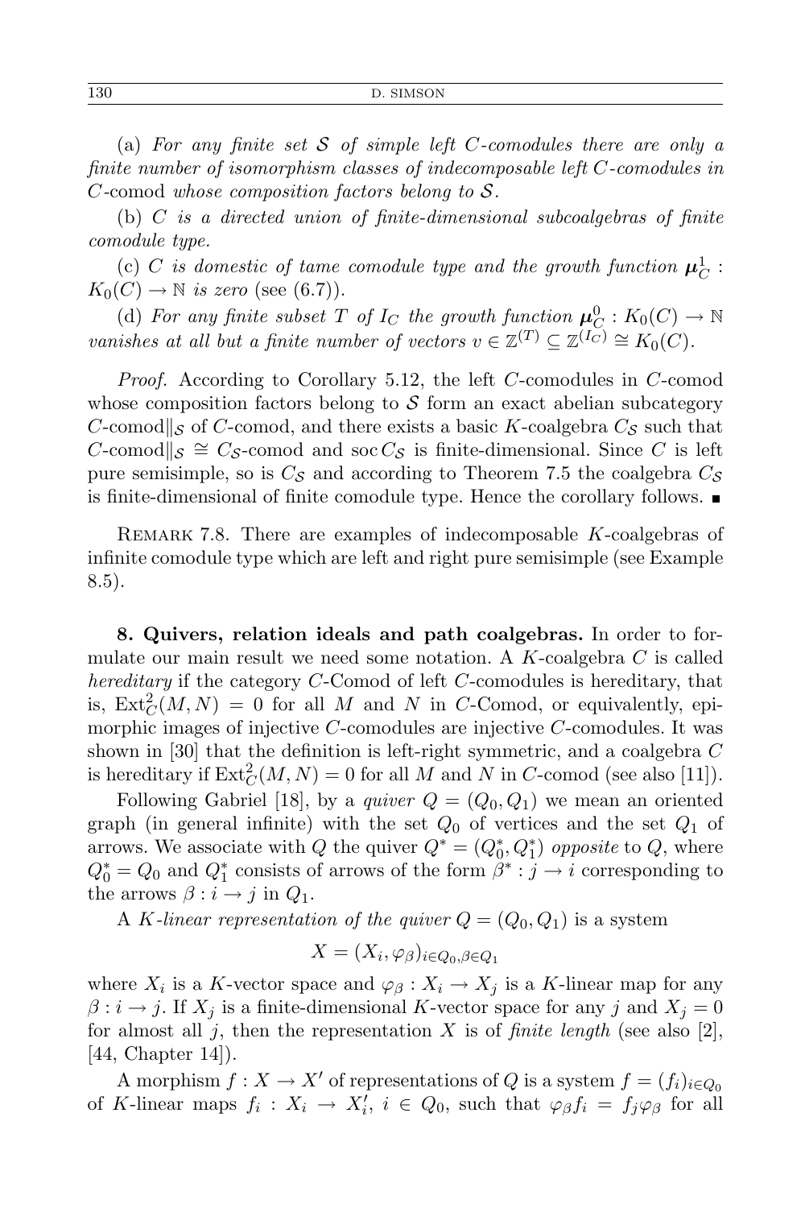(a) *For any finite set $\mathcal{S}$ of simple left $C$-comodules there are only a finite number of isomorphism classes of indecomposable left $C$-comodules in* $C$-comod *whose composition factors belong to $\mathcal{S}$.*

(b) *$C$ is a directed union of finite-dimensional subcoalgebras of finite comodule type.*

(c) *$C$ is domestic of tame comodule type and the growth function $\boldsymbol{\mu}_C^1 : K_0(C) \to \mathbb{N}$ is zero* (see (6.7)).

(d) *For any finite subset $T$ of $I_C$ the growth function $\boldsymbol{\mu}_C^0 : K_0(C) \to \mathbb{N}$ vanishes at all but a finite number of vectors $v \in \mathbb{Z}^{(T)} \subseteq \mathbb{Z}^{(I_C)} \cong K_0(C)$.*

*Proof.* According to Corollary 5.12, the left $C$-comodules in $C$-comod whose composition factors belong to $\mathcal{S}$ form an exact abelian subcategory $C\text{-comod}\|_{\mathcal{S}}$ of $C$-comod, and there exists a basic $K$-coalgebra $C_{\mathcal{S}}$ such that $C\text{-comod}\|_{\mathcal{S}} \cong C_{\mathcal{S}}\text{-comod}$ and $\operatorname{soc} C_{\mathcal{S}}$ is finite-dimensional. Since $C$ is left pure semisimple, so is $C_{\mathcal{S}}$ and according to Theorem 7.5 the coalgebra $C_{\mathcal{S}}$ is finite-dimensional of finite comodule type. Hence the corollary follows. ∎

Remark 7.8. There are examples of indecomposable $K$-coalgebras of infinite comodule type which are left and right pure semisimple (see Example 8.5).

**8. Quivers, relation ideals and path coalgebras.** In order to formulate our main result we need some notation. A $K$-coalgebra $C$ is called *hereditary* if the category $C$-Comod of left $C$-comodules is hereditary, that is, $\operatorname{Ext}_C^2(M, N) = 0$ for all $M$ and $N$ in $C$-Comod, or equivalently, epimorphic images of injective $C$-comodules are injective $C$-comodules. It was shown in [30] that the definition is left-right symmetric, and a coalgebra $C$ is hereditary if $\operatorname{Ext}_C^2(M, N) = 0$ for all $M$ and $N$ in $C$-comod (see also [11]).

Following Gabriel [18], by a *quiver* $Q = (Q_0, Q_1)$ we mean an oriented graph (in general infinite) with the set $Q_0$ of vertices and the set $Q_1$ of arrows. We associate with $Q$ the quiver $Q^* = (Q_0^*, Q_1^*)$ *opposite* to $Q$, where $Q_0^* = Q_0$ and $Q_1^*$ consists of arrows of the form $\beta^* : j \to i$ corresponding to the arrows $\beta : i \to j$ in $Q_1$.

A *$K$-linear representation of the quiver* $Q = (Q_0, Q_1)$ is a system

$$X = (X_i, \varphi_\beta)_{i \in Q_0, \beta \in Q_1}$$

where $X_i$ is a $K$-vector space and $\varphi_\beta : X_i \to X_j$ is a $K$-linear map for any $\beta : i \to j$. If $X_j$ is a finite-dimensional $K$-vector space for any $j$ and $X_j = 0$ for almost all $j$, then the representation $X$ is of *finite length* (see also [2], [44, Chapter 14]).

A morphism $f : X \to X'$ of representations of $Q$ is a system $f = (f_i)_{i \in Q_0}$ of $K$-linear maps $f_i : X_i \to X_i'$, $i \in Q_0$, such that $\varphi_\beta f_i = f_j \varphi_\beta$ for all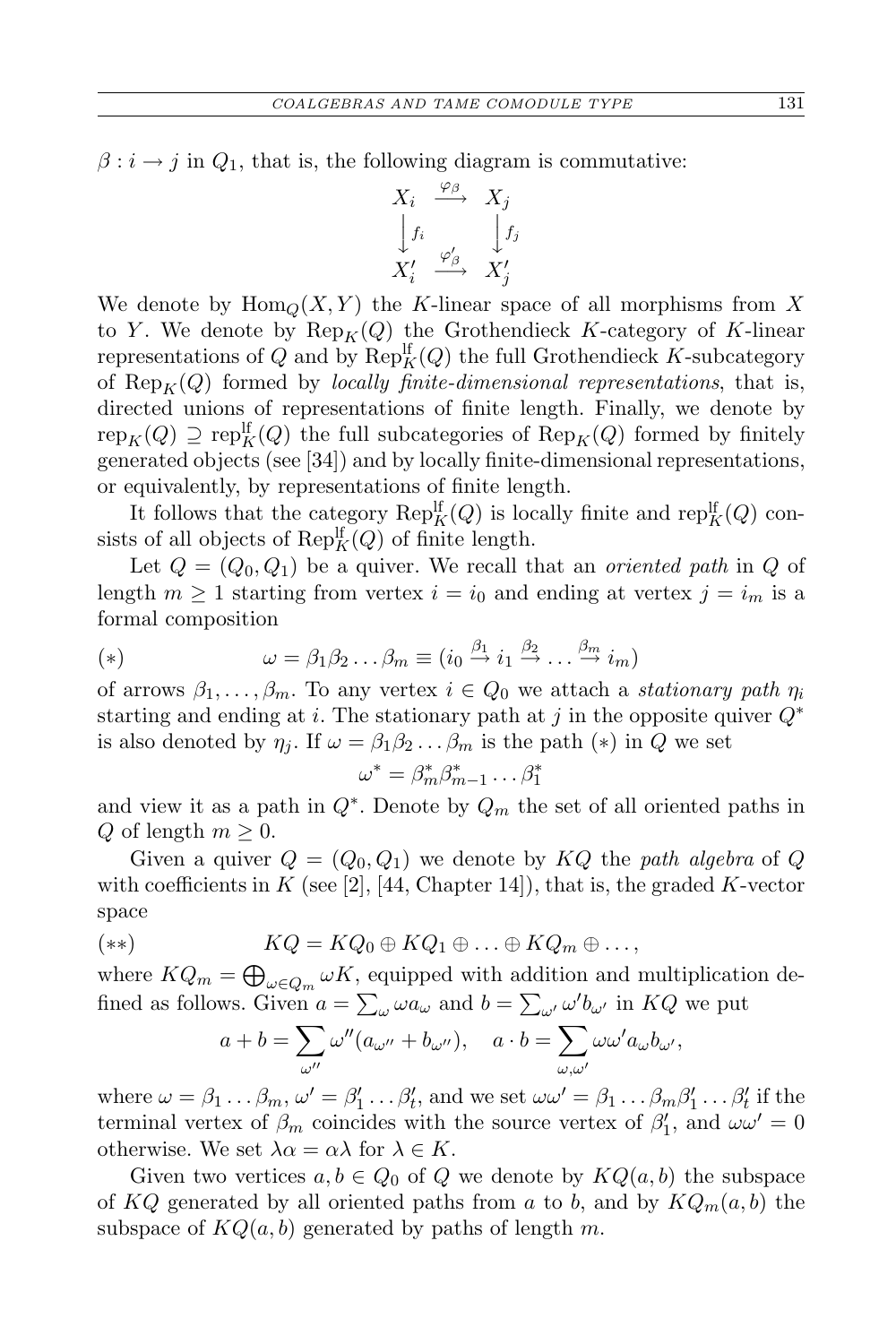$\beta : i \to j$ in $Q_1$, that is, the following diagram is commutative:

$$\begin{array}{ccc} X_i & \xrightarrow{\varphi_\beta} & X_j \\ \big\downarrow f_i & & \big\downarrow f_j \\ X_i' & \xrightarrow{\varphi_\beta'} & X_j' \end{array}$$

We denote by $\mathrm{Hom}_Q(X,Y)$ the $K$-linear space of all morphisms from $X$ to $Y$. We denote by $\mathrm{Rep}_K(Q)$ the Grothendieck $K$-category of $K$-linear representations of $Q$ and by $\mathrm{Rep}_K^{\mathrm{lf}}(Q)$ the full Grothendieck $K$-subcategory of $\mathrm{Rep}_K(Q)$ formed by *locally finite-dimensional representations*, that is, directed unions of representations of finite length. Finally, we denote by $\mathrm{rep}_K(Q) \supseteq \mathrm{rep}_K^{\mathrm{lf}}(Q)$ the full subcategories of $\mathrm{Rep}_K(Q)$ formed by finitely generated objects (see [34]) and by locally finite-dimensional representations, or equivalently, by representations of finite length.

It follows that the category $\mathrm{Rep}_K^{\mathrm{lf}}(Q)$ is locally finite and $\mathrm{rep}_K^{\mathrm{lf}}(Q)$ consists of all objects of $\mathrm{Rep}_K^{\mathrm{lf}}(Q)$ of finite length.

Let $Q = (Q_0, Q_1)$ be a quiver. We recall that an *oriented path* in $Q$ of length $m \geq 1$ starting from vertex $i = i_0$ and ending at vertex $j = i_m$ is a formal composition

$$(*) \qquad \omega = \beta_1\beta_2 \ldots \beta_m \equiv (i_0 \xrightarrow{\beta_1} i_1 \xrightarrow{\beta_2} \ldots \xrightarrow{\beta_m} i_m)$$

of arrows $\beta_1, \ldots, \beta_m$. To any vertex $i \in Q_0$ we attach a *stationary path* $\eta_i$ starting and ending at $i$. The stationary path at $j$ in the opposite quiver $Q^*$ is also denoted by $\eta_j$. If $\omega = \beta_1\beta_2 \ldots \beta_m$ is the path $(*)$ in $Q$ we set

$$\omega^* = \beta_m^* \beta_{m-1}^* \ldots \beta_1^*$$

and view it as a path in $Q^*$. Denote by $Q_m$ the set of all oriented paths in $Q$ of length $m \geq 0$.

Given a quiver $Q = (Q_0, Q_1)$ we denote by $KQ$ the *path algebra* of $Q$ with coefficients in $K$ (see [2], [44, Chapter 14]), that is, the graded $K$-vector space

$$(**) \qquad KQ = KQ_0 \oplus KQ_1 \oplus \ldots \oplus KQ_m \oplus \ldots,$$

where $KQ_m = \bigoplus_{\omega \in Q_m} \omega K$, equipped with addition and multiplication defined as follows. Given $a = \sum_\omega \omega a_\omega$ and $b = \sum_{\omega'} \omega' b_{\omega'}$ in $KQ$ we put

$$a + b = \sum_{\omega''} \omega''(a_{\omega''} + b_{\omega''}), \quad a \cdot b = \sum_{\omega, \omega'} \omega\omega' a_\omega b_{\omega'},$$

where $\omega = \beta_1 \ldots \beta_m$, $\omega' = \beta_1' \ldots \beta_t'$, and we set $\omega\omega' = \beta_1 \ldots \beta_m \beta_1' \ldots \beta_t'$ if the terminal vertex of $\beta_m$ coincides with the source vertex of $\beta_1'$, and $\omega\omega' = 0$ otherwise. We set $\lambda\alpha = \alpha\lambda$ for $\lambda \in K$.

Given two vertices $a, b \in Q_0$ of $Q$ we denote by $KQ(a,b)$ the subspace of $KQ$ generated by all oriented paths from $a$ to $b$, and by $KQ_m(a,b)$ the subspace of $KQ(a,b)$ generated by paths of length $m$.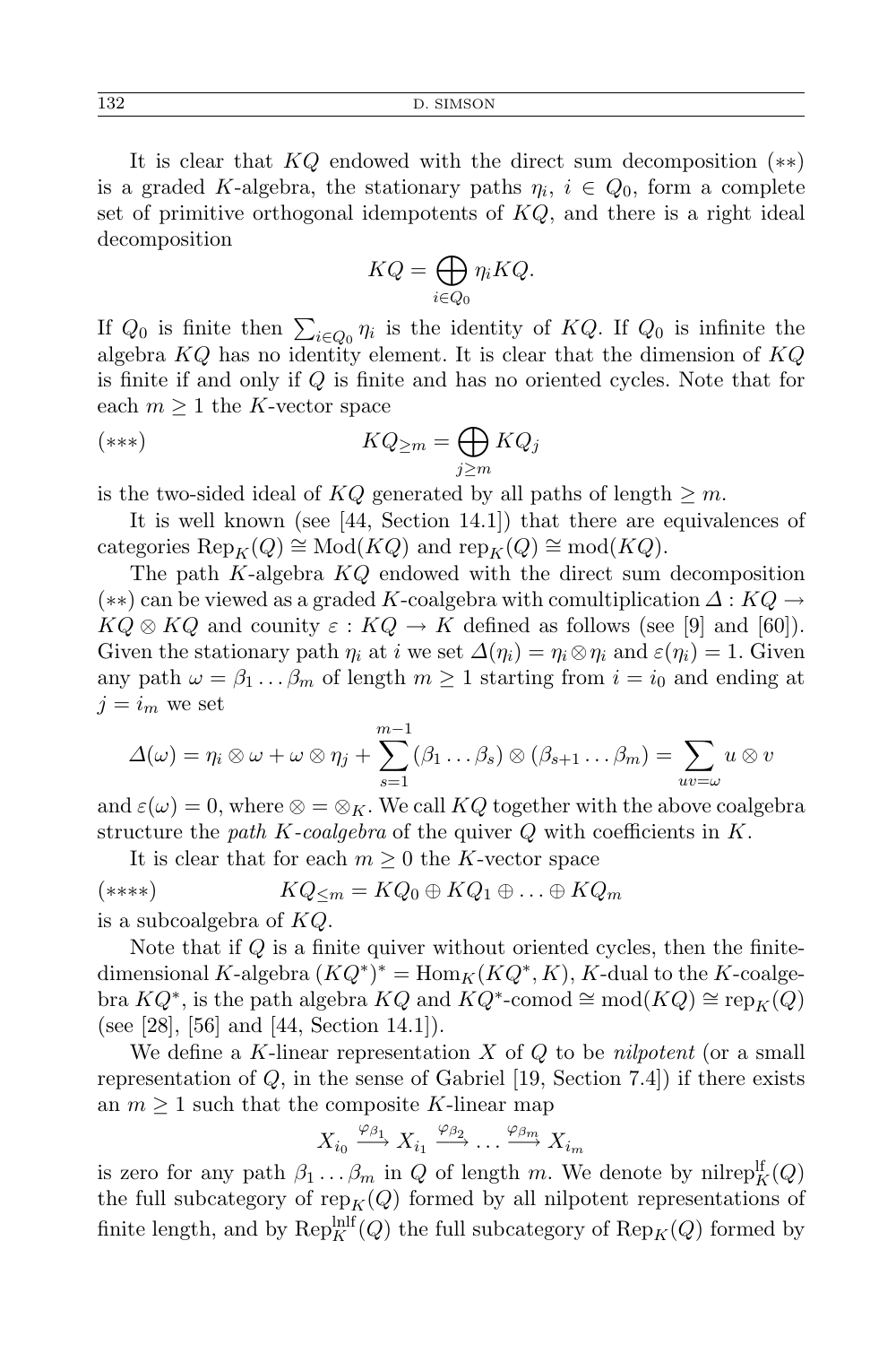It is clear that $KQ$ endowed with the direct sum decomposition $(**)$ is a graded $K$-algebra, the stationary paths $\eta_i$, $i \in Q_0$, form a complete set of primitive orthogonal idempotents of $KQ$, and there is a right ideal decomposition

$$KQ = \bigoplus_{i \in Q_0} \eta_i KQ.$$

If $Q_0$ is finite then $\sum_{i \in Q_0} \eta_i$ is the identity of $KQ$. If $Q_0$ is infinite the algebra $KQ$ has no identity element. It is clear that the dimension of $KQ$ is finite if and only if $Q$ is finite and has no oriented cycles. Note that for each $m \geq 1$ the $K$-vector space

$$(***) \qquad KQ_{\geq m} = \bigoplus_{j \geq m} KQ_j$$

is the two-sided ideal of $KQ$ generated by all paths of length $\geq m$.

It is well known (see [44, Section 14.1]) that there are equivalences of categories $\mathrm{Rep}_K(Q) \cong \mathrm{Mod}(KQ)$ and $\mathrm{rep}_K(Q) \cong \mathrm{mod}(KQ)$.

The path $K$-algebra $KQ$ endowed with the direct sum decomposition $(**)$ can be viewed as a graded $K$-coalgebra with comultiplication $\Delta : KQ \to KQ \otimes KQ$ and counity $\varepsilon : KQ \to K$ defined as follows (see [9] and [60]). Given the stationary path $\eta_i$ at $i$ we set $\Delta(\eta_i) = \eta_i \otimes \eta_i$ and $\varepsilon(\eta_i) = 1$. Given any path $\omega = \beta_1 \ldots \beta_m$ of length $m \geq 1$ starting from $i = i_0$ and ending at $j = i_m$ we set

$$\Delta(\omega) = \eta_i \otimes \omega + \omega \otimes \eta_j + \sum_{s=1}^{m-1} (\beta_1 \ldots \beta_s) \otimes (\beta_{s+1} \ldots \beta_m) = \sum_{uv=\omega} u \otimes v$$

and $\varepsilon(\omega) = 0$, where $\otimes = \otimes_K$. We call $KQ$ together with the above coalgebra structure the *path $K$-coalgebra* of the quiver $Q$ with coefficients in $K$.

It is clear that for each $m \geq 0$ the $K$-vector space

$$(****) \qquad KQ_{\leq m} = KQ_0 \oplus KQ_1 \oplus \ldots \oplus KQ_m$$

is a subcoalgebra of $KQ$.

Note that if $Q$ is a finite quiver without oriented cycles, then the finite-dimensional $K$-algebra $(KQ^*)^* = \mathrm{Hom}_K(KQ^*, K)$, $K$-dual to the $K$-coalgebra $KQ^*$, is the path algebra $KQ$ and $KQ^*\text{-comod} \cong \mathrm{mod}(KQ) \cong \mathrm{rep}_K(Q)$ (see [28], [56] and [44, Section 14.1]).

We define a $K$-linear representation $X$ of $Q$ to be *nilpotent* (or a small representation of $Q$, in the sense of Gabriel [19, Section 7.4]) if there exists an $m \geq 1$ such that the composite $K$-linear map

$$X_{i_0} \xrightarrow{\varphi_{\beta_1}} X_{i_1} \xrightarrow{\varphi_{\beta_2}} \ldots \xrightarrow{\varphi_{\beta_m}} X_{i_m}$$

is zero for any path $\beta_1 \ldots \beta_m$ in $Q$ of length $m$. We denote by $\mathrm{nilrep}_K^{\mathrm{lf}}(Q)$ the full subcategory of $\mathrm{rep}_K(Q)$ formed by all nilpotent representations of finite length, and by $\mathrm{Rep}_K^{\mathrm{lnlf}}(Q)$ the full subcategory of $\mathrm{Rep}_K(Q)$ formed by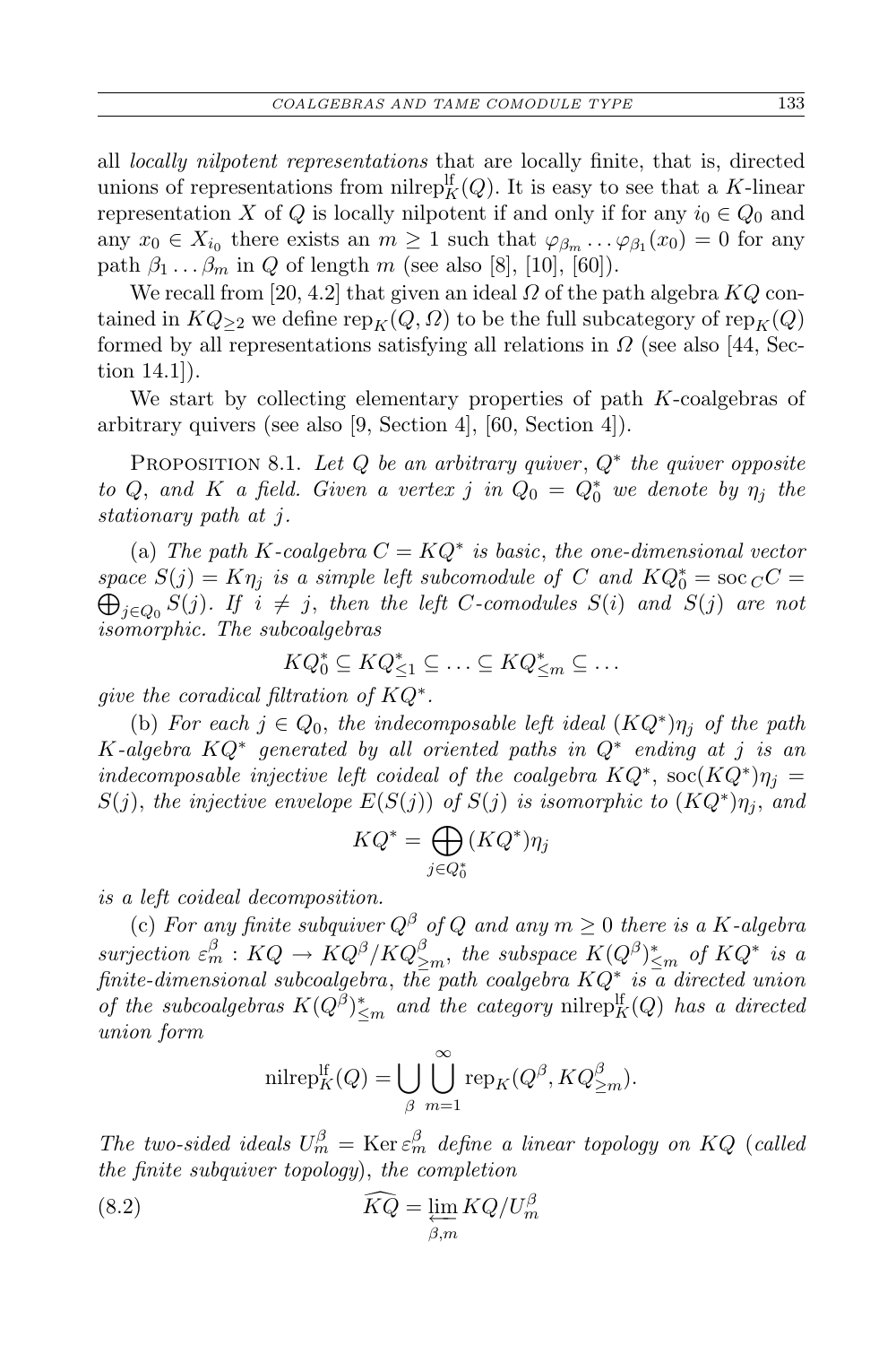all *locally nilpotent representations* that are locally finite, that is, directed unions of representations from $\mathrm{nilrep}_K^{\mathrm{lf}}(Q)$. It is easy to see that a $K$-linear representation $X$ of $Q$ is locally nilpotent if and only if for any $i_0 \in Q_0$ and any $x_0 \in X_{i_0}$ there exists an $m \geq 1$ such that $\varphi_{\beta_m} \ldots \varphi_{\beta_1}(x_0) = 0$ for any path $\beta_1 \ldots \beta_m$ in $Q$ of length $m$ (see also [8], [10], [60]).

We recall from [20, 4.2] that given an ideal $\Omega$ of the path algebra $KQ$ contained in $KQ_{\geq 2}$ we define $\mathrm{rep}_K(Q, \Omega)$ to be the full subcategory of $\mathrm{rep}_K(Q)$ formed by all representations satisfying all relations in $\Omega$ (see also [44, Section 14.1]).

We start by collecting elementary properties of path $K$-coalgebras of arbitrary quivers (see also [9, Section 4], [60, Section 4]).

PROPOSITION 8.1. *Let $Q$ be an arbitrary quiver, $Q^*$ the quiver opposite to $Q$, and $K$ a field. Given a vertex $j$ in $Q_0 = Q_0^*$ we denote by $\eta_j$ the stationary path at $j$.*

(a) *The path $K$-coalgebra $C = KQ^*$ is basic, the one-dimensional vector space $S(j) = K\eta_j$ is a simple left subcomodule of $C$ and $KQ_0^* = \mathrm{soc}_C C = \bigoplus_{j \in Q_0} S(j)$. If $i \neq j$, then the left $C$-comodules $S(i)$ and $S(j)$ are not isomorphic. The subcoalgebras*

$$KQ_0^* \subseteq KQ_{\leq 1}^* \subseteq \ldots \subseteq KQ_{\leq m}^* \subseteq \ldots$$

*give the coradical filtration of $KQ^*$.*

(b) *For each $j \in Q_0$, the indecomposable left ideal $(KQ^*)\eta_j$ of the path $K$-algebra $KQ^*$ generated by all oriented paths in $Q^*$ ending at $j$ is an indecomposable injective left coideal of the coalgebra $KQ^*$, $\mathrm{soc}(KQ^*)\eta_j = S(j)$, the injective envelope $E(S(j))$ of $S(j)$ is isomorphic to $(KQ^*)\eta_j$, and*

$$KQ^* = \bigoplus_{j \in Q_0^*} (KQ^*)\eta_j$$

*is a left coideal decomposition.*

(c) *For any finite subquiver $Q^\beta$ of $Q$ and any $m \geq 0$ there is a $K$-algebra surjection $\varepsilon_m^\beta : KQ \to KQ^\beta / KQ_{\geq m}^\beta$, the subspace $K(Q^\beta)_{\leq m}^*$ of $KQ^*$ is a finite-dimensional subcoalgebra, the path coalgebra $KQ^*$ is a directed union of the subcoalgebras $K(Q^\beta)_{\leq m}^*$ and the category $\mathrm{nilrep}_K^{\mathrm{lf}}(Q)$ has a directed union form*

$$\mathrm{nilrep}_K^{\mathrm{lf}}(Q) = \bigcup_{\beta} \bigcup_{m=1}^{\infty} \mathrm{rep}_K(Q^\beta, KQ_{\geq m}^\beta).$$

*The two-sided ideals $U_m^\beta = \mathrm{Ker}\,\varepsilon_m^\beta$ define a linear topology on $KQ$ (called the finite subquiver topology), the completion*

$$\widehat{KQ} = \varprojlim_{\beta, m} KQ/U_m^\beta \tag{8.2}$$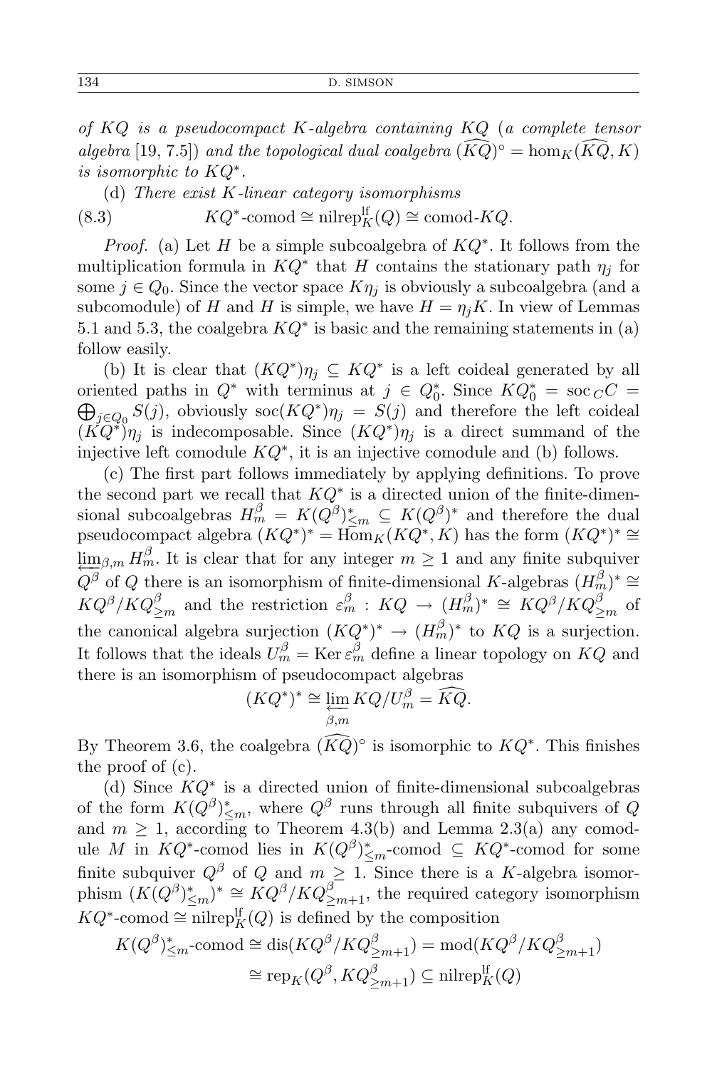*of $KQ$ is a pseudocompact $K$-algebra containing $KQ$ (a complete tensor algebra [19, 7.5]) and the topological dual coalgebra $(\widehat{KQ})^\circ = \hom_K(\widehat{KQ}, K)$ is isomorphic to $KQ^*$.*

(d) *There exist $K$-linear category isomorphisms*

$$KQ^*\text{-comod} \cong \text{nilrep}_K^{\text{lf}}(Q) \cong \text{comod-}KQ. \tag{8.3}$$

*Proof.* (a) Let $H$ be a simple subcoalgebra of $KQ^*$. It follows from the multiplication formula in $KQ^*$ that $H$ contains the stationary path $\eta_j$ for some $j \in Q_0$. Since the vector space $K\eta_j$ is obviously a subcoalgebra (and a subcomodule) of $H$ and $H$ is simple, we have $H = \eta_j K$. In view of Lemmas 5.1 and 5.3, the coalgebra $KQ^*$ is basic and the remaining statements in (a) follow easily.

(b) It is clear that $(KQ^*)\eta_j \subseteq KQ^*$ is a left coideal generated by all oriented paths in $Q^*$ with terminus at $j \in Q_0^*$. Since $KQ_0^* = \text{soc}\,_C C = \bigoplus_{j\in Q_0} S(j)$, obviously $\text{soc}(KQ^*)\eta_j = S(j)$ and therefore the left coideal $(KQ^*)\eta_j$ is indecomposable. Since $(KQ^*)\eta_j$ is a direct summand of the injective left comodule $KQ^*$, it is an injective comodule and (b) follows.

(c) The first part follows immediately by applying definitions. To prove the second part we recall that $KQ^*$ is a directed union of the finite-dimensional subcoalgebras $H_m^\beta = K(Q^\beta)^*_{\le m} \subseteq K(Q^\beta)^*$ and therefore the dual pseudocompact algebra $(KQ^*)^* = \text{Hom}_K(KQ^*, K)$ has the form $(KQ^*)^* \cong \varprojlim_{\beta,m} H_m^\beta$. It is clear that for any integer $m \ge 1$ and any finite subquiver $Q^\beta$ of $Q$ there is an isomorphism of finite-dimensional $K$-algebras $(H_m^\beta)^* \cong KQ^\beta/KQ^\beta_{\ge m}$ and the restriction $\varepsilon_m^\beta : KQ \to (H_m^\beta)^* \cong KQ^\beta/KQ^\beta_{\ge m}$ of the canonical algebra surjection $(KQ^*)^* \to (H_m^\beta)^*$ to $KQ$ is a surjection. It follows that the ideals $U_m^\beta = \text{Ker}\,\varepsilon_m^\beta$ define a linear topology on $KQ$ and there is an isomorphism of pseudocompact algebras

$$(KQ^*)^* \cong \varprojlim_{\beta,m} KQ/U_m^\beta = \widehat{KQ}.$$

By Theorem 3.6, the coalgebra $(\widehat{KQ})^\circ$ is isomorphic to $KQ^*$. This finishes the proof of (c).

(d) Since $KQ^*$ is a directed union of finite-dimensional subcoalgebras of the form $K(Q^\beta)^*_{\le m}$, where $Q^\beta$ runs through all finite subquivers of $Q$ and $m \ge 1$, according to Theorem 4.3(b) and Lemma 2.3(a) any comodule $M$ in $KQ^*$-comod lies in $K(Q^\beta)^*_{\le m}$-comod $\subseteq KQ^*$-comod for some finite subquiver $Q^\beta$ of $Q$ and $m \ge 1$. Since there is a $K$-algebra isomorphism $(K(Q^\beta)^*_{\le m})^* \cong KQ^\beta/KQ^\beta_{\ge m+1}$, the required category isomorphism $KQ^*\text{-comod} \cong \text{nilrep}_K^{\text{lf}}(Q)$ is defined by the composition

$$\begin{aligned} K(Q^\beta)^*_{\le m}\text{-comod} &\cong \text{dis}(KQ^\beta/KQ^\beta_{\ge m+1}) = \text{mod}(KQ^\beta/KQ^\beta_{\ge m+1}) \\ &\cong \text{rep}_K(Q^\beta, KQ^\beta_{\ge m+1}) \subseteq \text{nilrep}_K^{\text{lf}}(Q) \end{aligned}$$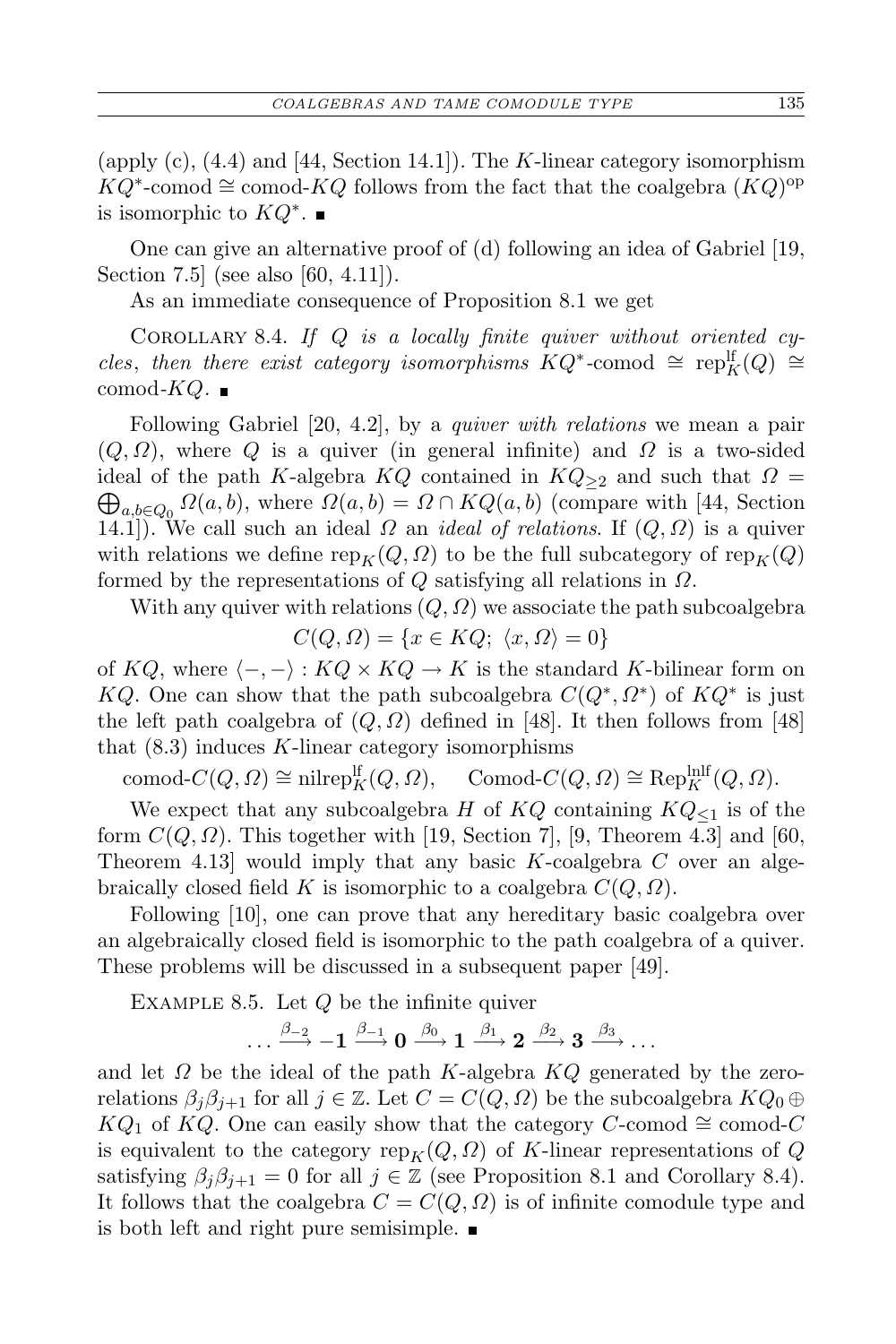(apply (c), (4.4) and [44, Section 14.1]). The $K$-linear category isomorphism $KQ^*\text{-comod} \cong \text{comod-}KQ$ follows from the fact that the coalgebra $(KQ)^{\text{op}}$ is isomorphic to $KQ^*$. ∎

One can give an alternative proof of (d) following an idea of Gabriel [19, Section 7.5] (see also [60, 4.11]).

As an immediate consequence of Proposition 8.1 we get

Corollary 8.4. *If $Q$ is a locally finite quiver without oriented cycles, then there exist category isomorphisms $KQ^*\text{-comod} \cong \text{rep}_K^{\text{lf}}(Q) \cong \text{comod-}KQ$.* ∎

Following Gabriel [20, 4.2], by a *quiver with relations* we mean a pair $(Q, \Omega)$, where $Q$ is a quiver (in general infinite) and $\Omega$ is a two-sided ideal of the path $K$-algebra $KQ$ contained in $KQ_{\geq 2}$ and such that $\Omega = \bigoplus_{a,b\in Q_0} \Omega(a,b)$, where $\Omega(a,b) = \Omega \cap KQ(a,b)$ (compare with [44, Section 14.1]). We call such an ideal $\Omega$ an *ideal of relations*. If $(Q,\Omega)$ is a quiver with relations we define $\text{rep}_K(Q,\Omega)$ to be the full subcategory of $\text{rep}_K(Q)$ formed by the representations of $Q$ satisfying all relations in $\Omega$.

With any quiver with relations $(Q,\Omega)$ we associate the path subcoalgebra

$$C(Q,\Omega) = \{x \in KQ;\ \langle x, \Omega\rangle = 0\}$$

of $KQ$, where $\langle -,-\rangle : KQ \times KQ \to K$ is the standard $K$-bilinear form on $KQ$. One can show that the path subcoalgebra $C(Q^*, \Omega^*)$ of $KQ^*$ is just the left path coalgebra of $(Q,\Omega)$ defined in [48]. It then follows from [48] that (8.3) induces $K$-linear category isomorphisms

$$\text{comod-}C(Q,\Omega) \cong \text{nilrep}_K^{\text{lf}}(Q,\Omega), \qquad \text{Comod-}C(Q,\Omega) \cong \text{Rep}_K^{\text{lnlf}}(Q,\Omega).$$

We expect that any subcoalgebra $H$ of $KQ$ containing $KQ_{\leq 1}$ is of the form $C(Q,\Omega)$. This together with [19, Section 7], [9, Theorem 4.3] and [60, Theorem 4.13] would imply that any basic $K$-coalgebra $C$ over an algebraically closed field $K$ is isomorphic to a coalgebra $C(Q,\Omega)$.

Following [10], one can prove that any hereditary basic coalgebra over an algebraically closed field is isomorphic to the path coalgebra of a quiver. These problems will be discussed in a subsequent paper [49].

Example 8.5. Let $Q$ be the infinite quiver

$$\ldots \xrightarrow{\beta_{-2}} \mathbf{-1} \xrightarrow{\beta_{-1}} \mathbf{0} \xrightarrow{\beta_0} \mathbf{1} \xrightarrow{\beta_1} \mathbf{2} \xrightarrow{\beta_2} \mathbf{3} \xrightarrow{\beta_3} \ldots$$

and let $\Omega$ be the ideal of the path $K$-algebra $KQ$ generated by the zero-relations $\beta_j\beta_{j+1}$ for all $j \in \mathbb{Z}$. Let $C = C(Q,\Omega)$ be the subcoalgebra $KQ_0 \oplus KQ_1$ of $KQ$. One can easily show that the category $C\text{-comod} \cong \text{comod-}C$ is equivalent to the category $\text{rep}_K(Q,\Omega)$ of $K$-linear representations of $Q$ satisfying $\beta_j\beta_{j+1} = 0$ for all $j \in \mathbb{Z}$ (see Proposition 8.1 and Corollary 8.4). It follows that the coalgebra $C = C(Q,\Omega)$ is of infinite comodule type and is both left and right pure semisimple. ∎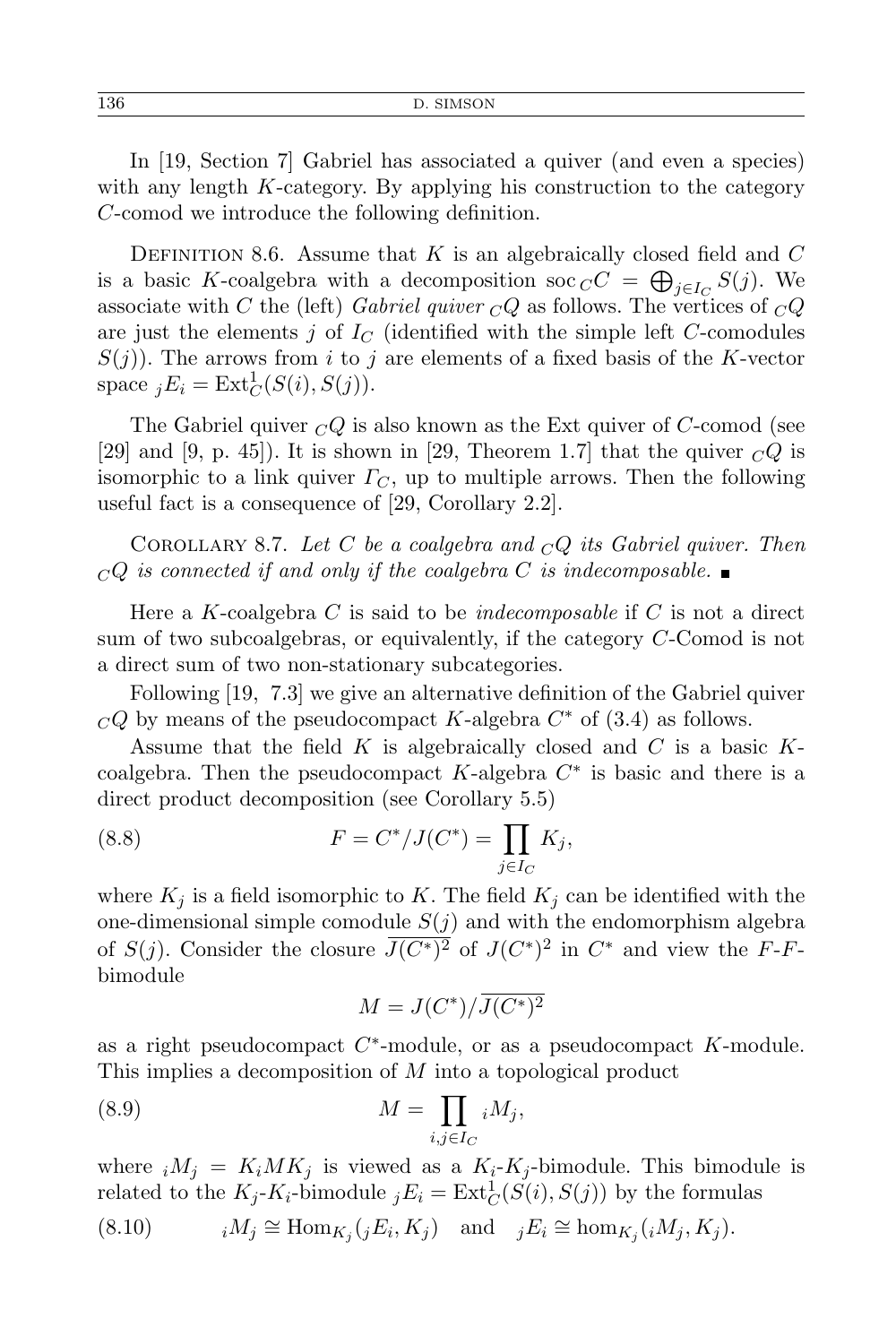In [19, Section 7] Gabriel has associated a quiver (and even a species) with any length $K$-category. By applying his construction to the category $C$-comod we introduce the following definition.

Definition 8.6. Assume that $K$ is an algebraically closed field and $C$ is a basic $K$-coalgebra with a decomposition $\operatorname{soc}_C C = \bigoplus_{j \in I_C} S(j)$. We associate with $C$ the (left) *Gabriel quiver* ${}_CQ$ as follows. The vertices of ${}_CQ$ are just the elements $j$ of $I_C$ (identified with the simple left $C$-comodules $S(j)$). The arrows from $i$ to $j$ are elements of a fixed basis of the $K$-vector space ${}_jE_i = \operatorname{Ext}^1_C(S(i), S(j))$.

The Gabriel quiver ${}_CQ$ is also known as the Ext quiver of $C$-comod (see [29] and [9, p. 45]). It is shown in [29, Theorem 1.7] that the quiver ${}_CQ$ is isomorphic to a link quiver $\Gamma_C$, up to multiple arrows. Then the following useful fact is a consequence of [29, Corollary 2.2].

Corollary 8.7. *Let $C$ be a coalgebra and ${}_CQ$ its Gabriel quiver. Then ${}_CQ$ is connected if and only if the coalgebra $C$ is indecomposable.* ∎

Here a $K$-coalgebra $C$ is said to be *indecomposable* if $C$ is not a direct sum of two subcoalgebras, or equivalently, if the category $C$-Comod is not a direct sum of two non-stationary subcategories.

Following [19, 7.3] we give an alternative definition of the Gabriel quiver ${}_CQ$ by means of the pseudocompact $K$-algebra $C^*$ of (3.4) as follows.

Assume that the field $K$ is algebraically closed and $C$ is a basic $K$-coalgebra. Then the pseudocompact $K$-algebra $C^*$ is basic and there is a direct product decomposition (see Corollary 5.5)

$$F = C^*/J(C^*) = \prod_{j \in I_C} K_j, \tag{8.8}$$

where $K_j$ is a field isomorphic to $K$. The field $K_j$ can be identified with the one-dimensional simple comodule $S(j)$ and with the endomorphism algebra of $S(j)$. Consider the closure $\overline{J(C^*)^2}$ of $J(C^*)^2$ in $C^*$ and view the $F$-$F$-bimodule

$$M = J(C^*)/\overline{J(C^*)^2}$$

as a right pseudocompact $C^*$-module, or as a pseudocompact $K$-module. This implies a decomposition of $M$ into a topological product

$$M = \prod_{i,j \in I_C} {}_iM_j, \tag{8.9}$$

where ${}_iM_j = K_i M K_j$ is viewed as a $K_i$-$K_j$-bimodule. This bimodule is related to the $K_j$-$K_i$-bimodule ${}_jE_i = \operatorname{Ext}^1_C(S(i), S(j))$ by the formulas

$$ {}_iM_j \cong \operatorname{Hom}_{K_j}({}_jE_i, K_j) \quad \text{and} \quad {}_jE_i \cong \operatorname{hom}_{K_j}({}_iM_j, K_j). \tag{8.10}$$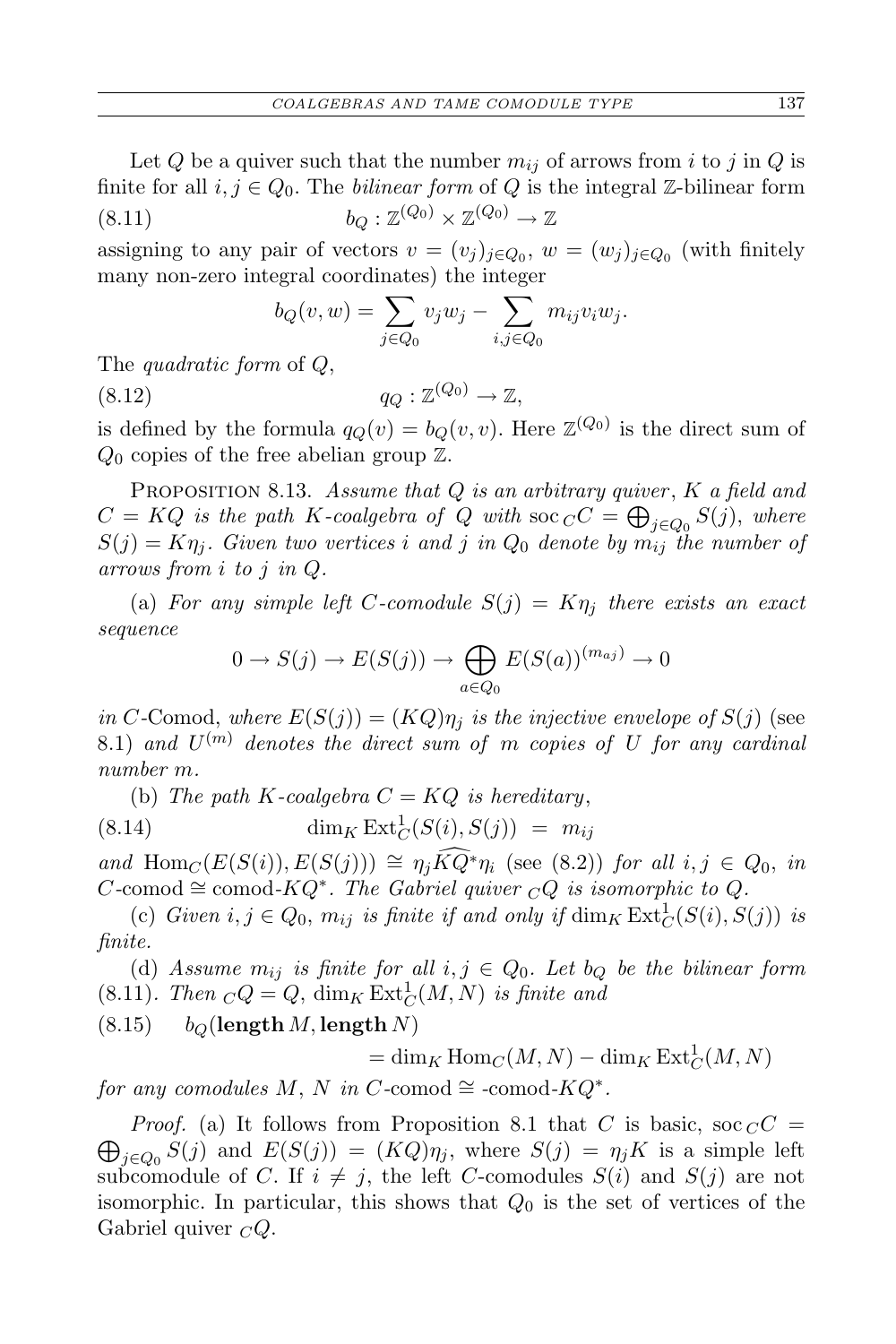Let $Q$ be a quiver such that the number $m_{ij}$ of arrows from $i$ to $j$ in $Q$ is finite for all $i, j \in Q_0$. The *bilinear form* of $Q$ is the integral $\mathbb{Z}$-bilinear form

$$b_Q : \mathbb{Z}^{(Q_0)} \times \mathbb{Z}^{(Q_0)} \to \mathbb{Z} \tag{8.11}$$

assigning to any pair of vectors $v = (v_j)_{j \in Q_0}$, $w = (w_j)_{j \in Q_0}$ (with finitely many non-zero integral coordinates) the integer

$$b_Q(v, w) = \sum_{j \in Q_0} v_j w_j - \sum_{i,j \in Q_0} m_{ij} v_i w_j.$$

The *quadratic form* of $Q$,

$$q_Q : \mathbb{Z}^{(Q_0)} \to \mathbb{Z}, \tag{8.12}$$

is defined by the formula $q_Q(v) = b_Q(v, v)$. Here $\mathbb{Z}^{(Q_0)}$ is the direct sum of $Q_0$ copies of the free abelian group $\mathbb{Z}$.

Proposition 8.13. *Assume that $Q$ is an arbitrary quiver, $K$ a field and $C = KQ$ is the path $K$-coalgebra of $Q$ with $\operatorname{soc}_C C = \bigoplus_{j \in Q_0} S(j)$, where $S(j) = K\eta_j$. Given two vertices $i$ and $j$ in $Q_0$ denote by $m_{ij}$ the number of arrows from $i$ to $j$ in $Q$.*

(a) *For any simple left $C$-comodule $S(j) = K\eta_j$ there exists an exact sequence*

$$0 \to S(j) \to E(S(j)) \to \bigoplus_{a \in Q_0} E(S(a))^{(m_{aj})} \to 0$$

*in $C$-Comod, where $E(S(j)) = (KQ)\eta_j$ is the injective envelope of $S(j)$* (see 8.1) *and $U^{(m)}$ denotes the direct sum of $m$ copies of $U$ for any cardinal number $m$.*

(b) *The path $K$-coalgebra $C = KQ$ is hereditary*,

$$\dim_K \operatorname{Ext}^1_C(S(i), S(j)) \ = \ m_{ij} \tag{8.14}$$

*and $\operatorname{Hom}_C(E(S(i)), E(S(j))) \cong \eta_j \widehat{KQ^*} \eta_i$* (see (8.2)) *for all $i, j \in Q_0$, in $C$-comod $\cong$ comod-$KQ^*$. The Gabriel quiver ${}_CQ$ is isomorphic to $Q$.*

(c) *Given $i, j \in Q_0$, $m_{ij}$ is finite if and only if $\dim_K \operatorname{Ext}^1_C(S(i), S(j))$ is finite.*

(d) *Assume $m_{ij}$ is finite for all $i, j \in Q_0$. Let $b_Q$ be the bilinear form* (8.11). *Then ${}_CQ = Q$, $\dim_K \operatorname{Ext}^1_C(M, N)$ is finite and*

$$b_Q(\mathbf{length}\, M, \mathbf{length}\, N) = \dim_K \operatorname{Hom}_C(M, N) - \dim_K \operatorname{Ext}^1_C(M, N) \tag{8.15}$$

*for any comodules $M$, $N$ in $C$-comod $\cong$ -comod-$KQ^*$.*

*Proof.* (a) It follows from Proposition 8.1 that $C$ is basic, $\operatorname{soc}_C C = \bigoplus_{j \in Q_0} S(j)$ and $E(S(j)) = (KQ)\eta_j$, where $S(j) = \eta_j K$ is a simple left subcomodule of $C$. If $i \neq j$, the left $C$-comodules $S(i)$ and $S(j)$ are not isomorphic. In particular, this shows that $Q_0$ is the set of vertices of the Gabriel quiver ${}_CQ$.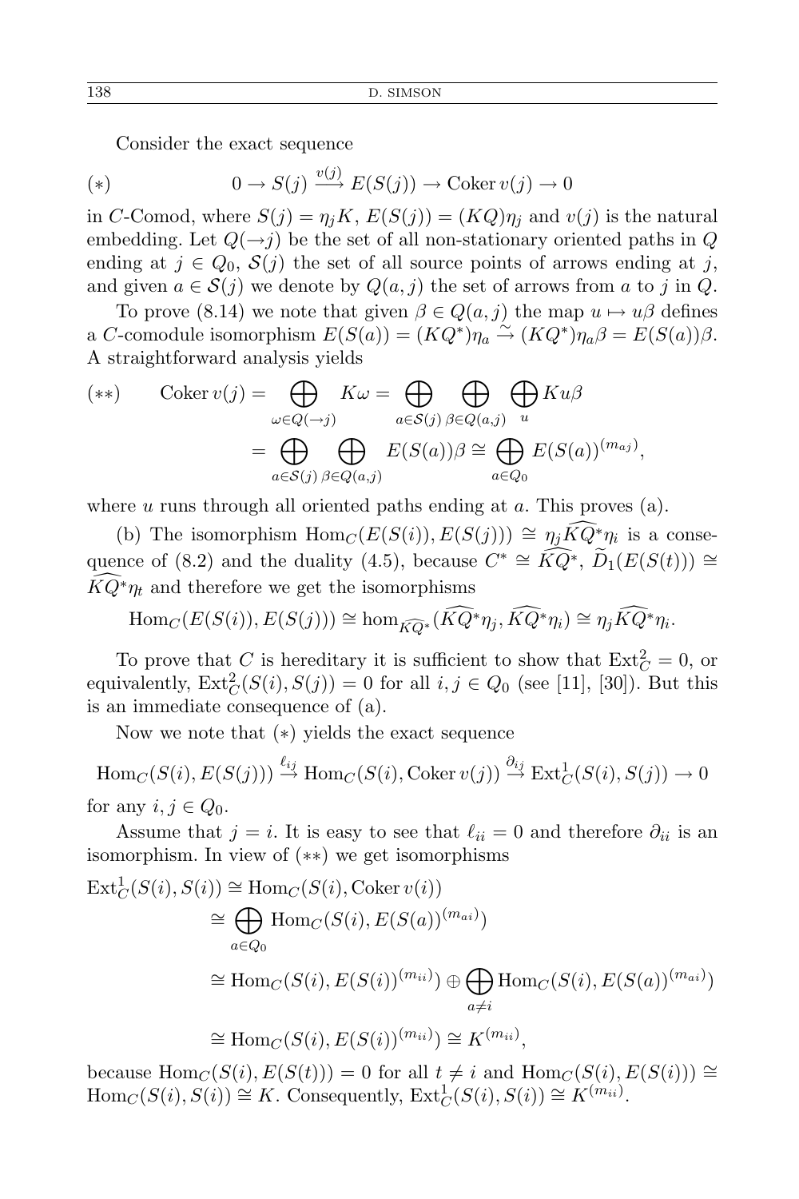Consider the exact sequence

$$(*)\qquad 0 \to S(j) \xrightarrow{v(j)} E(S(j)) \to \operatorname{Coker} v(j) \to 0$$

in $C$-Comod, where $S(j) = \eta_j K$, $E(S(j)) = (KQ)\eta_j$ and $v(j)$ is the natural embedding. Let $Q(\to j)$ be the set of all non-stationary oriented paths in $Q$ ending at $j \in Q_0$, $\mathcal{S}(j)$ the set of all source points of arrows ending at $j$, and given $a \in \mathcal{S}(j)$ we denote by $Q(a,j)$ the set of arrows from $a$ to $j$ in $Q$.

To prove (8.14) we note that given $\beta \in Q(a,j)$ the map $u \mapsto u\beta$ defines a $C$-comodule isomorphism $E(S(a)) = (KQ^*)\eta_a \xrightarrow{\sim} (KQ^*)\eta_a\beta = E(S(a))\beta$. A straightforward analysis yields

$$(**)\qquad \operatorname{Coker} v(j) = \bigoplus_{\omega \in Q(\to j)} K\omega = \bigoplus_{a \in \mathcal{S}(j)} \bigoplus_{\beta \in Q(a,j)} \bigoplus_{u} Ku\beta$$
$$= \bigoplus_{a \in \mathcal{S}(j)} \bigoplus_{\beta \in Q(a,j)} E(S(a))\beta \cong \bigoplus_{a \in Q_0} E(S(a))^{(m_{aj})},$$

where $u$ runs through all oriented paths ending at $a$. This proves (a).

(b) The isomorphism $\operatorname{Hom}_C(E(S(i)), E(S(j))) \cong \eta_j \widehat{KQ^*}\eta_i$ is a consequence of (8.2) and the duality (4.5), because $C^* \cong \widehat{KQ^*}$, $\widetilde{D}_1(E(S(t))) \cong \widehat{KQ^*}\eta_t$ and therefore we get the isomorphisms

$$\operatorname{Hom}_C(E(S(i)), E(S(j))) \cong \operatorname{hom}_{\widehat{KQ^*}}(\widehat{KQ^*}\eta_j, \widehat{KQ^*}\eta_i) \cong \eta_j \widehat{KQ^*}\eta_i.$$

To prove that $C$ is hereditary it is sufficient to show that $\operatorname{Ext}^2_C = 0$, or equivalently, $\operatorname{Ext}^2_C(S(i), S(j)) = 0$ for all $i, j \in Q_0$ (see [11], [30]). But this is an immediate consequence of (a).

Now we note that $(*)$ yields the exact sequence

$$\operatorname{Hom}_C(S(i), E(S(j))) \xrightarrow{\ell_{ij}} \operatorname{Hom}_C(S(i), \operatorname{Coker} v(j)) \xrightarrow{\partial_{ij}} \operatorname{Ext}^1_C(S(i), S(j)) \to 0$$

for any $i, j \in Q_0$.

Assume that $j = i$. It is easy to see that $\ell_{ii} = 0$ and therefore $\partial_{ii}$ is an isomorphism. In view of $(**)$ we get isomorphisms

$$\begin{aligned}
\operatorname{Ext}^1_C(S(i), S(i)) &\cong \operatorname{Hom}_C(S(i), \operatorname{Coker} v(i)) \\
&\cong \bigoplus_{a \in Q_0} \operatorname{Hom}_C(S(i), E(S(a))^{(m_{ai})}) \\
&\cong \operatorname{Hom}_C(S(i), E(S(i))^{(m_{ii})}) \oplus \bigoplus_{a \neq i} \operatorname{Hom}_C(S(i), E(S(a))^{(m_{ai})}) \\
&\cong \operatorname{Hom}_C(S(i), E(S(i))^{(m_{ii})}) \cong K^{(m_{ii})},
\end{aligned}$$

because $\operatorname{Hom}_C(S(i), E(S(t))) = 0$ for all $t \neq i$ and $\operatorname{Hom}_C(S(i), E(S(i))) \cong \operatorname{Hom}_C(S(i), S(i)) \cong K$. Consequently, $\operatorname{Ext}^1_C(S(i), S(i)) \cong K^{(m_{ii})}$.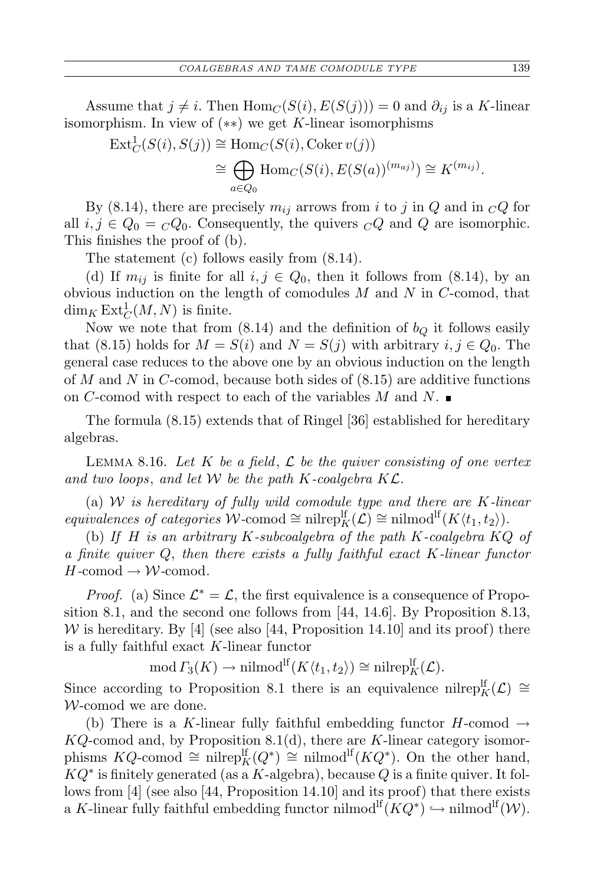Assume that $j \neq i$. Then $\operatorname{Hom}_C(S(i), E(S(j))) = 0$ and $\partial_{ij}$ is a $K$-linear isomorphism. In view of $(**)$ we get $K$-linear isomorphisms

$$\begin{aligned}\operatorname{Ext}^1_C(S(i), S(j)) &\cong \operatorname{Hom}_C(S(i), \operatorname{Coker} v(j)) \\ &\cong \bigoplus_{a \in Q_0} \operatorname{Hom}_C(S(i), E(S(a))^{(m_{aj})}) \cong K^{(m_{ij})}.\end{aligned}$$

By (8.14), there are precisely $m_{ij}$ arrows from $i$ to $j$ in $Q$ and in ${}_CQ$ for all $i, j \in Q_0 = {}_CQ_0$. Consequently, the quivers ${}_CQ$ and $Q$ are isomorphic. This finishes the proof of (b).

The statement (c) follows easily from (8.14).

(d) If $m_{ij}$ is finite for all $i, j \in Q_0$, then it follows from (8.14), by an obvious induction on the length of comodules $M$ and $N$ in $C$-comod, that $\dim_K \operatorname{Ext}^1_C(M, N)$ is finite.

Now we note that from (8.14) and the definition of $b_Q$ it follows easily that (8.15) holds for $M = S(i)$ and $N = S(j)$ with arbitrary $i, j \in Q_0$. The general case reduces to the above one by an obvious induction on the length of $M$ and $N$ in $C$-comod, because both sides of (8.15) are additive functions on $C$-comod with respect to each of the variables $M$ and $N$. ∎

The formula (8.15) extends that of Ringel [36] established for hereditary algebras.

Lemma 8.16. *Let $K$ be a field, $\mathcal{L}$ be the quiver consisting of one vertex and two loops, and let $\mathcal{W}$ be the path $K$-coalgebra $K\mathcal{L}$.*

(a) *$\mathcal{W}$ is hereditary of fully wild comodule type and there are $K$-linear equivalences of categories $\mathcal{W}$-comod $\cong \operatorname{nilrep}^{\mathrm{lf}}_K(\mathcal{L}) \cong \operatorname{nilmod}^{\mathrm{lf}}(K\langle t_1, t_2\rangle)$.*

(b) *If $H$ is an arbitrary $K$-subcoalgebra of the path $K$-coalgebra $KQ$ of a finite quiver $Q$, then there exists a fully faithful exact $K$-linear functor $H$-comod $\to \mathcal{W}$-comod.*

*Proof.* (a) Since $\mathcal{L}^* = \mathcal{L}$, the first equivalence is a consequence of Proposition 8.1, and the second one follows from [44, 14.6]. By Proposition 8.13, $\mathcal{W}$ is hereditary. By [4] (see also [44, Proposition 14.10] and its proof) there is a fully faithful exact $K$-linear functor

$$\operatorname{mod} \Gamma_3(K) \to \operatorname{nilmod}^{\mathrm{lf}}(K\langle t_1, t_2\rangle) \cong \operatorname{nilrep}^{\mathrm{lf}}_K(\mathcal{L}).$$

Since according to Proposition 8.1 there is an equivalence $\operatorname{nilrep}^{\mathrm{lf}}_K(\mathcal{L}) \cong \mathcal{W}$-comod we are done.

(b) There is a $K$-linear fully faithful embedding functor $H$-comod $\to$ $KQ$-comod and, by Proposition 8.1(d), there are $K$-linear category isomorphisms $KQ$-comod $\cong \operatorname{nilrep}^{\mathrm{lf}}_K(Q^*) \cong \operatorname{nilmod}^{\mathrm{lf}}(KQ^*)$. On the other hand, $KQ^*$ is finitely generated (as a $K$-algebra), because $Q$ is a finite quiver. It follows from [4] (see also [44, Proposition 14.10] and its proof) that there exists a $K$-linear fully faithful embedding functor $\operatorname{nilmod}^{\mathrm{lf}}(KQ^*) \hookrightarrow \operatorname{nilmod}^{\mathrm{lf}}(\mathcal{W})$.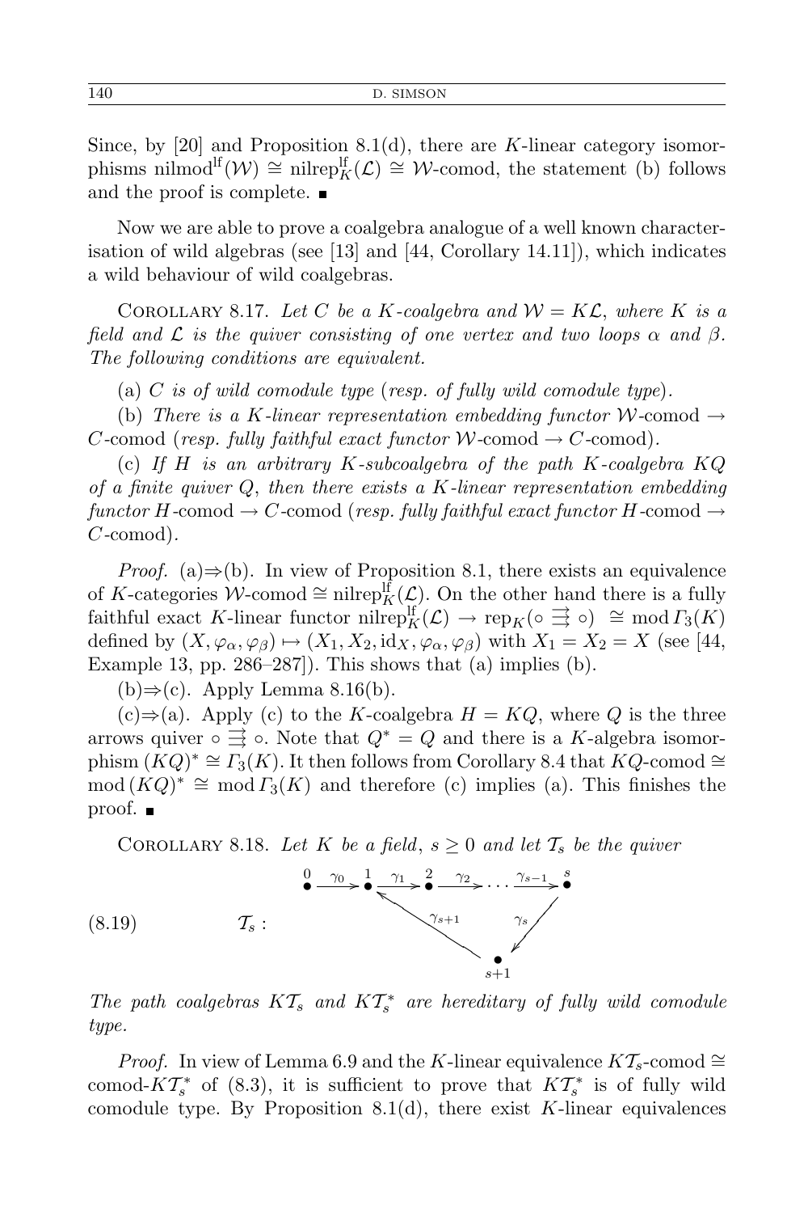Since, by [20] and Proposition 8.1(d), there are $K$-linear category isomorphisms $\operatorname{nilmod}^{\mathrm{lf}}(\mathcal{W}) \cong \operatorname{nilrep}^{\mathrm{lf}}_K(\mathcal{L}) \cong \mathcal{W}\text{-comod}$, the statement (b) follows and the proof is complete. ∎

Now we are able to prove a coalgebra analogue of a well known characterisation of wild algebras (see [13] and [44, Corollary 14.11]), which indicates a wild behaviour of wild coalgebras.

Corollary 8.17. *Let $C$ be a $K$-coalgebra and $\mathcal{W} = K\mathcal{L}$, where $K$ is a field and $\mathcal{L}$ is the quiver consisting of one vertex and two loops $\alpha$ and $\beta$. The following conditions are equivalent.*

(a) *$C$ is of wild comodule type* (*resp. of fully wild comodule type*).

(b) *There is a $K$-linear representation embedding functor $\mathcal{W}$-comod $\to$ $C$-comod* (*resp. fully faithful exact functor $\mathcal{W}$-comod $\to$ $C$-comod*).

(c) *If $H$ is an arbitrary $K$-subcoalgebra of the path $K$-coalgebra $KQ$ of a finite quiver $Q$, then there exists a $K$-linear representation embedding functor $H$-comod $\to$ $C$-comod* (*resp. fully faithful exact functor $H$-comod $\to$ $C$-comod*).

*Proof.* (a)⇒(b). In view of Proposition 8.1, there exists an equivalence of $K$-categories $\mathcal{W}\text{-comod} \cong \operatorname{nilrep}^{\mathrm{lf}}_K(\mathcal{L})$. On the other hand there is a fully faithful exact $K$-linear functor $\operatorname{nilrep}^{\mathrm{lf}}_K(\mathcal{L}) \to \operatorname{rep}_K(\circ \rightrightarrows \circ) \cong \operatorname{mod} \Gamma_3(K)$ defined by $(X, \varphi_\alpha, \varphi_\beta) \mapsto (X_1, X_2, \mathrm{id}_X, \varphi_\alpha, \varphi_\beta)$ with $X_1 = X_2 = X$ (see [44, Example 13, pp. 286–287]). This shows that (a) implies (b).

(b)⇒(c). Apply Lemma 8.16(b).

(c)⇒(a). Apply (c) to the $K$-coalgebra $H = KQ$, where $Q$ is the three arrows quiver $\circ \rightrightarrows \circ$. Note that $Q^* = Q$ and there is a $K$-algebra isomorphism $(KQ)^* \cong \Gamma_3(K)$. It then follows from Corollary 8.4 that $KQ\text{-comod} \cong \operatorname{mod}(KQ)^* \cong \operatorname{mod} \Gamma_3(K)$ and therefore (c) implies (a). This finishes the proof. ∎

Corollary 8.18. *Let $K$ be a field, $s \geq 0$ and let $\mathcal{T}_s$ be the quiver*

$$\mathcal{T}_s: \quad \overset{0}{\bullet} \xrightarrow{\gamma_0} \overset{1}{\bullet} \xrightarrow{\gamma_1} \overset{2}{\bullet} \xrightarrow{\gamma_2} \cdots \xrightarrow{\gamma_{s-1}} \overset{s}{\bullet}, \quad \overset{s}{\bullet} \xrightarrow{\gamma_s} \underset{s+1}{\bullet} \xrightarrow{\gamma_{s+1}} \overset{1}{\bullet} \tag{8.19}$$

*The path coalgebras $K\mathcal{T}_s$ and $K\mathcal{T}_s^*$ are hereditary of fully wild comodule type.*

*Proof.* In view of Lemma 6.9 and the $K$-linear equivalence $K\mathcal{T}_s\text{-comod} \cong \text{comod-}K\mathcal{T}_s^*$ of (8.3), it is sufficient to prove that $K\mathcal{T}_s^*$ is of fully wild comodule type. By Proposition 8.1(d), there exist $K$-linear equivalences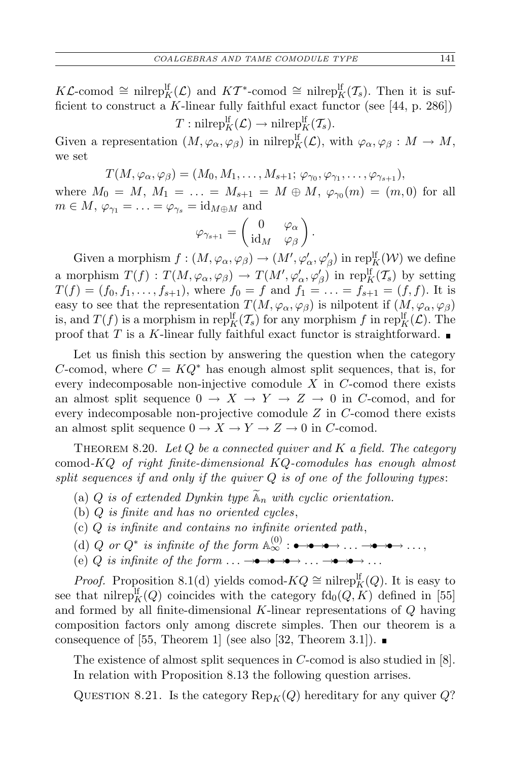$K\mathcal{L}$-comod $\cong$ $\mathrm{nilrep}^{\mathrm{lf}}_K(\mathcal{L})$ and $K\mathcal{T}^*$-comod $\cong$ $\mathrm{nilrep}^{\mathrm{lf}}_K(\mathcal{T}_s)$. Then it is sufficient to construct a $K$-linear fully faithful exact functor (see [44, p. 286])

$$T : \mathrm{nilrep}^{\mathrm{lf}}_K(\mathcal{L}) \to \mathrm{nilrep}^{\mathrm{lf}}_K(\mathcal{T}_s).$$

Given a representation $(M, \varphi_\alpha, \varphi_\beta)$ in $\mathrm{nilrep}^{\mathrm{lf}}_K(\mathcal{L})$, with $\varphi_\alpha, \varphi_\beta : M \to M$, we set

$$T(M, \varphi_\alpha, \varphi_\beta) = (M_0, M_1, \ldots, M_{s+1}; \varphi_{\gamma_0}, \varphi_{\gamma_1}, \ldots, \varphi_{\gamma_{s+1}}),$$

where $M_0 = M$, $M_1 = \ldots = M_{s+1} = M \oplus M$, $\varphi_{\gamma_0}(m) = (m, 0)$ for all $m \in M$, $\varphi_{\gamma_1} = \ldots = \varphi_{\gamma_s} = \mathrm{id}_{M\oplus M}$ and

$$\varphi_{\gamma_{s+1}} = \begin{pmatrix} 0 & \varphi_\alpha \\ \mathrm{id}_M & \varphi_\beta \end{pmatrix}.$$

Given a morphism $f : (M, \varphi_\alpha, \varphi_\beta) \to (M', \varphi'_\alpha, \varphi'_\beta)$ in $\mathrm{rep}^{\mathrm{lf}}_K(\mathcal{W})$ we define a morphism $T(f) : T(M, \varphi_\alpha, \varphi_\beta) \to T(M', \varphi'_\alpha, \varphi'_\beta)$ in $\mathrm{rep}^{\mathrm{lf}}_K(\mathcal{T}_s)$ by setting $T(f) = (f_0, f_1, \ldots, f_{s+1})$, where $f_0 = f$ and $f_1 = \ldots = f_{s+1} = (f, f)$. It is easy to see that the representation $T(M, \varphi_\alpha, \varphi_\beta)$ is nilpotent if $(M, \varphi_\alpha, \varphi_\beta)$ is, and $T(f)$ is a morphism in $\mathrm{rep}^{\mathrm{lf}}_K(\mathcal{T}_s)$ for any morphism $f$ in $\mathrm{rep}^{\mathrm{lf}}_K(\mathcal{L})$. The proof that $T$ is a $K$-linear fully faithful exact functor is straightforward. ∎

Let us finish this section by answering the question when the category $C$-comod, where $C = KQ^*$ has enough almost split sequences, that is, for every indecomposable non-injective comodule $X$ in $C$-comod there exists an almost split sequence $0 \to X \to Y \to Z \to 0$ in $C$-comod, and for every indecomposable non-projective comodule $Z$ in $C$-comod there exists an almost split sequence $0 \to X \to Y \to Z \to 0$ in $C$-comod.

Theorem 8.20. *Let $Q$ be a connected quiver and $K$ a field. The category* comod-$KQ$ *of right finite-dimensional $KQ$-comodules has enough almost split sequences if and only if the quiver $Q$ is of one of the following types*:

(a) *$Q$ is of extended Dynkin type $\widetilde{\mathbb{A}}_n$ with cyclic orientation.*

(b) *$Q$ is finite and has no oriented cycles*,

(c) *$Q$ is infinite and contains no infinite oriented path*,

(d) *$Q$ or $Q^*$ is infinite of the form $\mathbb{A}^{(0)}_\infty : \bullet\!\to\!\bullet\!\to\!\bullet\!\to \ldots \to\!\bullet\!\to\!\bullet\!\to \ldots$*,

(e) *$Q$ is infinite of the form $\ldots \to\!\bullet\!\to\!\bullet\!\to\!\bullet\!\to \ldots \to\!\bullet\!\to\!\bullet\!\to \ldots$*

*Proof.* Proposition 8.1(d) yields comod-$KQ \cong \mathrm{nilrep}^{\mathrm{lf}}_K(Q)$. It is easy to see that $\mathrm{nilrep}^{\mathrm{lf}}_K(Q)$ coincides with the category $\mathrm{fd}_0(Q, K)$ defined in [55] and formed by all finite-dimensional $K$-linear representations of $Q$ having composition factors only among discrete simples. Then our theorem is a consequence of [55, Theorem 1] (see also [32, Theorem 3.1]). ∎

The existence of almost split sequences in $C$-comod is also studied in [8]. In relation with Proposition 8.13 the following question arrises.

Question 8.21. Is the category $\mathrm{Rep}_K(Q)$ hereditary for any quiver $Q$?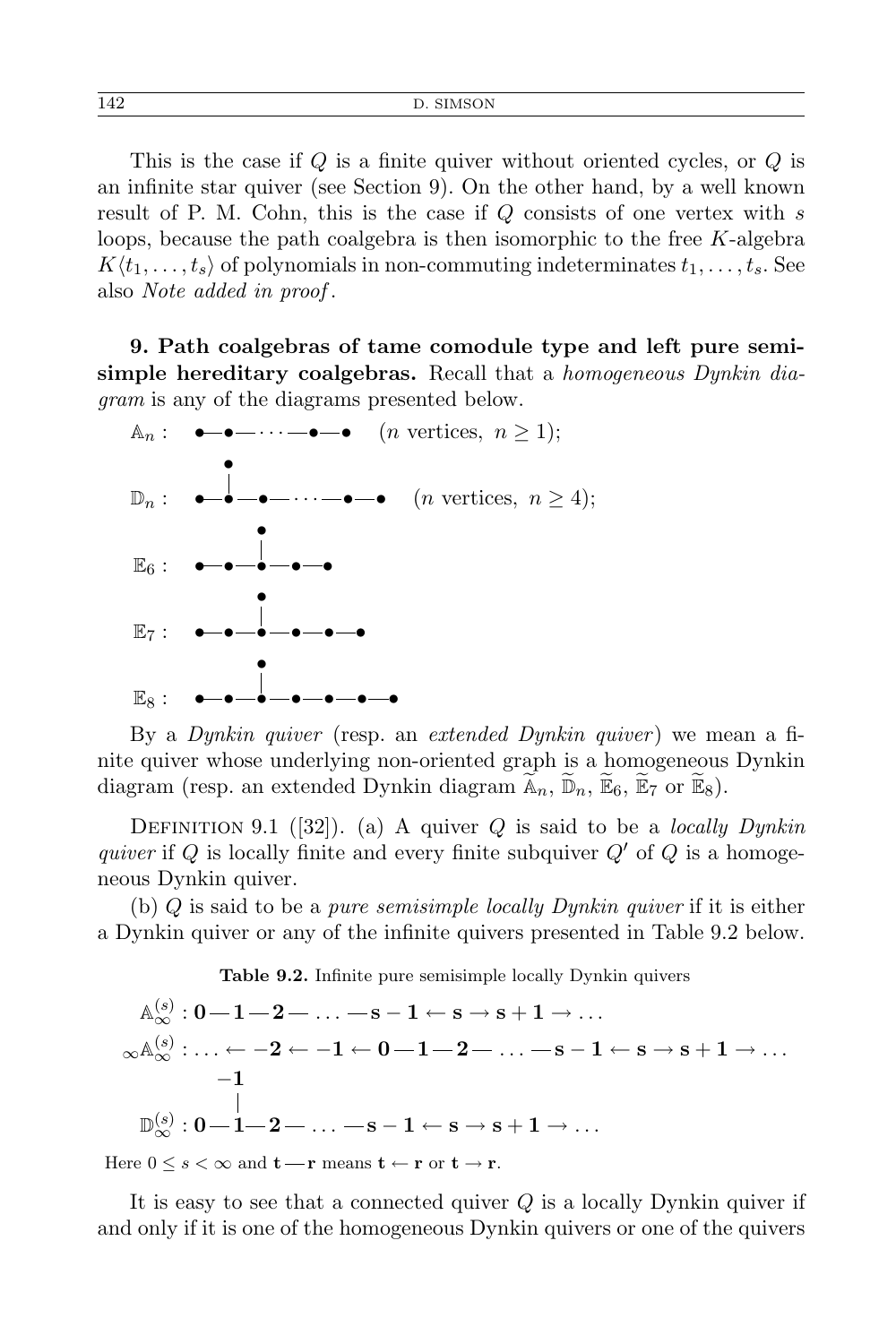This is the case if $Q$ is a finite quiver without oriented cycles, or $Q$ is an infinite star quiver (see Section 9). On the other hand, by a well known result of P. M. Cohn, this is the case if $Q$ consists of one vertex with $s$ loops, because the path coalgebra is then isomorphic to the free $K$-algebra $K\langle t_1, \dots, t_s\rangle$ of polynomials in non-commuting indeterminates $t_1, \dots, t_s$. See also *Note added in proof*.

**9. Path coalgebras of tame comodule type and left pure semisimple hereditary coalgebras.** Recall that a *homogeneous Dynkin diagram* is any of the diagrams presented below.

$$\mathbb{A}_n : \quad \bullet\!-\!\bullet\!-\!\cdots\!-\!\bullet\!-\!\bullet \quad (n \text{ vertices},\ n \geq 1);$$

$$\mathbb{D}_n : \quad \begin{array}{l} \ \ \ \bullet \\ \ \ \ | \\ \bullet\!-\!\bullet\!-\!\bullet\!-\!\cdots\!-\!\bullet\!-\!\bullet \end{array} \quad (n \text{ vertices},\ n \geq 4);$$

$$\mathbb{E}_6 : \quad \begin{array}{l} \quad\ \ \bullet \\ \quad\ \ | \\ \bullet\!-\!\bullet\!-\!\bullet\!-\!\bullet\!-\!\bullet \end{array}$$

$$\mathbb{E}_7 : \quad \begin{array}{l} \quad\ \ \bullet \\ \quad\ \ | \\ \bullet\!-\!\bullet\!-\!\bullet\!-\!\bullet\!-\!\bullet\!-\!\bullet \end{array}$$

$$\mathbb{E}_8 : \quad \begin{array}{l} \quad\ \ \bullet \\ \quad\ \ | \\ \bullet\!-\!\bullet\!-\!\bullet\!-\!\bullet\!-\!\bullet\!-\!\bullet\!-\!\bullet \end{array}$$

By a *Dynkin quiver* (resp. an *extended Dynkin quiver*) we mean a finite quiver whose underlying non-oriented graph is a homogeneous Dynkin diagram (resp. an extended Dynkin diagram $\widetilde{\mathbb{A}}_n$, $\widetilde{\mathbb{D}}_n$, $\widetilde{\mathbb{E}}_6$, $\widetilde{\mathbb{E}}_7$ or $\widetilde{\mathbb{E}}_8$).

Definition 9.1 ([32]). (a) A quiver $Q$ is said to be a *locally Dynkin quiver* if $Q$ is locally finite and every finite subquiver $Q'$ of $Q$ is a homogeneous Dynkin quiver.

(b) $Q$ is said to be a *pure semisimple locally Dynkin quiver* if it is either a Dynkin quiver or any of the infinite quivers presented in Table 9.2 below.

**Table 9.2.** Infinite pure semisimple locally Dynkin quivers

$$\mathbb{A}_\infty^{(s)} : \mathbf{0} - \mathbf{1} - \mathbf{2} - \dots - \mathbf{s-1} \leftarrow \mathbf{s} \rightarrow \mathbf{s+1} \rightarrow \dots$$

$${}_\infty\mathbb{A}_\infty^{(s)} : \dots \leftarrow \mathbf{-2} \leftarrow \mathbf{-1} \leftarrow \mathbf{0} - \mathbf{1} - \mathbf{2} - \dots - \mathbf{s-1} \leftarrow \mathbf{s} \rightarrow \mathbf{s+1} \rightarrow \dots$$

$$\mathbb{D}_\infty^{(s)} : \begin{array}{l} \quad\ \ \mathbf{-1} \\ \quad\ \ \ | \\ \mathbf{0} - \mathbf{1} - \mathbf{2} - \dots - \mathbf{s-1} \leftarrow \mathbf{s} \rightarrow \mathbf{s+1} \rightarrow \dots \end{array}$$

Here $0 \leq s < \infty$ and $\mathbf{t} - \mathbf{r}$ means $\mathbf{t} \leftarrow \mathbf{r}$ or $\mathbf{t} \rightarrow \mathbf{r}$.

It is easy to see that a connected quiver $Q$ is a locally Dynkin quiver if and only if it is one of the homogeneous Dynkin quivers or one of the quivers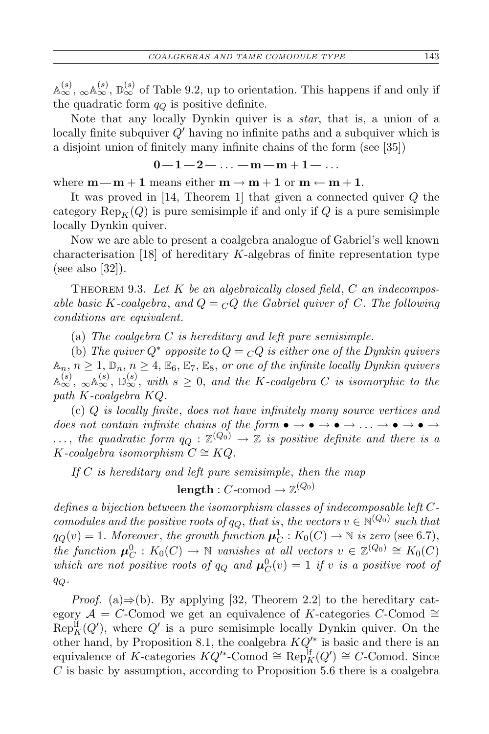$\mathbb{A}_\infty^{(s)}$, ${}_\infty\mathbb{A}_\infty^{(s)}$, $\mathbb{D}_\infty^{(s)}$ of Table 9.2, up to orientation. This happens if and only if the quadratic form $q_Q$ is positive definite.

Note that any locally Dynkin quiver is a *star*, that is, a union of a locally finite subquiver $Q'$ having no infinite paths and a subquiver which is a disjoint union of finitely many infinite chains of the form (see [35])

$$\mathbf{0} - \mathbf{1} - \mathbf{2} - \ldots - \mathbf{m} - \mathbf{m+1} - \ldots$$

where $\mathbf{m} - \mathbf{m+1}$ means either $\mathbf{m} \to \mathbf{m+1}$ or $\mathbf{m} \leftarrow \mathbf{m+1}$.

It was proved in [14, Theorem 1] that given a connected quiver $Q$ the category $\mathrm{Rep}_K(Q)$ is pure semisimple if and only if $Q$ is a pure semisimple locally Dynkin quiver.

Now we are able to present a coalgebra analogue of Gabriel's well known characterisation [18] of hereditary $K$-algebras of finite representation type (see also [32]).

Theorem 9.3. *Let $K$ be an algebraically closed field, $C$ an indecomposable basic $K$-coalgebra, and $Q = {}_CQ$ the Gabriel quiver of $C$. The following conditions are equivalent.*

(a) *The coalgebra $C$ is hereditary and left pure semisimple.*

(b) *The quiver $Q^*$ opposite to $Q = {}_CQ$ is either one of the Dynkin quivers $\mathbb{A}_n$, $n \geq 1$, $\mathbb{D}_n$, $n \geq 4$, $\mathbb{E}_6$, $\mathbb{E}_7$, $\mathbb{E}_8$, or one of the infinite locally Dynkin quivers $\mathbb{A}_\infty^{(s)}$, ${}_\infty\mathbb{A}_\infty^{(s)}$, $\mathbb{D}_\infty^{(s)}$, with $s \geq 0$, and the $K$-coalgebra $C$ is isomorphic to the path $K$-coalgebra $KQ$.*

(c) *$Q$ is locally finite, does not have infinitely many source vertices and does not contain infinite chains of the form $\bullet \to \bullet \to \bullet \to \ldots \to \bullet \to \bullet \to \ldots$, the quadratic form $q_Q : \mathbb{Z}^{(Q_0)} \to \mathbb{Z}$ is positive definite and there is a $K$-coalgebra isomorphism $C \cong KQ$.*

*If $C$ is hereditary and left pure semisimple, then the map*

$$\mathbf{length} : C\text{-comod} \to \mathbb{Z}^{(Q_0)}$$

*defines a bijection between the isomorphism classes of indecomposable left $C$-comodules and the positive roots of $q_Q$, that is, the vectors $v \in \mathbb{N}^{(Q_0)}$ such that $q_Q(v) = 1$. Moreover, the growth function $\boldsymbol{\mu}_C^1 : K_0(C) \to \mathbb{N}$ is zero* (see 6.7), *the function $\boldsymbol{\mu}_C^0 : K_0(C) \to \mathbb{N}$ vanishes at all vectors $v \in \mathbb{Z}^{(Q_0)} \cong K_0(C)$ which are not positive roots of $q_Q$ and $\boldsymbol{\mu}_C^0(v) = 1$ if $v$ is a positive root of $q_Q$.*

*Proof.* (a)$\Rightarrow$(b). By applying [32, Theorem 2.2] to the hereditary category $\mathcal{A} = C\text{-Comod}$ we get an equivalence of $K$-categories $C\text{-Comod} \cong \mathrm{Rep}_K^{\mathrm{lf}}(Q')$, where $Q'$ is a pure semisimple locally Dynkin quiver. On the other hand, by Proposition 8.1, the coalgebra $KQ'^*$ is basic and there is an equivalence of $K$-categories $KQ'^*\text{-Comod} \cong \mathrm{Rep}_K^{\mathrm{lf}}(Q') \cong C\text{-Comod}$. Since $C$ is basic by assumption, according to Proposition 5.6 there is a coalgebra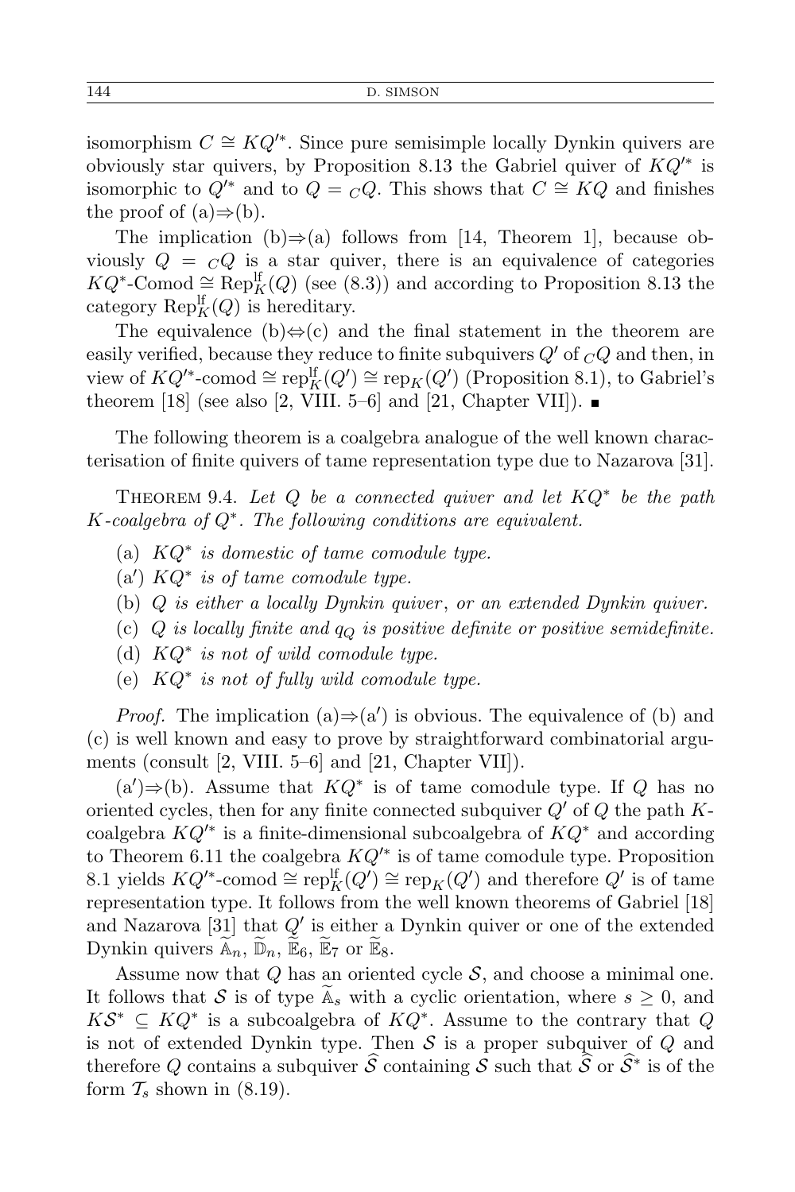isomorphism $C \cong KQ'^*$. Since pure semisimple locally Dynkin quivers are obviously star quivers, by Proposition 8.13 the Gabriel quiver of $KQ'^*$ is isomorphic to $Q'^*$ and to $Q = {}_CQ$. This shows that $C \cong KQ$ and finishes the proof of (a)⇒(b).

The implication (b)⇒(a) follows from [14, Theorem 1], because obviously $Q = {}_CQ$ is a star quiver, there is an equivalence of categories $KQ^*\text{-Comod} \cong \operatorname{Rep}^{\mathrm{lf}}_K(Q)$ (see (8.3)) and according to Proposition 8.13 the category $\operatorname{Rep}^{\mathrm{lf}}_K(Q)$ is hereditary.

The equivalence (b)⇔(c) and the final statement in the theorem are easily verified, because they reduce to finite subquivers $Q'$ of ${}_CQ$ and then, in view of $KQ'^*\text{-comod} \cong \operatorname{rep}^{\mathrm{lf}}_K(Q') \cong \operatorname{rep}_K(Q')$ (Proposition 8.1), to Gabriel's theorem [18] (see also [2, VIII. 5–6] and [21, Chapter VII]). ∎

The following theorem is a coalgebra analogue of the well known characterisation of finite quivers of tame representation type due to Nazarova [31].

Theorem 9.4. *Let $Q$ be a connected quiver and let $KQ^*$ be the path $K$-coalgebra of $Q^*$. The following conditions are equivalent.*

- (a) *$KQ^*$ is domestic of tame comodule type.*
- (a′) *$KQ^*$ is of tame comodule type.*
- (b) *$Q$ is either a locally Dynkin quiver, or an extended Dynkin quiver.*
- (c) *$Q$ is locally finite and $q_Q$ is positive definite or positive semidefinite.*
- (d) *$KQ^*$ is not of wild comodule type.*
- (e) *$KQ^*$ is not of fully wild comodule type.*

*Proof.* The implication (a)⇒(a′) is obvious. The equivalence of (b) and (c) is well known and easy to prove by straightforward combinatorial arguments (consult [2, VIII. 5–6] and [21, Chapter VII]).

(a′)⇒(b). Assume that $KQ^*$ is of tame comodule type. If $Q$ has no oriented cycles, then for any finite connected subquiver $Q'$ of $Q$ the path $K$-coalgebra $KQ'^*$ is a finite-dimensional subcoalgebra of $KQ^*$ and according to Theorem 6.11 the coalgebra $KQ'^*$ is of tame comodule type. Proposition 8.1 yields $KQ'^*\text{-comod} \cong \operatorname{rep}^{\mathrm{lf}}_K(Q') \cong \operatorname{rep}_K(Q')$ and therefore $Q'$ is of tame representation type. It follows from the well known theorems of Gabriel [18] and Nazarova [31] that $Q'$ is either a Dynkin quiver or one of the extended Dynkin quivers $\widetilde{\mathbb{A}}_n$, $\widetilde{\mathbb{D}}_n$, $\widetilde{\mathbb{E}}_6$, $\widetilde{\mathbb{E}}_7$ or $\widetilde{\mathbb{E}}_8$.

Assume now that $Q$ has an oriented cycle $\mathcal{S}$, and choose a minimal one. It follows that $\mathcal{S}$ is of type $\widetilde{\mathbb{A}}_s$ with a cyclic orientation, where $s \geq 0$, and $K\mathcal{S}^* \subseteq KQ^*$ is a subcoalgebra of $KQ^*$. Assume to the contrary that $Q$ is not of extended Dynkin type. Then $\mathcal{S}$ is a proper subquiver of $Q$ and therefore $Q$ contains a subquiver $\widehat{\mathcal{S}}$ containing $\mathcal{S}$ such that $\widehat{\mathcal{S}}$ or $\widehat{\mathcal{S}}^*$ is of the form $\mathcal{T}_s$ shown in (8.19).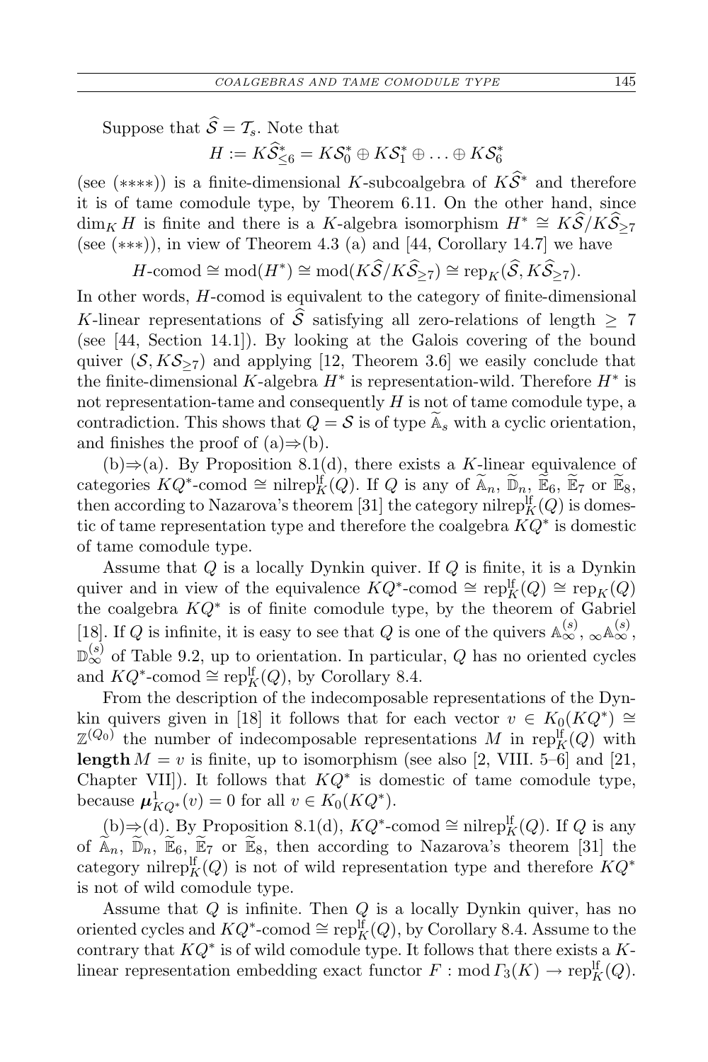Suppose that $\widehat{\mathcal{S}} = \mathcal{T}_s$. Note that

$$H := K\widehat{\mathcal{S}}^*_{\leq 6} = K\mathcal{S}^*_0 \oplus K\mathcal{S}^*_1 \oplus \ldots \oplus K\mathcal{S}^*_6$$

(see $(****)$) is a finite-dimensional $K$-subcoalgebra of $K\widehat{\mathcal{S}}^*$ and therefore it is of tame comodule type, by Theorem 6.11. On the other hand, since $\dim_K H$ is finite and there is a $K$-algebra isomorphism $H^* \cong K\widehat{\mathcal{S}}/K\widehat{\mathcal{S}}_{\geq 7}$ (see $(***)$), in view of Theorem 4.3 (a) and [44, Corollary 14.7] we have

$$H\text{-comod} \cong \operatorname{mod}(H^*) \cong \operatorname{mod}(K\widehat{\mathcal{S}}/K\widehat{\mathcal{S}}_{\geq 7}) \cong \operatorname{rep}_K(\widehat{\mathcal{S}}, K\widehat{\mathcal{S}}_{\geq 7}).$$

In other words, $H$-comod is equivalent to the category of finite-dimensional $K$-linear representations of $\widehat{\mathcal{S}}$ satisfying all zero-relations of length $\geq 7$ (see [44, Section 14.1]). By looking at the Galois covering of the bound quiver $(\mathcal{S}, K\mathcal{S}_{\geq 7})$ and applying [12, Theorem 3.6] we easily conclude that the finite-dimensional $K$-algebra $H^*$ is representation-wild. Therefore $H^*$ is not representation-tame and consequently $H$ is not of tame comodule type, a contradiction. This shows that $Q = \mathcal{S}$ is of type $\widetilde{\mathbb{A}}_s$ with a cyclic orientation, and finishes the proof of (a)⇒(b).

(b)⇒(a). By Proposition 8.1(d), there exists a $K$-linear equivalence of categories $KQ^*\text{-comod} \cong \operatorname{nilrep}^{\mathrm{lf}}_K(Q)$. If $Q$ is any of $\widetilde{\mathbb{A}}_n$, $\widetilde{\mathbb{D}}_n$, $\widetilde{\mathbb{E}}_6$, $\widetilde{\mathbb{E}}_7$ or $\widetilde{\mathbb{E}}_8$, then according to Nazarova's theorem [31] the category $\operatorname{nilrep}^{\mathrm{lf}}_K(Q)$ is domestic of tame representation type and therefore the coalgebra $KQ^*$ is domestic of tame comodule type.

Assume that $Q$ is a locally Dynkin quiver. If $Q$ is finite, it is a Dynkin quiver and in view of the equivalence $KQ^*\text{-comod} \cong \operatorname{rep}^{\mathrm{lf}}_K(Q) \cong \operatorname{rep}_K(Q)$ the coalgebra $KQ^*$ is of finite comodule type, by the theorem of Gabriel [18]. If $Q$ is infinite, it is easy to see that $Q$ is one of the quivers $\mathbb{A}^{(s)}_\infty$, ${}_\infty\mathbb{A}^{(s)}_\infty$, $\mathbb{D}^{(s)}_\infty$ of Table 9.2, up to orientation. In particular, $Q$ has no oriented cycles and $KQ^*\text{-comod} \cong \operatorname{rep}^{\mathrm{lf}}_K(Q)$, by Corollary 8.4.

From the description of the indecomposable representations of the Dynkin quivers given in [18] it follows that for each vector $v \in K_0(KQ^*) \cong \mathbb{Z}^{(Q_0)}$ the number of indecomposable representations $M$ in $\operatorname{rep}^{\mathrm{lf}}_K(Q)$ with $\mathbf{length}\, M = v$ is finite, up to isomorphism (see also [2, VIII. 5–6] and [21, Chapter VII]). It follows that $KQ^*$ is domestic of tame comodule type, because $\boldsymbol{\mu}^1_{KQ^*}(v) = 0$ for all $v \in K_0(KQ^*)$.

(b)⇒(d). By Proposition 8.1(d), $KQ^*\text{-comod} \cong \operatorname{nilrep}^{\mathrm{lf}}_K(Q)$. If $Q$ is any of $\widetilde{\mathbb{A}}_n$, $\widetilde{\mathbb{D}}_n$, $\widetilde{\mathbb{E}}_6$, $\widetilde{\mathbb{E}}_7$ or $\widetilde{\mathbb{E}}_8$, then according to Nazarova's theorem [31] the category $\operatorname{nilrep}^{\mathrm{lf}}_K(Q)$ is not of wild representation type and therefore $KQ^*$ is not of wild comodule type.

Assume that $Q$ is infinite. Then $Q$ is a locally Dynkin quiver, has no oriented cycles and $KQ^*\text{-comod} \cong \operatorname{rep}^{\mathrm{lf}}_K(Q)$, by Corollary 8.4. Assume to the contrary that $KQ^*$ is of wild comodule type. It follows that there exists a $K$-linear representation embedding exact functor $F : \operatorname{mod} \Gamma_3(K) \to \operatorname{rep}^{\mathrm{lf}}_K(Q)$.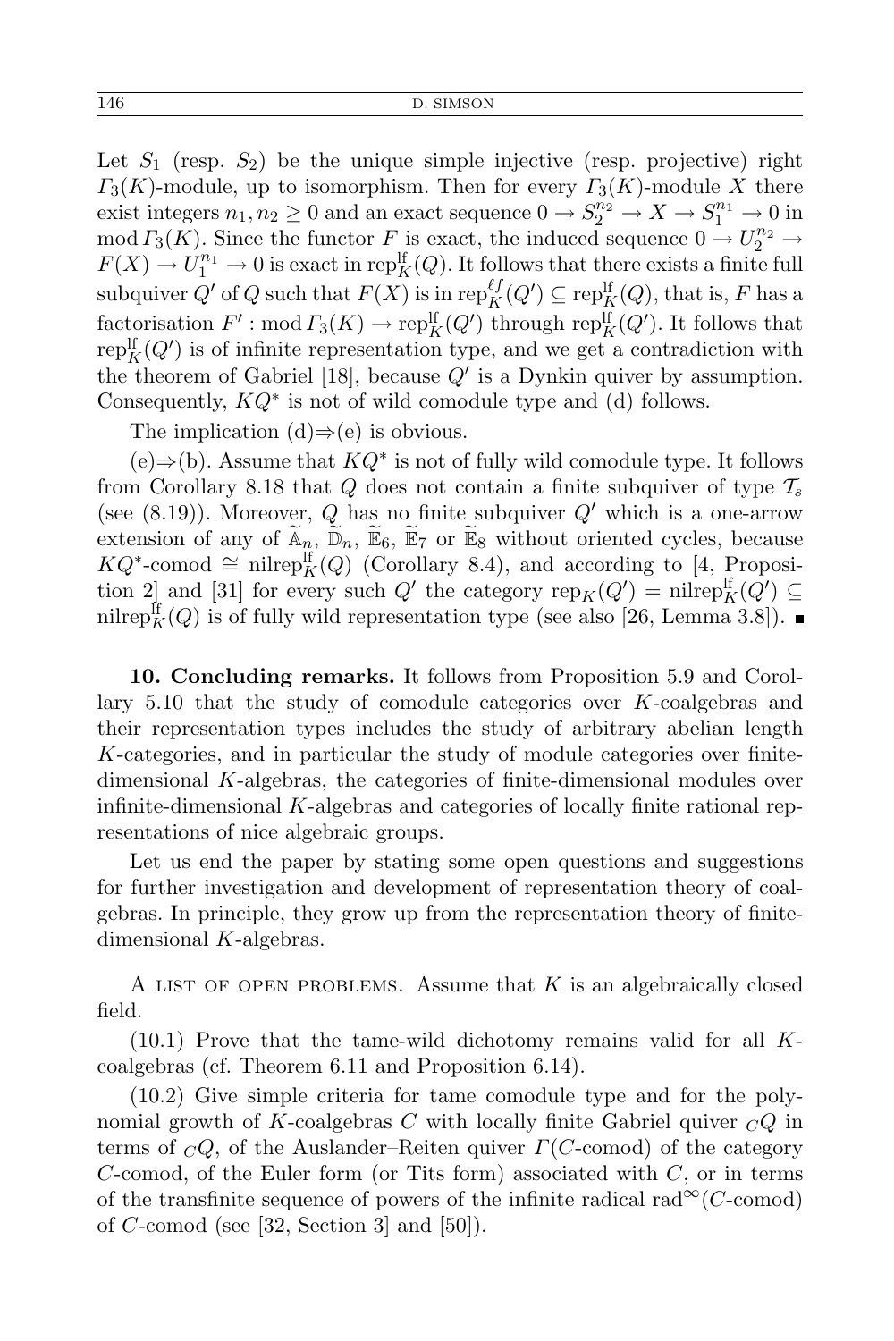Let $S_1$ (resp. $S_2$) be the unique simple injective (resp. projective) right $\Gamma_3(K)$-module, up to isomorphism. Then for every $\Gamma_3(K)$-module $X$ there exist integers $n_1, n_2 \geq 0$ and an exact sequence $0 \to S_2^{n_2} \to X \to S_1^{n_1} \to 0$ in $\operatorname{mod} \Gamma_3(K)$. Since the functor $F$ is exact, the induced sequence $0 \to U_2^{n_2} \to F(X) \to U_1^{n_1} \to 0$ is exact in $\operatorname{rep}_K^{\mathrm{lf}}(Q)$. It follows that there exists a finite full subquiver $Q'$ of $Q$ such that $F(X)$ is in $\operatorname{rep}_K^{\ell f}(Q') \subseteq \operatorname{rep}_K^{\mathrm{lf}}(Q)$, that is, $F$ has a factorisation $F' : \operatorname{mod} \Gamma_3(K) \to \operatorname{rep}_K^{\mathrm{lf}}(Q')$ through $\operatorname{rep}_K^{\mathrm{lf}}(Q')$. It follows that $\operatorname{rep}_K^{\mathrm{lf}}(Q')$ is of infinite representation type, and we get a contradiction with the theorem of Gabriel [18], because $Q'$ is a Dynkin quiver by assumption. Consequently, $KQ^*$ is not of wild comodule type and (d) follows.

The implication (d)⇒(e) is obvious.

(e)⇒(b). Assume that $KQ^*$ is not of fully wild comodule type. It follows from Corollary 8.18 that $Q$ does not contain a finite subquiver of type $\mathcal{T}_s$ (see (8.19)). Moreover, $Q$ has no finite subquiver $Q'$ which is a one-arrow extension of any of $\widetilde{\mathbb{A}}_n$, $\widetilde{\mathbb{D}}_n$, $\widetilde{\mathbb{E}}_6$, $\widetilde{\mathbb{E}}_7$ or $\widetilde{\mathbb{E}}_8$ without oriented cycles, because $KQ^*\text{-comod} \cong \operatorname{nilrep}_K^{\mathrm{lf}}(Q)$ (Corollary 8.4), and according to [4, Proposition 2] and [31] for every such $Q'$ the category $\operatorname{rep}_K(Q') = \operatorname{nilrep}_K^{\mathrm{lf}}(Q') \subseteq \operatorname{nilrep}_K^{\mathrm{lf}}(Q)$ is of fully wild representation type (see also [26, Lemma 3.8]). ∎

**10. Concluding remarks.** It follows from Proposition 5.9 and Corollary 5.10 that the study of comodule categories over $K$-coalgebras and their representation types includes the study of arbitrary abelian length $K$-categories, and in particular the study of module categories over finite-dimensional $K$-algebras, the categories of finite-dimensional modules over infinite-dimensional $K$-algebras and categories of locally finite rational representations of nice algebraic groups.

Let us end the paper by stating some open questions and suggestions for further investigation and development of representation theory of coalgebras. In principle, they grow up from the representation theory of finite-dimensional $K$-algebras.

A list of open problems. Assume that $K$ is an algebraically closed field.

(10.1) Prove that the tame-wild dichotomy remains valid for all $K$-coalgebras (cf. Theorem 6.11 and Proposition 6.14).

(10.2) Give simple criteria for tame comodule type and for the polynomial growth of $K$-coalgebras $C$ with locally finite Gabriel quiver ${}_CQ$ in terms of ${}_CQ$, of the Auslander–Reiten quiver $\Gamma(C\text{-comod})$ of the category $C$-comod, of the Euler form (or Tits form) associated with $C$, or in terms of the transfinite sequence of powers of the infinite radical $\operatorname{rad}^\infty(C\text{-comod})$ of $C$-comod (see [32, Section 3] and [50]).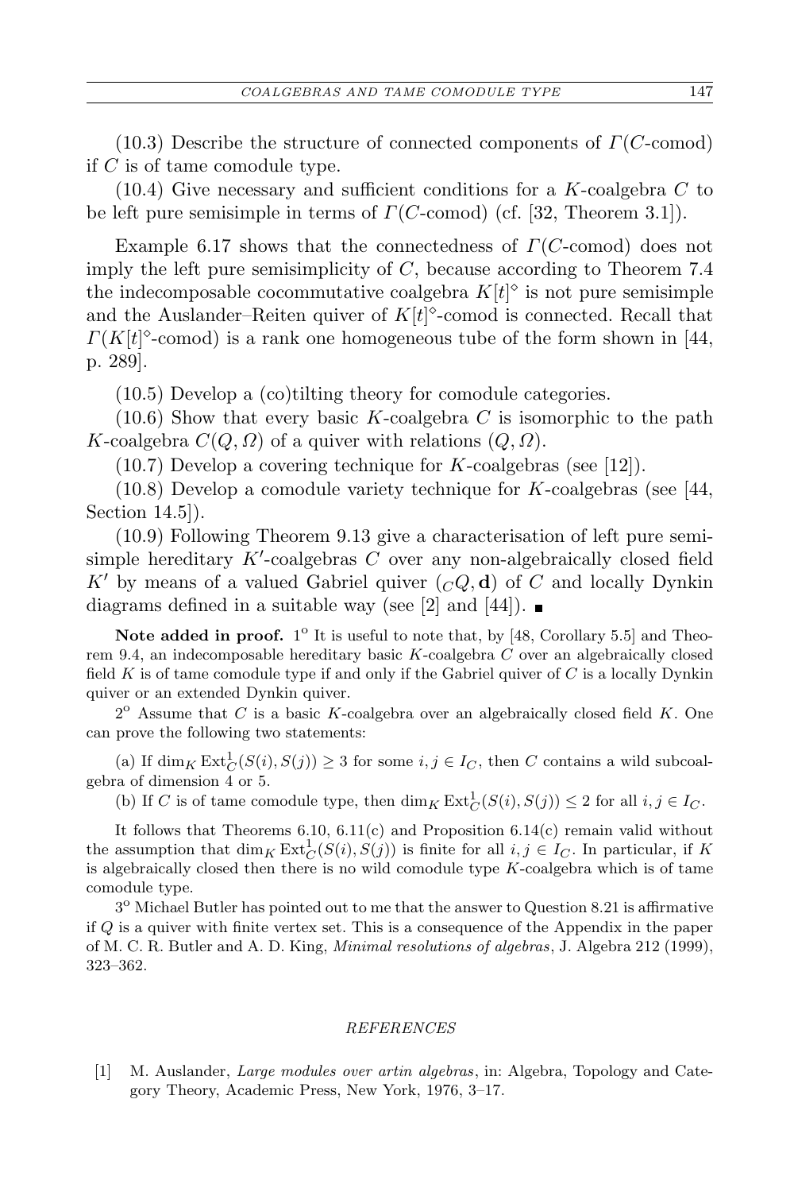(10.3) Describe the structure of connected components of $\Gamma(C\text{-comod})$ if $C$ is of tame comodule type.

(10.4) Give necessary and sufficient conditions for a $K$-coalgebra $C$ to be left pure semisimple in terms of $\Gamma(C\text{-comod})$ (cf. [32, Theorem 3.1]).

Example 6.17 shows that the connectedness of $\Gamma(C\text{-comod})$ does not imply the left pure semisimplicity of $C$, because according to Theorem 7.4 the indecomposable cocommutative coalgebra $K[t]^\diamond$ is not pure semisimple and the Auslander–Reiten quiver of $K[t]^\diamond$-comod is connected. Recall that $\Gamma(K[t]^\diamond\text{-comod})$ is a rank one homogeneous tube of the form shown in [44, p. 289].

(10.5) Develop a (co)tilting theory for comodule categories.

(10.6) Show that every basic $K$-coalgebra $C$ is isomorphic to the path $K$-coalgebra $C(Q, \Omega)$ of a quiver with relations $(Q, \Omega)$.

(10.7) Develop a covering technique for $K$-coalgebras (see [12]).

(10.8) Develop a comodule variety technique for $K$-coalgebras (see [44, Section 14.5]).

(10.9) Following Theorem 9.13 give a characterisation of left pure semisimple hereditary $K'$-coalgebras $C$ over any non-algebraically closed field $K'$ by means of a valued Gabriel quiver $({}_CQ, \mathbf{d})$ of $C$ and locally Dynkin diagrams defined in a suitable way (see [2] and [44]). ∎

**Note added in proof.** 1° It is useful to note that, by [48, Corollary 5.5] and Theorem 9.4, an indecomposable hereditary basic $K$-coalgebra $C$ over an algebraically closed field $K$ is of tame comodule type if and only if the Gabriel quiver of $C$ is a locally Dynkin quiver or an extended Dynkin quiver.

2° Assume that $C$ is a basic $K$-coalgebra over an algebraically closed field $K$. One can prove the following two statements:

(a) If $\dim_K \mathrm{Ext}^1_C(S(i), S(j)) \geq 3$ for some $i, j \in I_C$, then $C$ contains a wild subcoalgebra of dimension 4 or 5.

(b) If $C$ is of tame comodule type, then $\dim_K \mathrm{Ext}^1_C(S(i), S(j)) \leq 2$ for all $i, j \in I_C$.

It follows that Theorems 6.10, 6.11(c) and Proposition 6.14(c) remain valid without the assumption that $\dim_K \mathrm{Ext}^1_C(S(i), S(j))$ is finite for all $i, j \in I_C$. In particular, if $K$ is algebraically closed then there is no wild comodule type $K$-coalgebra which is of tame comodule type.

3° Michael Butler has pointed out to me that the answer to Question 8.21 is affirmative if $Q$ is a quiver with finite vertex set. This is a consequence of the Appendix in the paper of M. C. R. Butler and A. D. King, *Minimal resolutions of algebras*, J. Algebra 212 (1999), 323–362.

## REFERENCES

[1] M. Auslander, *Large modules over artin algebras*, in: Algebra, Topology and Category Theory, Academic Press, New York, 1976, 3–17.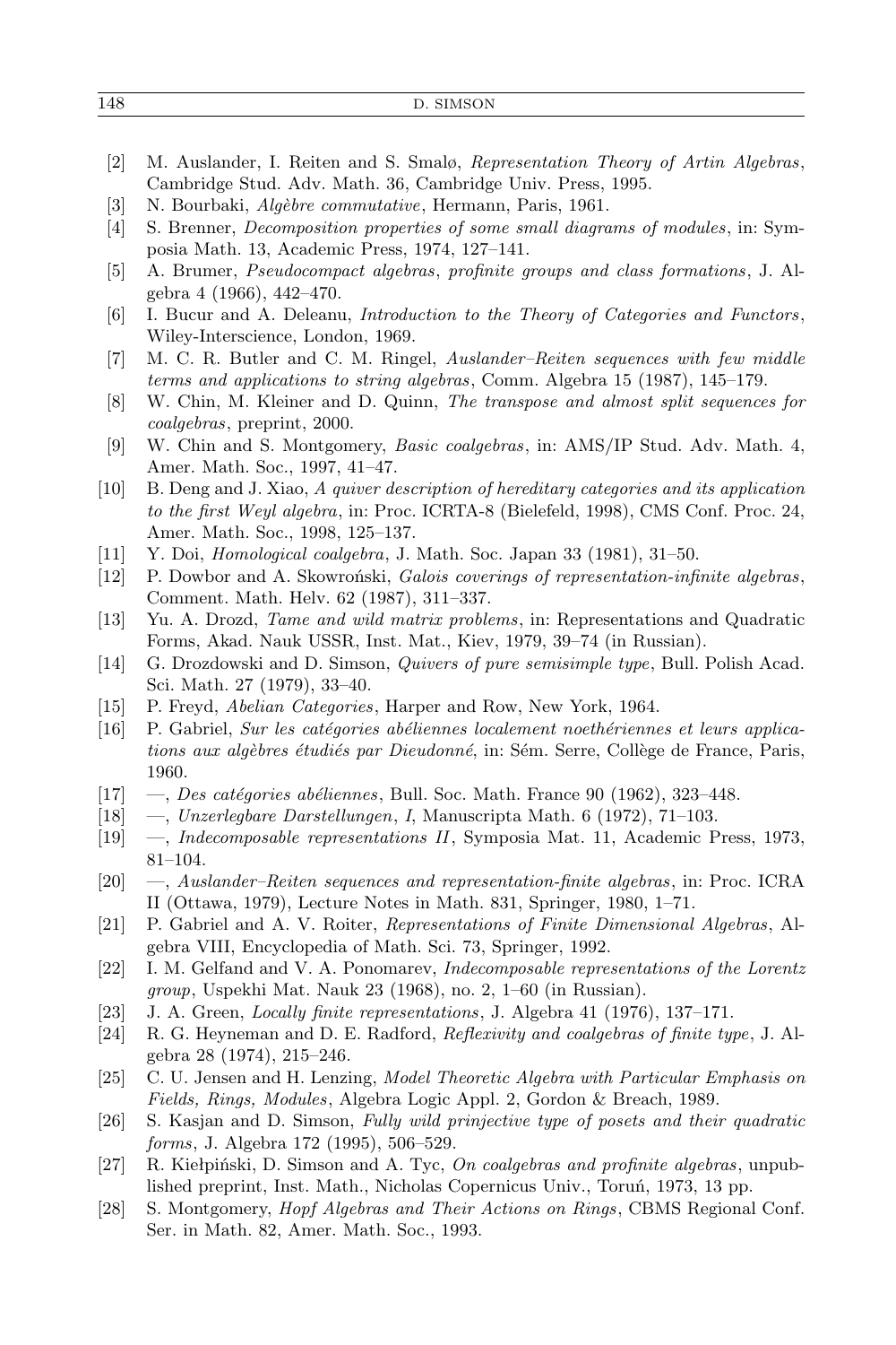[2] M. Auslander, I. Reiten and S. Smalø, *Representation Theory of Artin Algebras*, Cambridge Stud. Adv. Math. 36, Cambridge Univ. Press, 1995.

[3] N. Bourbaki, *Algèbre commutative*, Hermann, Paris, 1961.

[4] S. Brenner, *Decomposition properties of some small diagrams of modules*, in: Symposia Math. 13, Academic Press, 1974, 127–141.

[5] A. Brumer, *Pseudocompact algebras, profinite groups and class formations*, J. Algebra 4 (1966), 442–470.

[6] I. Bucur and A. Deleanu, *Introduction to the Theory of Categories and Functors*, Wiley-Interscience, London, 1969.

[7] M. C. R. Butler and C. M. Ringel, *Auslander–Reiten sequences with few middle terms and applications to string algebras*, Comm. Algebra 15 (1987), 145–179.

[8] W. Chin, M. Kleiner and D. Quinn, *The transpose and almost split sequences for coalgebras*, preprint, 2000.

[9] W. Chin and S. Montgomery, *Basic coalgebras*, in: AMS/IP Stud. Adv. Math. 4, Amer. Math. Soc., 1997, 41–47.

[10] B. Deng and J. Xiao, *A quiver description of hereditary categories and its application to the first Weyl algebra*, in: Proc. ICRTA-8 (Bielefeld, 1998), CMS Conf. Proc. 24, Amer. Math. Soc., 1998, 125–137.

[11] Y. Doi, *Homological coalgebra*, J. Math. Soc. Japan 33 (1981), 31–50.

[12] P. Dowbor and A. Skowroński, *Galois coverings of representation-infinite algebras*, Comment. Math. Helv. 62 (1987), 311–337.

[13] Yu. A. Drozd, *Tame and wild matrix problems*, in: Representations and Quadratic Forms, Akad. Nauk USSR, Inst. Mat., Kiev, 1979, 39–74 (in Russian).

[14] G. Drozdowski and D. Simson, *Quivers of pure semisimple type*, Bull. Polish Acad. Sci. Math. 27 (1979), 33–40.

[15] P. Freyd, *Abelian Categories*, Harper and Row, New York, 1964.

[16] P. Gabriel, *Sur les catégories abéliennes localement noethériennes et leurs applications aux algèbres étudiés par Dieudonné*, in: Sém. Serre, Collège de France, Paris, 1960.

[17] —, *Des catégories abéliennes*, Bull. Soc. Math. France 90 (1962), 323–448.

[18] —, *Unzerlegbare Darstellungen*, *I*, Manuscripta Math. 6 (1972), 71–103.

[19] —, *Indecomposable representations II*, Symposia Mat. 11, Academic Press, 1973, 81–104.

[20] —, *Auslander–Reiten sequences and representation-finite algebras*, in: Proc. ICRA II (Ottawa, 1979), Lecture Notes in Math. 831, Springer, 1980, 1–71.

[21] P. Gabriel and A. V. Roiter, *Representations of Finite Dimensional Algebras*, Algebra VIII, Encyclopedia of Math. Sci. 73, Springer, 1992.

[22] I. M. Gelfand and V. A. Ponomarev, *Indecomposable representations of the Lorentz group*, Uspekhi Mat. Nauk 23 (1968), no. 2, 1–60 (in Russian).

[23] J. A. Green, *Locally finite representations*, J. Algebra 41 (1976), 137–171.

[24] R. G. Heyneman and D. E. Radford, *Reflexivity and coalgebras of finite type*, J. Algebra 28 (1974), 215–246.

[25] C. U. Jensen and H. Lenzing, *Model Theoretic Algebra with Particular Emphasis on Fields, Rings, Modules*, Algebra Logic Appl. 2, Gordon & Breach, 1989.

[26] S. Kasjan and D. Simson, *Fully wild prinjective type of posets and their quadratic forms*, J. Algebra 172 (1995), 506–529.

[27] R. Kiełpiński, D. Simson and A. Tyc, *On coalgebras and profinite algebras*, unpublished preprint, Inst. Math., Nicholas Copernicus Univ., Toruń, 1973, 13 pp.

[28] S. Montgomery, *Hopf Algebras and Their Actions on Rings*, CBMS Regional Conf. Ser. in Math. 82, Amer. Math. Soc., 1993.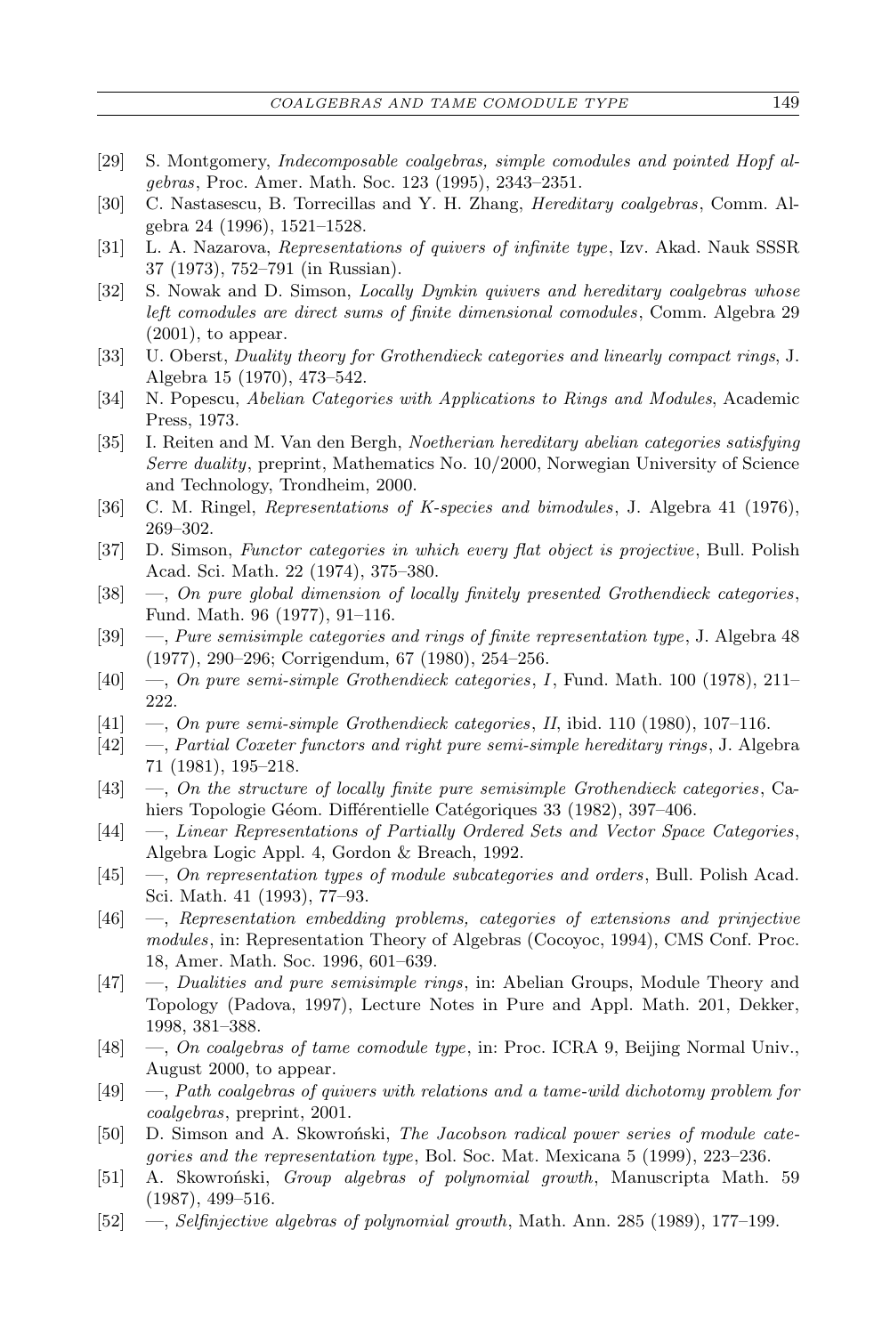[29] S. Montgomery, *Indecomposable coalgebras, simple comodules and pointed Hopf algebras*, Proc. Amer. Math. Soc. 123 (1995), 2343–2351.

[30] C. Nastasescu, B. Torrecillas and Y. H. Zhang, *Hereditary coalgebras*, Comm. Algebra 24 (1996), 1521–1528.

[31] L. A. Nazarova, *Representations of quivers of infinite type*, Izv. Akad. Nauk SSSR 37 (1973), 752–791 (in Russian).

[32] S. Nowak and D. Simson, *Locally Dynkin quivers and hereditary coalgebras whose left comodules are direct sums of finite dimensional comodules*, Comm. Algebra 29 (2001), to appear.

[33] U. Oberst, *Duality theory for Grothendieck categories and linearly compact rings*, J. Algebra 15 (1970), 473–542.

[34] N. Popescu, *Abelian Categories with Applications to Rings and Modules*, Academic Press, 1973.

[35] I. Reiten and M. Van den Bergh, *Noetherian hereditary abelian categories satisfying Serre duality*, preprint, Mathematics No. 10/2000, Norwegian University of Science and Technology, Trondheim, 2000.

[36] C. M. Ringel, *Representations of K-species and bimodules*, J. Algebra 41 (1976), 269–302.

[37] D. Simson, *Functor categories in which every flat object is projective*, Bull. Polish Acad. Sci. Math. 22 (1974), 375–380.

[38] —, *On pure global dimension of locally finitely presented Grothendieck categories*, Fund. Math. 96 (1977), 91–116.

[39] —, *Pure semisimple categories and rings of finite representation type*, J. Algebra 48 (1977), 290–296; Corrigendum, 67 (1980), 254–256.

[40] —, *On pure semi-simple Grothendieck categories*, *I*, Fund. Math. 100 (1978), 211–222.

[41] —, *On pure semi-simple Grothendieck categories*, *II*, ibid. 110 (1980), 107–116.

[42] —, *Partial Coxeter functors and right pure semi-simple hereditary rings*, J. Algebra 71 (1981), 195–218.

[43] —, *On the structure of locally finite pure semisimple Grothendieck categories*, Cahiers Topologie Géom. Différentielle Catégoriques 33 (1982), 397–406.

[44] —, *Linear Representations of Partially Ordered Sets and Vector Space Categories*, Algebra Logic Appl. 4, Gordon & Breach, 1992.

[45] —, *On representation types of module subcategories and orders*, Bull. Polish Acad. Sci. Math. 41 (1993), 77–93.

[46] —, *Representation embedding problems, categories of extensions and prinjective modules*, in: Representation Theory of Algebras (Cocoyoc, 1994), CMS Conf. Proc. 18, Amer. Math. Soc. 1996, 601–639.

[47] —, *Dualities and pure semisimple rings*, in: Abelian Groups, Module Theory and Topology (Padova, 1997), Lecture Notes in Pure and Appl. Math. 201, Dekker, 1998, 381–388.

[48] —, *On coalgebras of tame comodule type*, in: Proc. ICRA 9, Beijing Normal Univ., August 2000, to appear.

[49] —, *Path coalgebras of quivers with relations and a tame-wild dichotomy problem for coalgebras*, preprint, 2001.

[50] D. Simson and A. Skowroński, *The Jacobson radical power series of module categories and the representation type*, Bol. Soc. Mat. Mexicana 5 (1999), 223–236.

[51] A. Skowroński, *Group algebras of polynomial growth*, Manuscripta Math. 59 (1987), 499–516.

[52] —, *Selfinjective algebras of polynomial growth*, Math. Ann. 285 (1989), 177–199.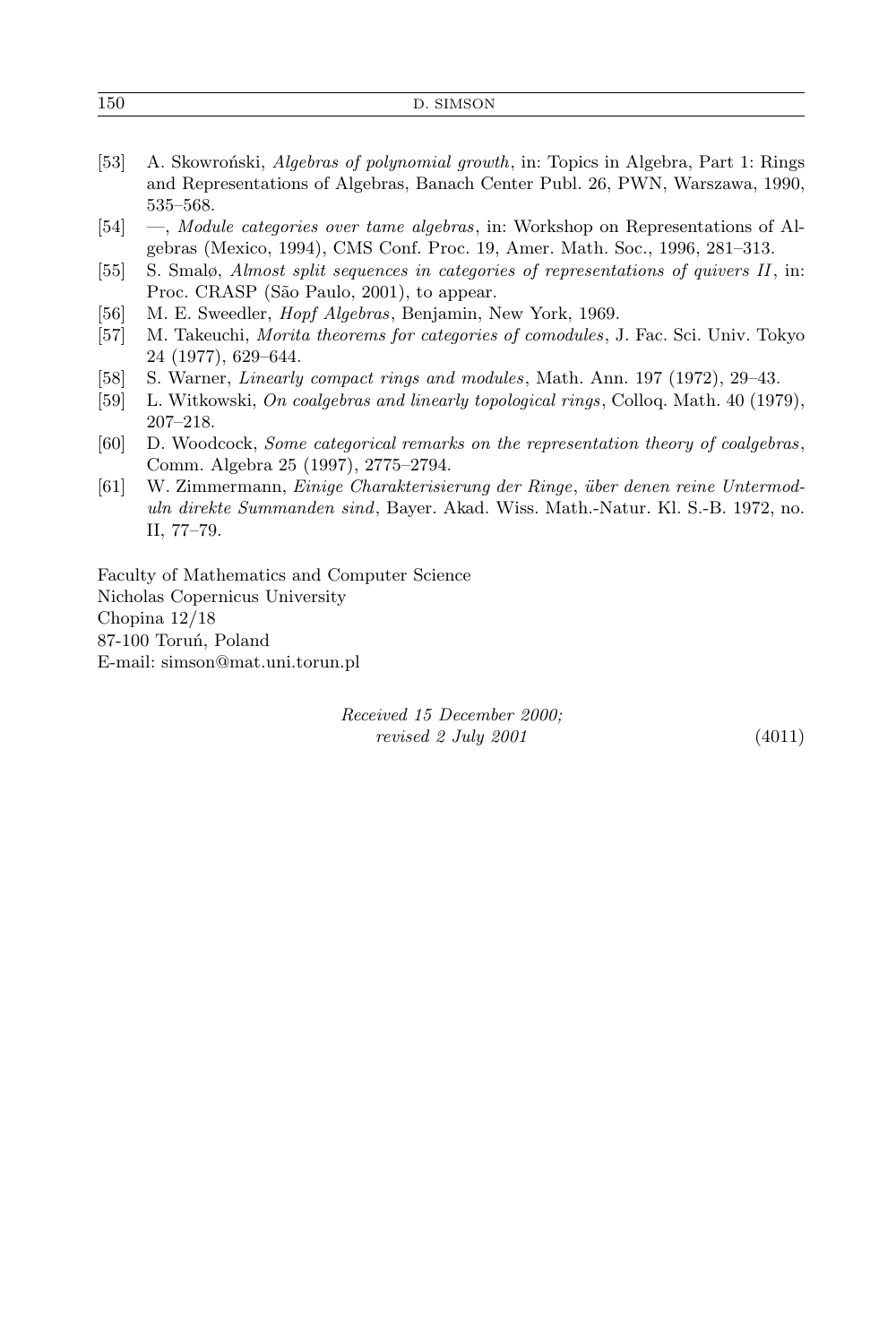[53] A. Skowroński, *Algebras of polynomial growth*, in: Topics in Algebra, Part 1: Rings and Representations of Algebras, Banach Center Publ. 26, PWN, Warszawa, 1990, 535–568.

[54] —, *Module categories over tame algebras*, in: Workshop on Representations of Algebras (Mexico, 1994), CMS Conf. Proc. 19, Amer. Math. Soc., 1996, 281–313.

[55] S. Smalø, *Almost split sequences in categories of representations of quivers II*, in: Proc. CRASP (São Paulo, 2001), to appear.

[56] M. E. Sweedler, *Hopf Algebras*, Benjamin, New York, 1969.

[57] M. Takeuchi, *Morita theorems for categories of comodules*, J. Fac. Sci. Univ. Tokyo 24 (1977), 629–644.

[58] S. Warner, *Linearly compact rings and modules*, Math. Ann. 197 (1972), 29–43.

[59] L. Witkowski, *On coalgebras and linearly topological rings*, Colloq. Math. 40 (1979), 207–218.

[60] D. Woodcock, *Some categorical remarks on the representation theory of coalgebras*, Comm. Algebra 25 (1997), 2775–2794.

[61] W. Zimmermann, *Einige Charakterisierung der Ringe, über denen reine Untermoduln direkte Summanden sind*, Bayer. Akad. Wiss. Math.-Natur. Kl. S.-B. 1972, no. II, 77–79.

Faculty of Mathematics and Computer Science
Nicholas Copernicus University
Chopina 12/18
87-100 Toruń, Poland
E-mail: simson@mat.uni.torun.pl

*Received 15 December 2000;*
*revised 2 July 2001* (4011)